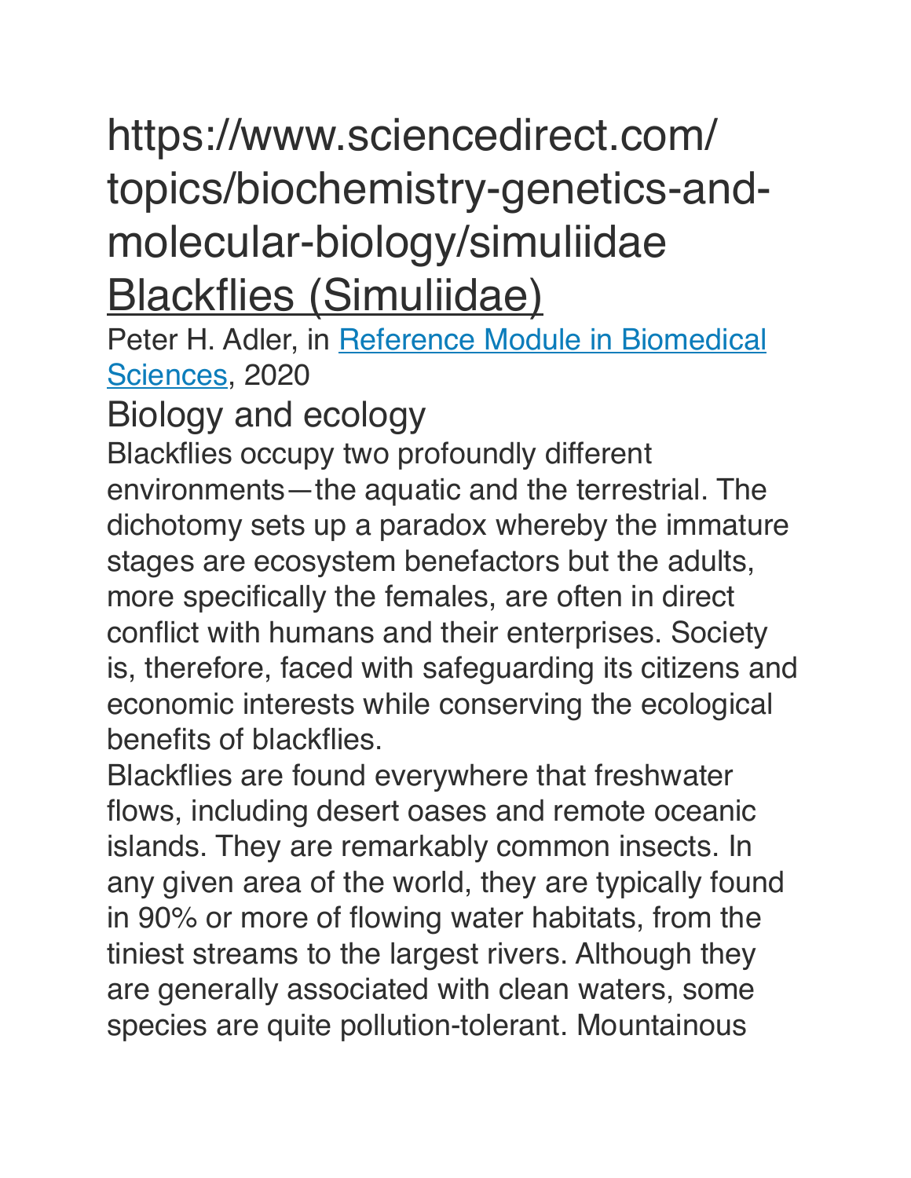# https://www.sciencedirect.com/topics/biochemistry-genetics-and-molecular-biology/simuliidae

## Blackflies (Simuliidae)

Peter H. Adler, in Reference Module in Biomedical Sciences, 2020

### Biology and ecology

Blackflies occupy two profoundly different environments—the aquatic and the terrestrial. The dichotomy sets up a paradox whereby the immature stages are ecosystem benefactors but the adults, more specifically the females, are often in direct conflict with humans and their enterprises. Society is, therefore, faced with safeguarding its citizens and economic interests while conserving the ecological benefits of blackflies.

Blackflies are found everywhere that freshwater flows, including desert oases and remote oceanic islands. They are remarkably common insects. In any given area of the world, they are typically found in 90% or more of flowing water habitats, from the tiniest streams to the largest rivers. Although they are generally associated with clean waters, some species are quite pollution-tolerant. Mountainous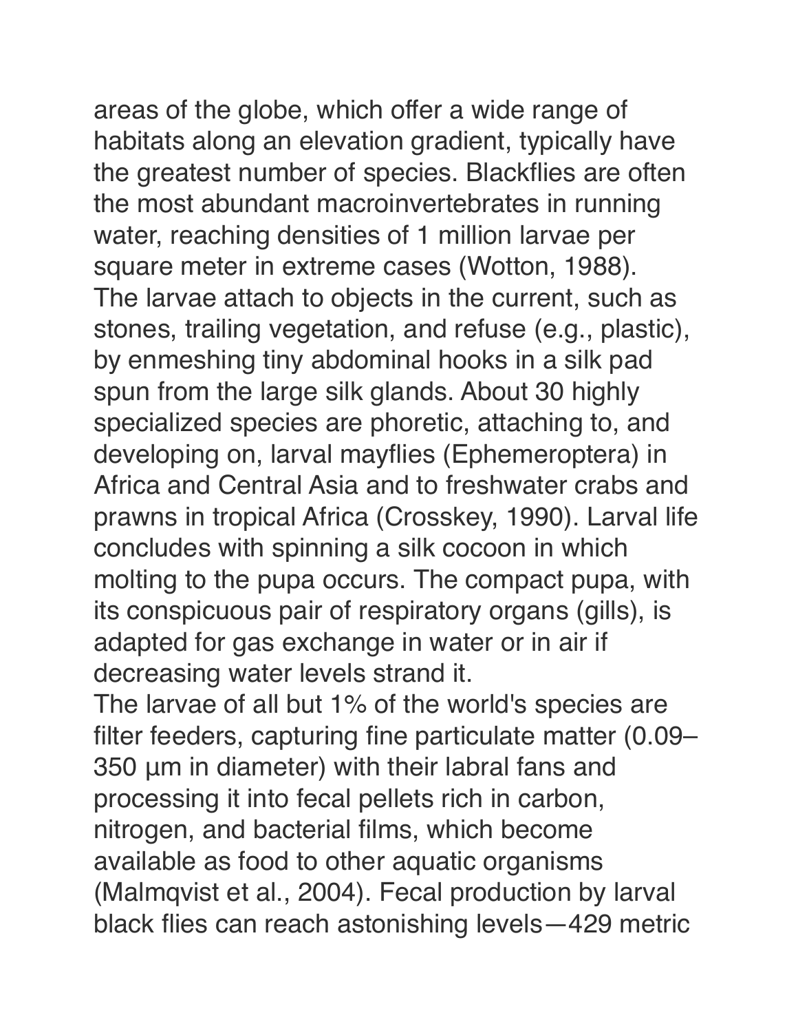areas of the globe, which offer a wide range of habitats along an elevation gradient, typically have the greatest number of species. Blackflies are often the most abundant macroinvertebrates in running water, reaching densities of 1 million larvae per square meter in extreme cases (Wotton, 1988).

The larvae attach to objects in the current, such as stones, trailing vegetation, and refuse (e.g., plastic), by enmeshing tiny abdominal hooks in a silk pad spun from the large silk glands. About 30 highly specialized species are phoretic, attaching to, and developing on, larval mayflies (Ephemeroptera) in Africa and Central Asia and to freshwater crabs and prawns in tropical Africa (Crosskey, 1990). Larval life concludes with spinning a silk cocoon in which molting to the pupa occurs. The compact pupa, with its conspicuous pair of respiratory organs (gills), is adapted for gas exchange in water or in air if decreasing water levels strand it.

The larvae of all but 1% of the world's species are filter feeders, capturing fine particulate matter (0.09–350 μm in diameter) with their labral fans and processing it into fecal pellets rich in carbon, nitrogen, and bacterial films, which become available as food to other aquatic organisms (Malmqvist et al., 2004). Fecal production by larval black flies can reach astonishing levels—429 metric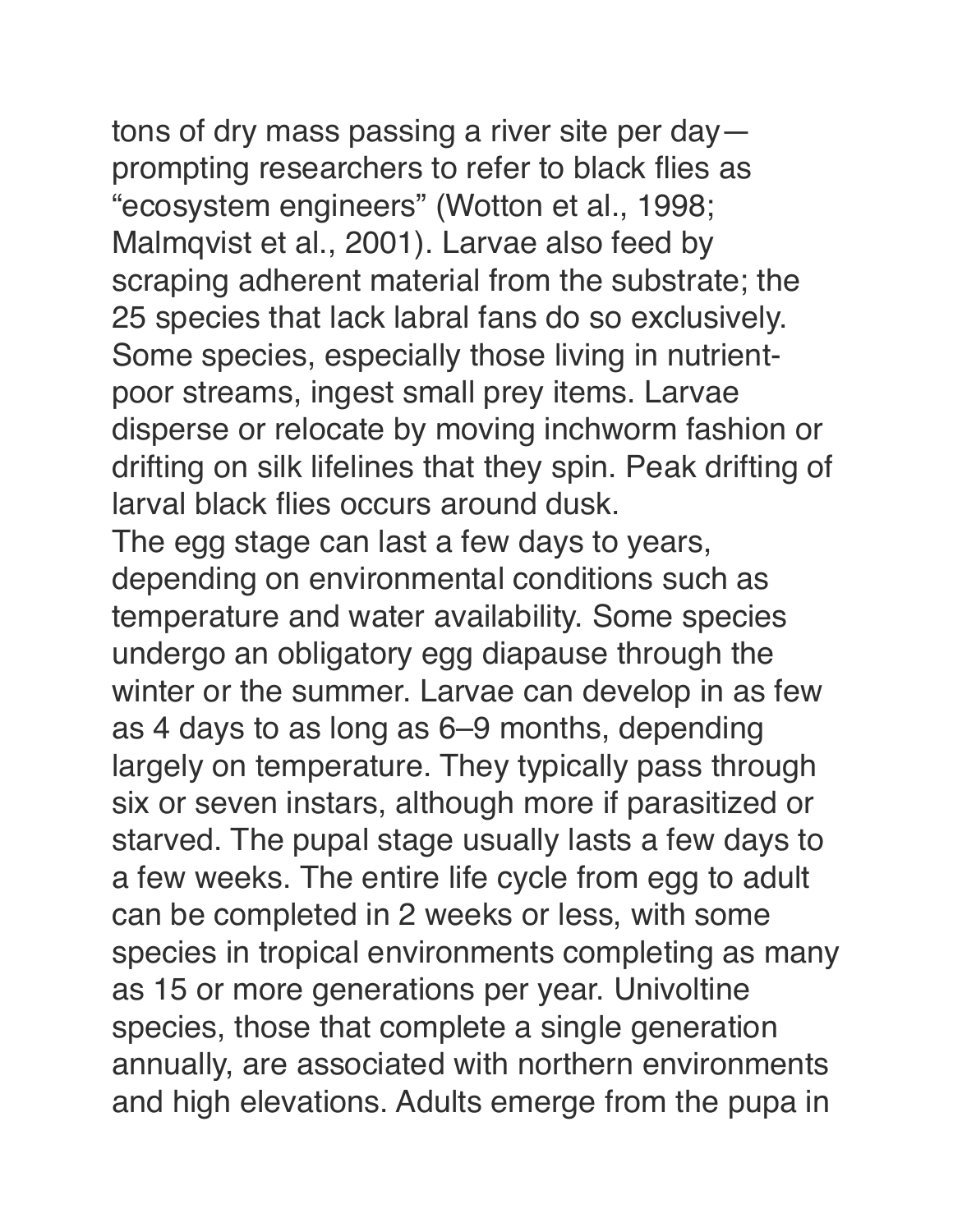tons of dry mass passing a river site per day—prompting researchers to refer to black flies as "ecosystem engineers" (Wotton et al., 1998; Malmqvist et al., 2001). Larvae also feed by scraping adherent material from the substrate; the 25 species that lack labral fans do so exclusively. Some species, especially those living in nutrient-poor streams, ingest small prey items. Larvae disperse or relocate by moving inchworm fashion or drifting on silk lifelines that they spin. Peak drifting of larval black flies occurs around dusk.

The egg stage can last a few days to years, depending on environmental conditions such as temperature and water availability. Some species undergo an obligatory egg diapause through the winter or the summer. Larvae can develop in as few as 4 days to as long as 6–9 months, depending largely on temperature. They typically pass through six or seven instars, although more if parasitized or starved. The pupal stage usually lasts a few days to a few weeks. The entire life cycle from egg to adult can be completed in 2 weeks or less, with some species in tropical environments completing as many as 15 or more generations per year. Univoltine species, those that complete a single generation annually, are associated with northern environments and high elevations. Adults emerge from the pupa in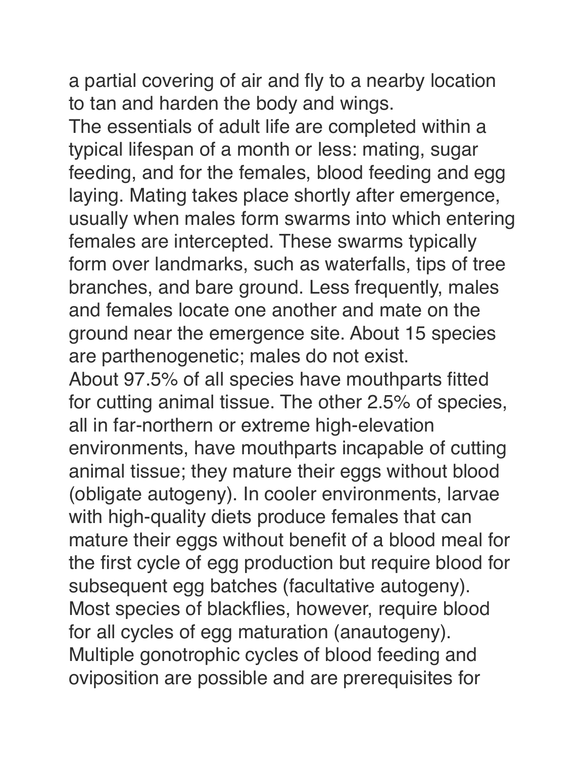a partial covering of air and fly to a nearby location to tan and harden the body and wings.

The essentials of adult life are completed within a typical lifespan of a month or less: mating, sugar feeding, and for the females, blood feeding and egg laying. Mating takes place shortly after emergence, usually when males form swarms into which entering females are intercepted. These swarms typically form over landmarks, such as waterfalls, tips of tree branches, and bare ground. Less frequently, males and females locate one another and mate on the ground near the emergence site. About 15 species are parthenogenetic; males do not exist.

About 97.5% of all species have mouthparts fitted for cutting animal tissue. The other 2.5% of species, all in far-northern or extreme high-elevation environments, have mouthparts incapable of cutting animal tissue; they mature their eggs without blood (obligate autogeny). In cooler environments, larvae with high-quality diets produce females that can mature their eggs without benefit of a blood meal for the first cycle of egg production but require blood for subsequent egg batches (facultative autogeny). Most species of blackflies, however, require blood for all cycles of egg maturation (anautogeny). Multiple gonotrophic cycles of blood feeding and oviposition are possible and are prerequisites for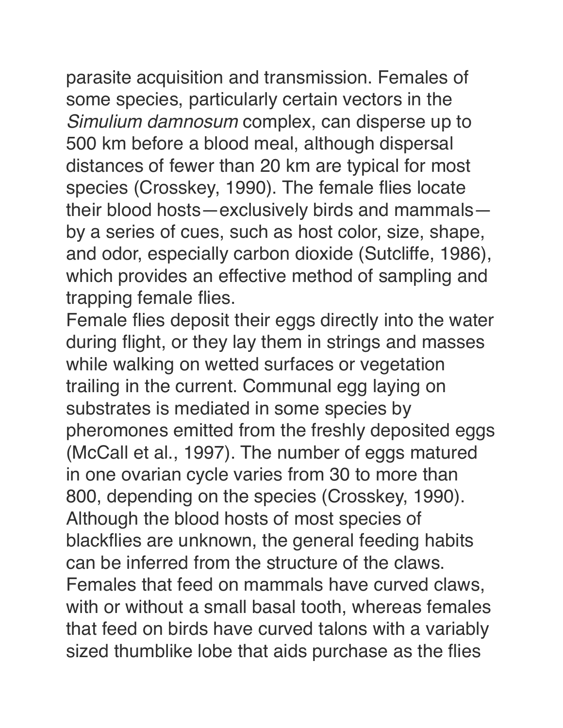parasite acquisition and transmission. Females of some species, particularly certain vectors in the *Simulium damnosum* complex, can disperse up to 500 km before a blood meal, although dispersal distances of fewer than 20 km are typical for most species (Crosskey, 1990). The female flies locate their blood hosts—exclusively birds and mammals—by a series of cues, such as host color, size, shape, and odor, especially carbon dioxide (Sutcliffe, 1986), which provides an effective method of sampling and trapping female flies.

Female flies deposit their eggs directly into the water during flight, or they lay them in strings and masses while walking on wetted surfaces or vegetation trailing in the current. Communal egg laying on substrates is mediated in some species by pheromones emitted from the freshly deposited eggs (McCall et al., 1997). The number of eggs matured in one ovarian cycle varies from 30 to more than 800, depending on the species (Crosskey, 1990).

Although the blood hosts of most species of blackflies are unknown, the general feeding habits can be inferred from the structure of the claws. Females that feed on mammals have curved claws, with or without a small basal tooth, whereas females that feed on birds have curved talons with a variably sized thumblike lobe that aids purchase as the flies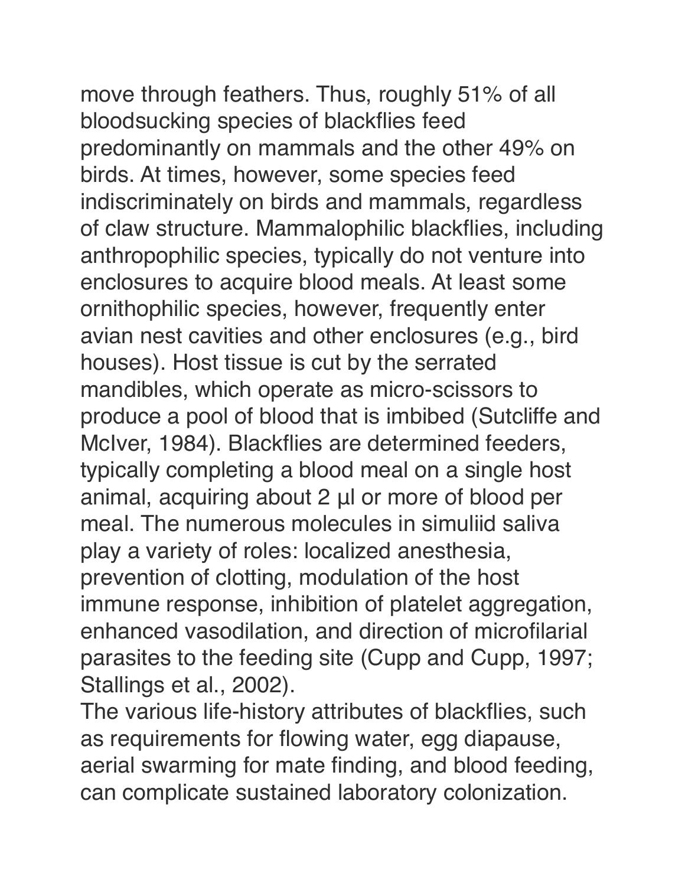move through feathers. Thus, roughly 51% of all bloodsucking species of blackflies feed predominantly on mammals and the other 49% on birds. At times, however, some species feed indiscriminately on birds and mammals, regardless of claw structure. Mammalophilic blackflies, including anthropophilic species, typically do not venture into enclosures to acquire blood meals. At least some ornithophilic species, however, frequently enter avian nest cavities and other enclosures (e.g., bird houses). Host tissue is cut by the serrated mandibles, which operate as micro-scissors to produce a pool of blood that is imbibed (Sutcliffe and McIver, 1984). Blackflies are determined feeders, typically completing a blood meal on a single host animal, acquiring about 2 µl or more of blood per meal. The numerous molecules in simuliid saliva play a variety of roles: localized anesthesia, prevention of clotting, modulation of the host immune response, inhibition of platelet aggregation, enhanced vasodilation, and direction of microfilarial parasites to the feeding site (Cupp and Cupp, 1997; Stallings et al., 2002).

The various life-history attributes of blackflies, such as requirements for flowing water, egg diapause, aerial swarming for mate finding, and blood feeding, can complicate sustained laboratory colonization.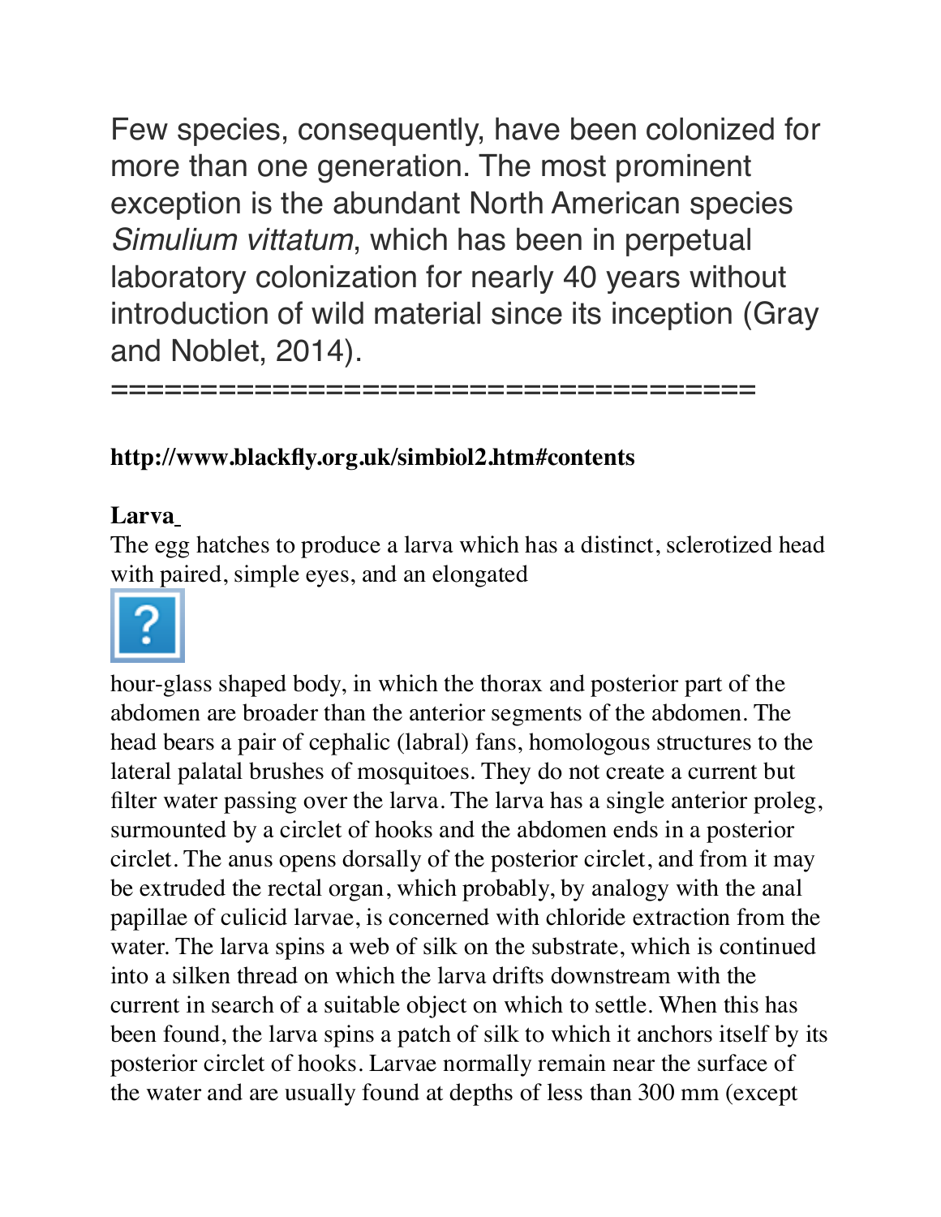Few species, consequently, have been colonized for more than one generation. The most prominent exception is the abundant North American species *Simulium vittatum*, which has been in perpetual laboratory colonization for nearly 40 years without introduction of wild material since its inception (Gray and Noblet, 2014).

==================================

**http://www.blackfly.org.uk/simbiol2.htm#contents**

**Larva**

The egg hatches to produce a larva which has a distinct, sclerotized head with paired, simple eyes, and an elongated hour-glass shaped body, in which the thorax and posterior part of the abdomen are broader than the anterior segments of the abdomen. The head bears a pair of cephalic (labral) fans, homologous structures to the lateral palatal brushes of mosquitoes. They do not create a current but filter water passing over the larva. The larva has a single anterior proleg, surmounted by a circlet of hooks and the abdomen ends in a posterior circlet. The anus opens dorsally of the posterior circlet, and from it may be extruded the rectal organ, which probably, by analogy with the anal papillae of culicid larvae, is concerned with chloride extraction from the water. The larva spins a web of silk on the substrate, which is continued into a silken thread on which the larva drifts downstream with the current in search of a suitable object on which to settle. When this has been found, the larva spins a patch of silk to which it anchors itself by its posterior circlet of hooks. Larvae normally remain near the surface of the water and are usually found at depths of less than 300 mm (except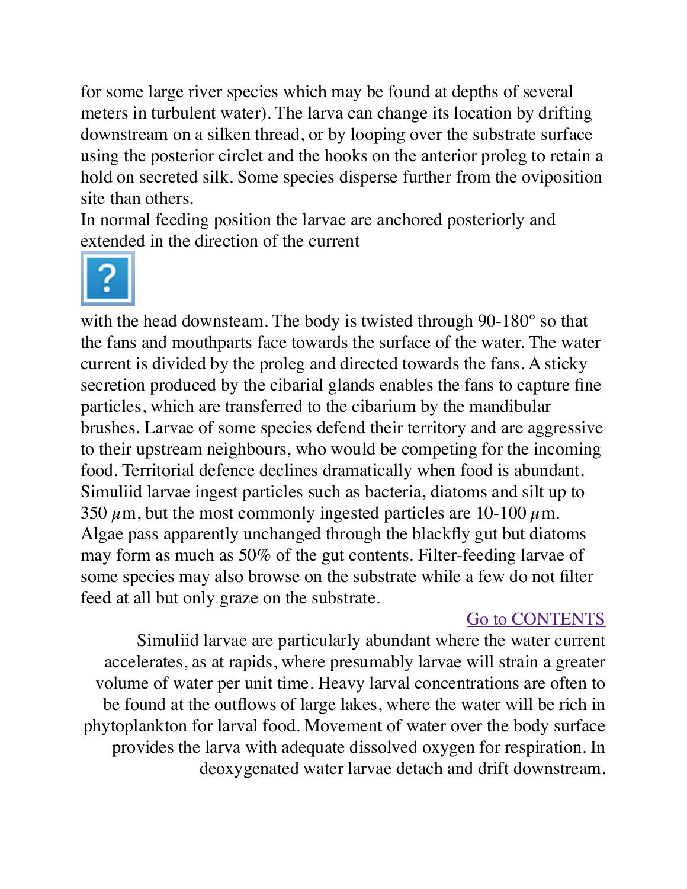for some large river species which may be found at depths of several meters in turbulent water). The larva can change its location by drifting downstream on a silken thread, or by looping over the substrate surface using the posterior circlet and the hooks on the anterior proleg to retain a hold on secreted silk. Some species disperse further from the oviposition site than others.

In normal feeding position the larvae are anchored posteriorly and extended in the direction of the current

with the head downsteam. The body is twisted through 90-180° so that the fans and mouthparts face towards the surface of the water. The water current is divided by the proleg and directed towards the fans. A sticky secretion produced by the cibarial glands enables the fans to capture fine particles, which are transferred to the cibarium by the mandibular brushes. Larvae of some species defend their territory and are aggressive to their upstream neighbours, who would be competing for the incoming food. Territorial defence declines dramatically when food is abundant. Simuliid larvae ingest particles such as bacteria, diatoms and silt up to 350 $\mu$m, but the most commonly ingested particles are 10-100 $\mu$m. Algae pass apparently unchanged through the blackfly gut but diatoms may form as much as 50% of the gut contents. Filter-feeding larvae of some species may also browse on the substrate while a few do not filter feed at all but only graze on the substrate.

Go to CONTENTS

Simuliid larvae are particularly abundant where the water current accelerates, as at rapids, where presumably larvae will strain a greater volume of water per unit time. Heavy larval concentrations are often to be found at the outflows of large lakes, where the water will be rich in phytoplankton for larval food. Movement of water over the body surface provides the larva with adequate dissolved oxygen for respiration. In deoxygenated water larvae detach and drift downstream.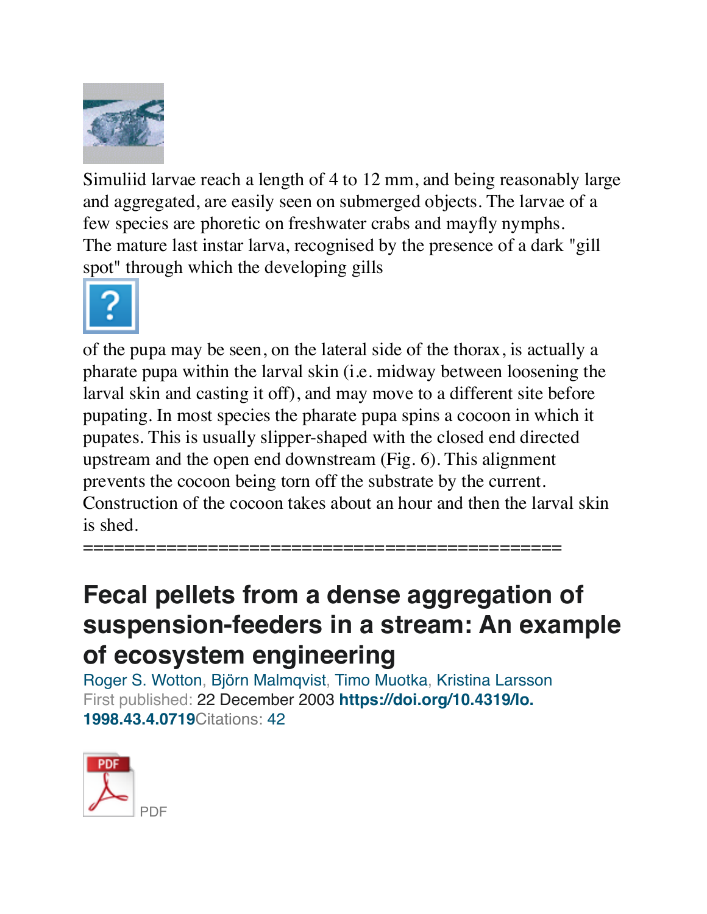Simuliid larvae reach a length of 4 to 12 mm, and being reasonably large and aggregated, are easily seen on submerged objects. The larvae of a few species are phoretic on freshwater crabs and mayfly nymphs. The mature last instar larva, recognised by the presence of a dark "gill spot" through which the developing gills

of the pupa may be seen, on the lateral side of the thorax, is actually a pharate pupa within the larval skin (i.e. midway between loosening the larval skin and casting it off), and may move to a different site before pupating. In most species the pharate pupa spins a cocoon in which it pupates. This is usually slipper-shaped with the closed end directed upstream and the open end downstream (Fig. 6). This alignment prevents the cocoon being torn off the substrate by the current. Construction of the cocoon takes about an hour and then the larval skin is shed.

==============================================

## Fecal pellets from a dense aggregation of suspension-feeders in a stream: An example of ecosystem engineering

Roger S. Wotton, Björn Malmqvist, Timo Muotka, Kristina Larsson

First published: 22 December 2003 **https://doi.org/10.4319/lo.1998.43.4.0719** Citations: 42

PDF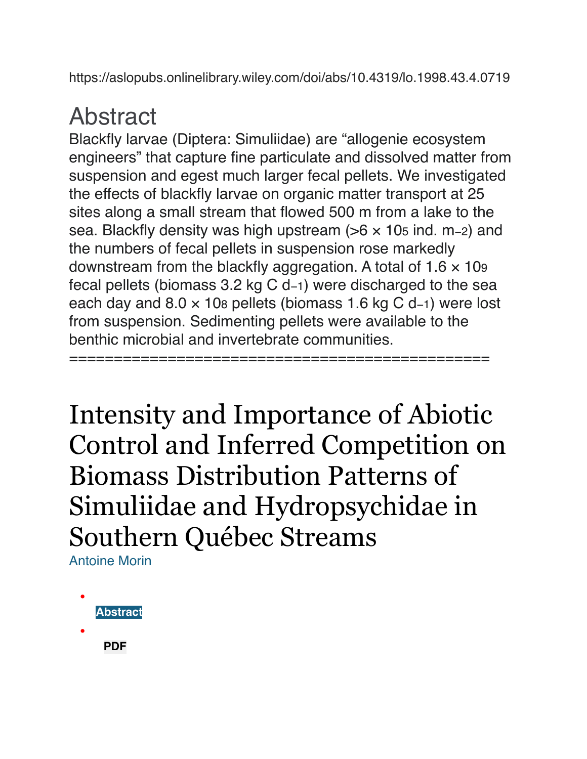https://aslopubs.onlinelibrary.wiley.com/doi/abs/10.4319/lo.1998.43.4.0719

# Abstract

Blackfly larvae (Diptera: Simuliidae) are “allogenie ecosystem engineers” that capture fine particulate and dissolved matter from suspension and egest much larger fecal pellets. We investigated the effects of blackfly larvae on organic matter transport at 25 sites along a small stream that flowed 500 m from a lake to the sea. Blackfly density was high upstream (>6 × $10^5$ ind. $m^{-2}$) and the numbers of fecal pellets in suspension rose markedly downstream from the blackfly aggregation. A total of 1.6 × $10^9$ fecal pellets (biomass 3.2 kg C $d^{-1}$) were discharged to the sea each day and 8.0 × $10^8$ pellets (biomass 1.6 kg C $d^{-1}$) were lost from suspension. Sedimenting pellets were available to the benthic microbial and invertebrate communities.

================================================

# Intensity and Importance of Abiotic Control and Inferred Competition on Biomass Distribution Patterns of Simuliidae and Hydropsychidae in Southern Québec Streams

Antoine Morin

- **Abstract**
- **PDF**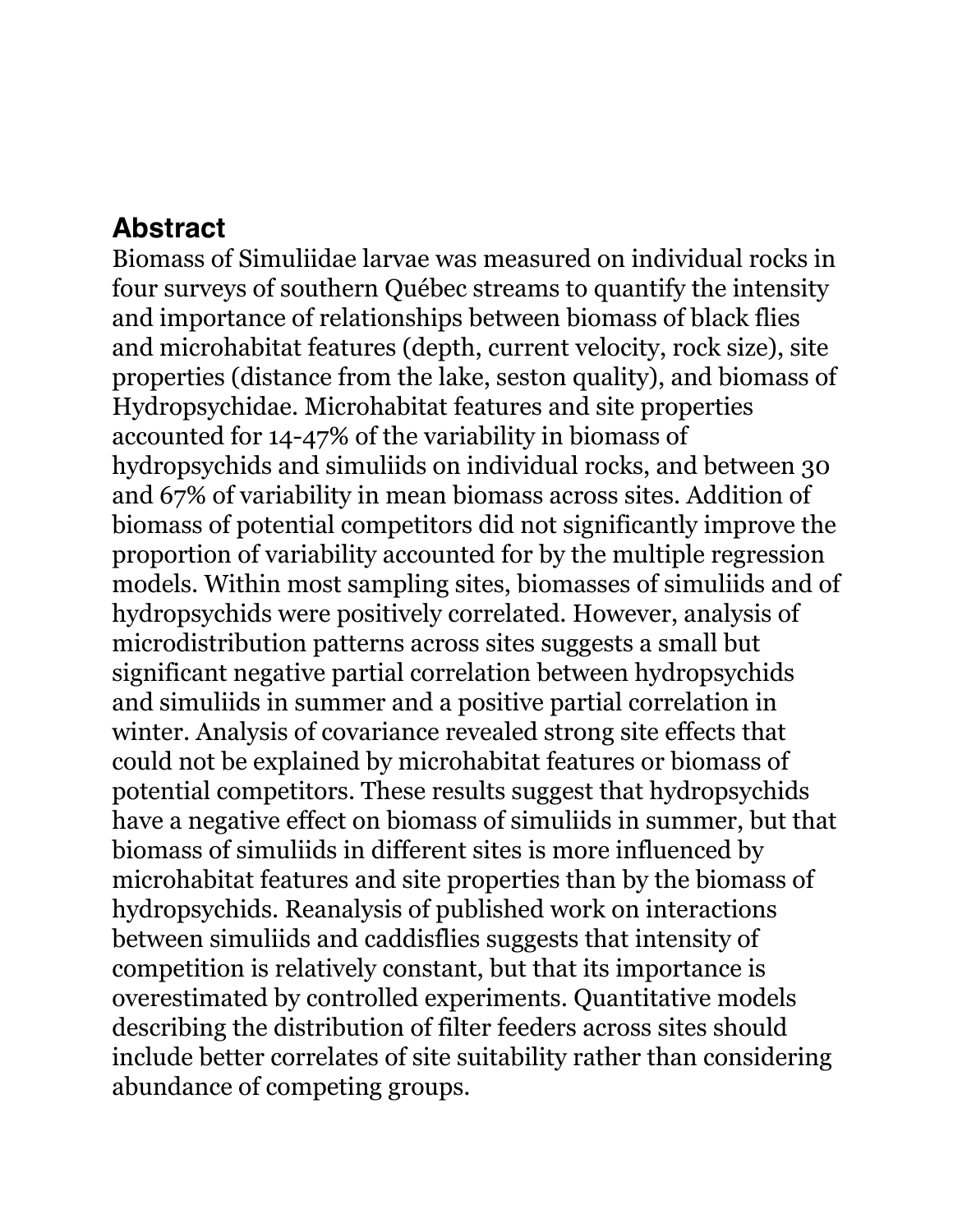## Abstract

Biomass of Simuliidae larvae was measured on individual rocks in four surveys of southern Québec streams to quantify the intensity and importance of relationships between biomass of black flies and microhabitat features (depth, current velocity, rock size), site properties (distance from the lake, seston quality), and biomass of Hydropsychidae. Microhabitat features and site properties accounted for 14-47% of the variability in biomass of hydropsychids and simuliids on individual rocks, and between 30 and 67% of variability in mean biomass across sites. Addition of biomass of potential competitors did not significantly improve the proportion of variability accounted for by the multiple regression models. Within most sampling sites, biomasses of simuliids and of hydropsychids were positively correlated. However, analysis of microdistribution patterns across sites suggests a small but significant negative partial correlation between hydropsychids and simuliids in summer and a positive partial correlation in winter. Analysis of covariance revealed strong site effects that could not be explained by microhabitat features or biomass of potential competitors. These results suggest that hydropsychids have a negative effect on biomass of simuliids in summer, but that biomass of simuliids in different sites is more influenced by microhabitat features and site properties than by the biomass of hydropsychids. Reanalysis of published work on interactions between simuliids and caddisflies suggests that intensity of competition is relatively constant, but that its importance is overestimated by controlled experiments. Quantitative models describing the distribution of filter feeders across sites should include better correlates of site suitability rather than considering abundance of competing groups.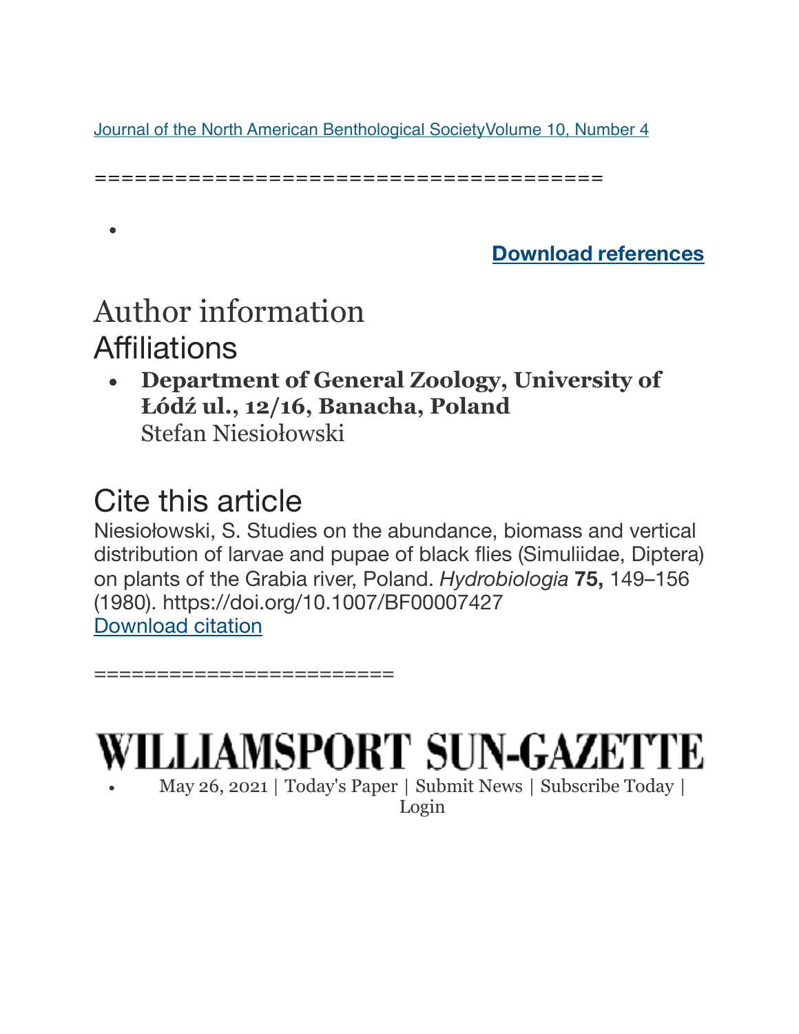Journal of the North American Benthological SocietyVolume 10, Number 4

========================================

- 

**Download references**

# Author information

## Affiliations

- **Department of General Zoology, University of Łódź ul., 12/16, Banacha, Poland**
  Stefan Niesiołowski

## Cite this article

Niesiołowski, S. Studies on the abundance, biomass and vertical distribution of larvae and pupae of black flies (Simuliidae, Diptera) on plants of the Grabia river, Poland. *Hydrobiologia* **75,** 149–156 (1980). https://doi.org/10.1007/BF00007427
Download citation

========================

# WILLIAMSPORT SUN-GAZETTE

- May 26, 2021 | Today's Paper | Submit News | Subscribe Today | Login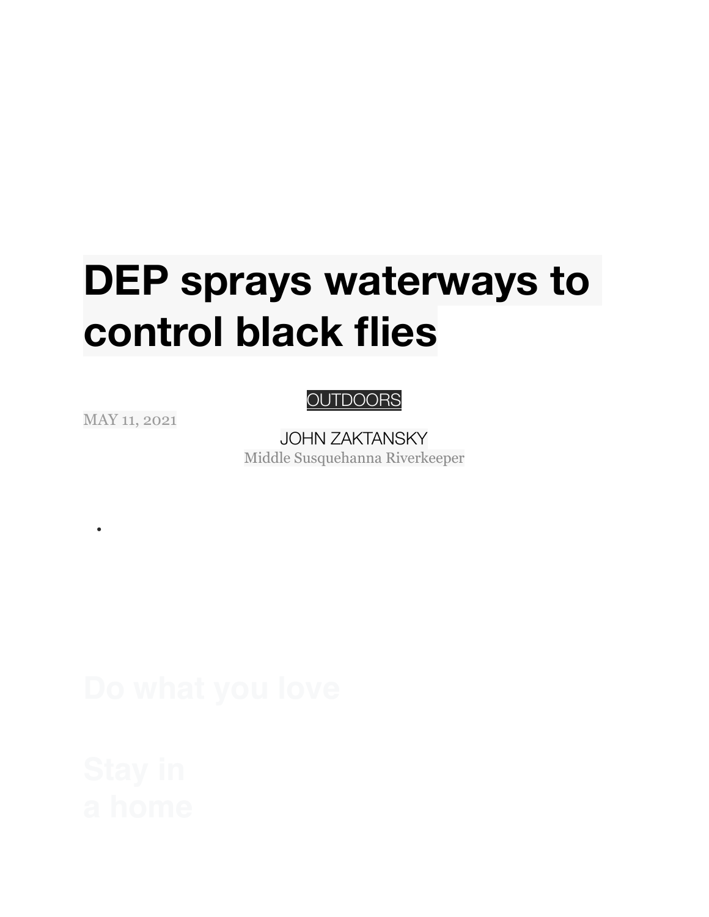# DEP sprays waterways to control black flies

OUTDOORS

MAY 11, 2021

JOHN ZAKTANSKY
Middle Susquehanna Riverkeeper

Do what you love

Stay in
a home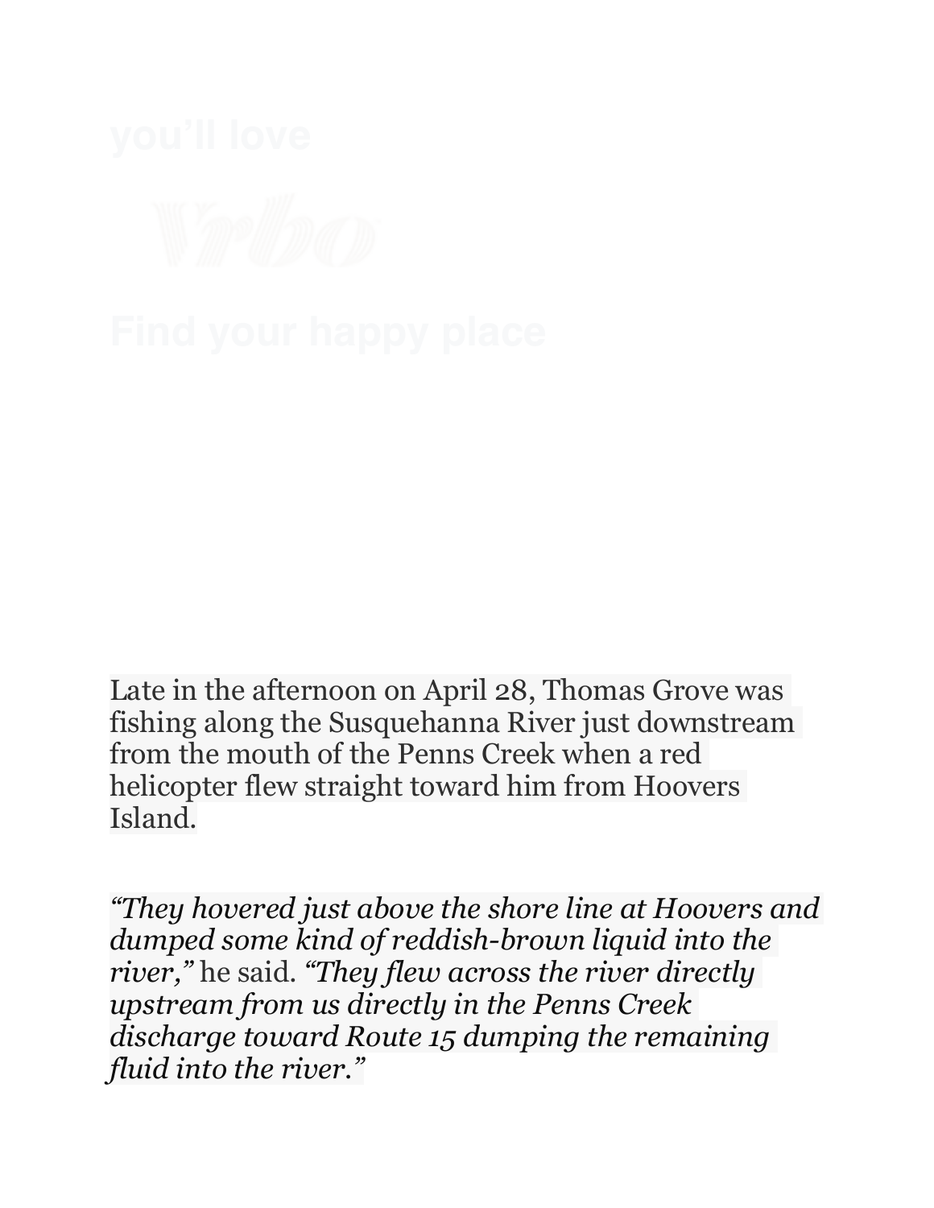Late in the afternoon on April 28, Thomas Grove was fishing along the Susquehanna River just downstream from the mouth of the Penns Creek when a red helicopter flew straight toward him from Hoovers Island.

*“They hovered just above the shore line at Hoovers and dumped some kind of reddish-brown liquid into the river,”* he said. *“They flew across the river directly upstream from us directly in the Penns Creek discharge toward Route 15 dumping the remaining fluid into the river.”*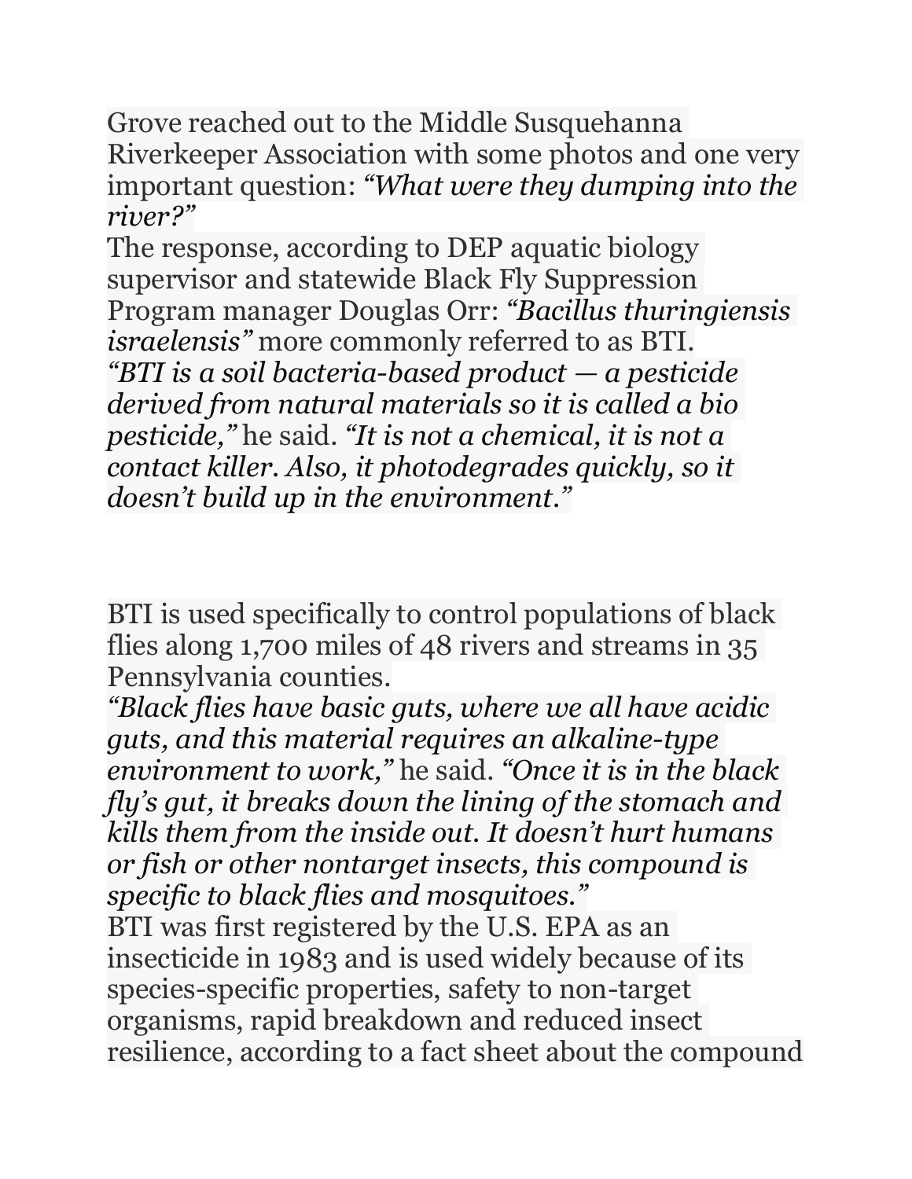Grove reached out to the Middle Susquehanna Riverkeeper Association with some photos and one very important question: *“What were they dumping into the river?”*

The response, according to DEP aquatic biology supervisor and statewide Black Fly Suppression Program manager Douglas Orr: *“Bacillus thuringiensis israelensis”* more commonly referred to as BTI.

*“BTI is a soil bacteria-based product — a pesticide derived from natural materials so it is called a bio pesticide,”* he said. *“It is not a chemical, it is not a contact killer. Also, it photodegrades quickly, so it doesn’t build up in the environment.”*

BTI is used specifically to control populations of black flies along 1,700 miles of 48 rivers and streams in 35 Pennsylvania counties.

*“Black flies have basic guts, where we all have acidic guts, and this material requires an alkaline-type environment to work,”* he said. *“Once it is in the black fly’s gut, it breaks down the lining of the stomach and kills them from the inside out. It doesn’t hurt humans or fish or other nontarget insects, this compound is specific to black flies and mosquitoes.”*

BTI was first registered by the U.S. EPA as an insecticide in 1983 and is used widely because of its species-specific properties, safety to non-target organisms, rapid breakdown and reduced insect resilience, according to a fact sheet about the compound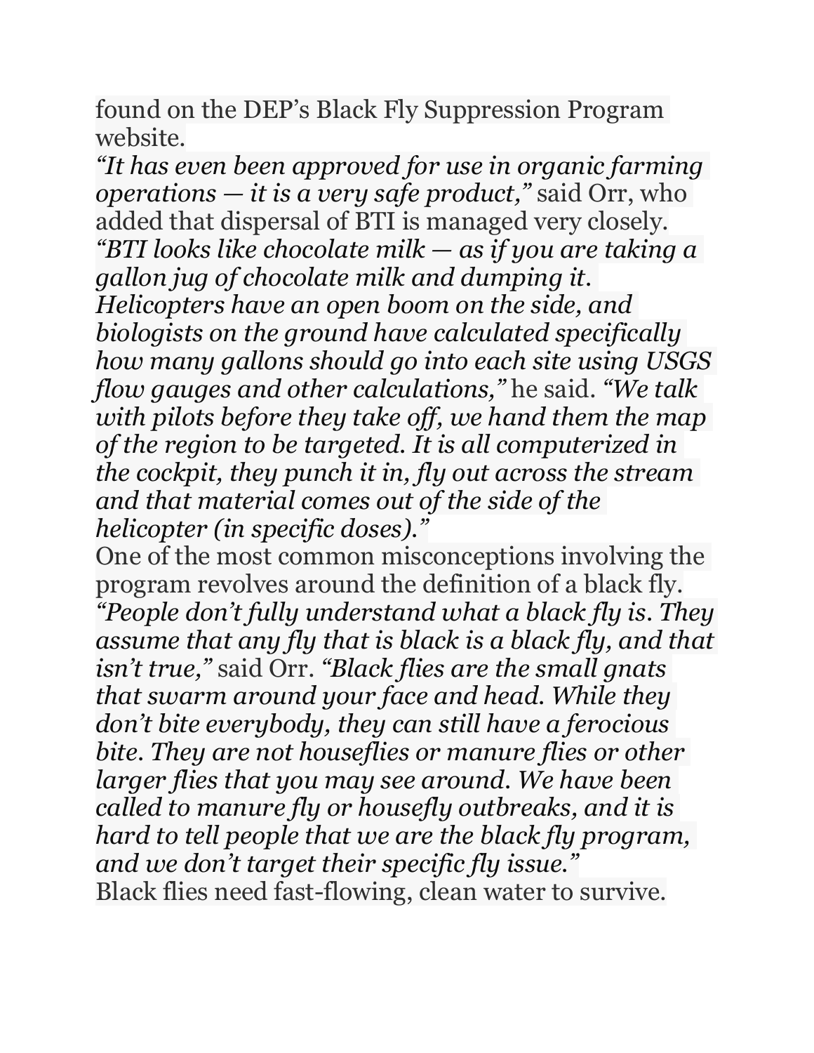found on the DEP's Black Fly Suppression Program website.

*"It has even been approved for use in organic farming operations — it is a very safe product,"* said Orr, who added that dispersal of BTI is managed very closely.

*"BTI looks like chocolate milk — as if you are taking a gallon jug of chocolate milk and dumping it. Helicopters have an open boom on the side, and biologists on the ground have calculated specifically how many gallons should go into each site using USGS flow gauges and other calculations,"* he said. *"We talk with pilots before they take off, we hand them the map of the region to be targeted. It is all computerized in the cockpit, they punch it in, fly out across the stream and that material comes out of the side of the helicopter (in specific doses)."*

One of the most common misconceptions involving the program revolves around the definition of a black fly.

*"People don't fully understand what a black fly is. They assume that any fly that is black is a black fly, and that isn't true,"* said Orr. *"Black flies are the small gnats that swarm around your face and head. While they don't bite everybody, they can still have a ferocious bite. They are not houseflies or manure flies or other larger flies that you may see around. We have been called to manure fly or housefly outbreaks, and it is hard to tell people that we are the black fly program, and we don't target their specific fly issue."*

Black flies need fast-flowing, clean water to survive.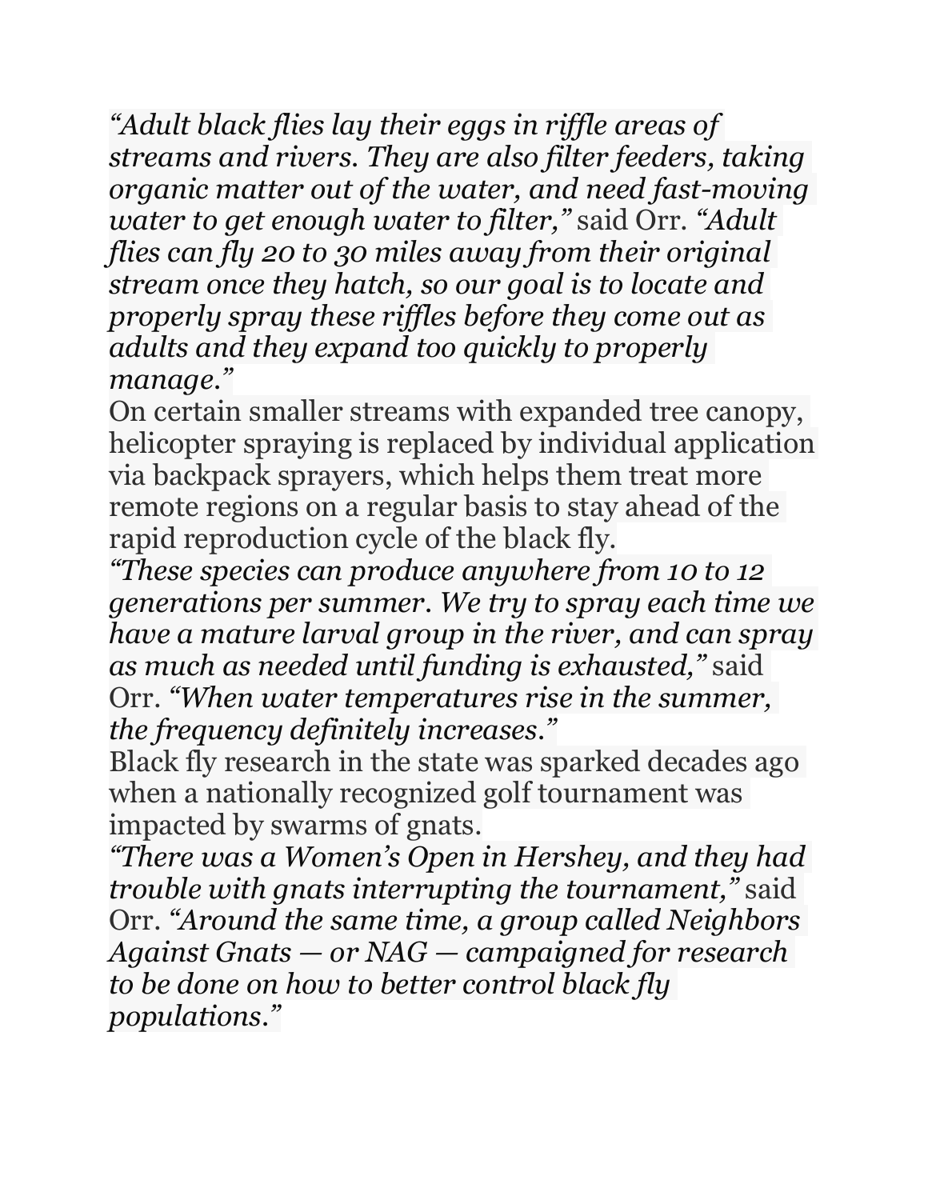*“Adult black flies lay their eggs in riffle areas of streams and rivers. They are also filter feeders, taking organic matter out of the water, and need fast-moving water to get enough water to filter,”* said Orr. *“Adult flies can fly 20 to 30 miles away from their original stream once they hatch, so our goal is to locate and properly spray these riffles before they come out as adults and they expand too quickly to properly manage.”*

On certain smaller streams with expanded tree canopy, helicopter spraying is replaced by individual application via backpack sprayers, which helps them treat more remote regions on a regular basis to stay ahead of the rapid reproduction cycle of the black fly.

*“These species can produce anywhere from 10 to 12 generations per summer. We try to spray each time we have a mature larval group in the river, and can spray as much as needed until funding is exhausted,”* said Orr. *“When water temperatures rise in the summer, the frequency definitely increases.”*

Black fly research in the state was sparked decades ago when a nationally recognized golf tournament was impacted by swarms of gnats.

*“There was a Women’s Open in Hershey, and they had trouble with gnats interrupting the tournament,”* said Orr. *“Around the same time, a group called Neighbors Against Gnats — or NAG — campaigned for research to be done on how to better control black fly populations.”*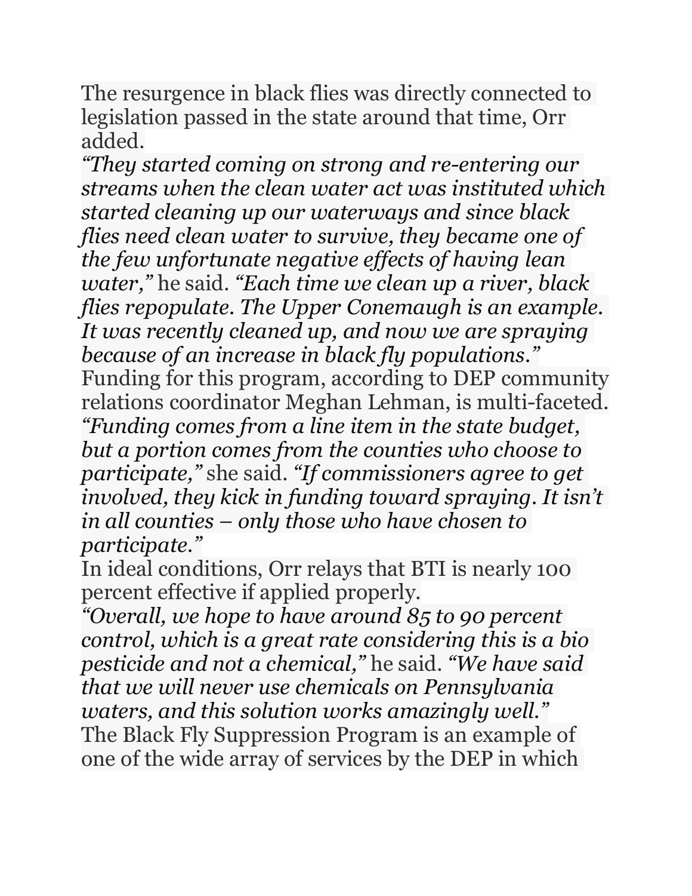The resurgence in black flies was directly connected to legislation passed in the state around that time, Orr added.

*"They started coming on strong and re-entering our streams when the clean water act was instituted which started cleaning up our waterways and since black flies need clean water to survive, they became one of the few unfortunate negative effects of having lean water,"* he said. *"Each time we clean up a river, black flies repopulate. The Upper Conemaugh is an example. It was recently cleaned up, and now we are spraying because of an increase in black fly populations."*

Funding for this program, according to DEP community relations coordinator Meghan Lehman, is multi-faceted.

*"Funding comes from a line item in the state budget, but a portion comes from the counties who choose to participate,"* she said. *"If commissioners agree to get involved, they kick in funding toward spraying. It isn't in all counties – only those who have chosen to participate."*

In ideal conditions, Orr relays that BTI is nearly 100 percent effective if applied properly.

*"Overall, we hope to have around 85 to 90 percent control, which is a great rate considering this is a bio pesticide and not a chemical,"* he said. *"We have said that we will never use chemicals on Pennsylvania waters, and this solution works amazingly well."*

The Black Fly Suppression Program is an example of one of the wide array of services by the DEP in which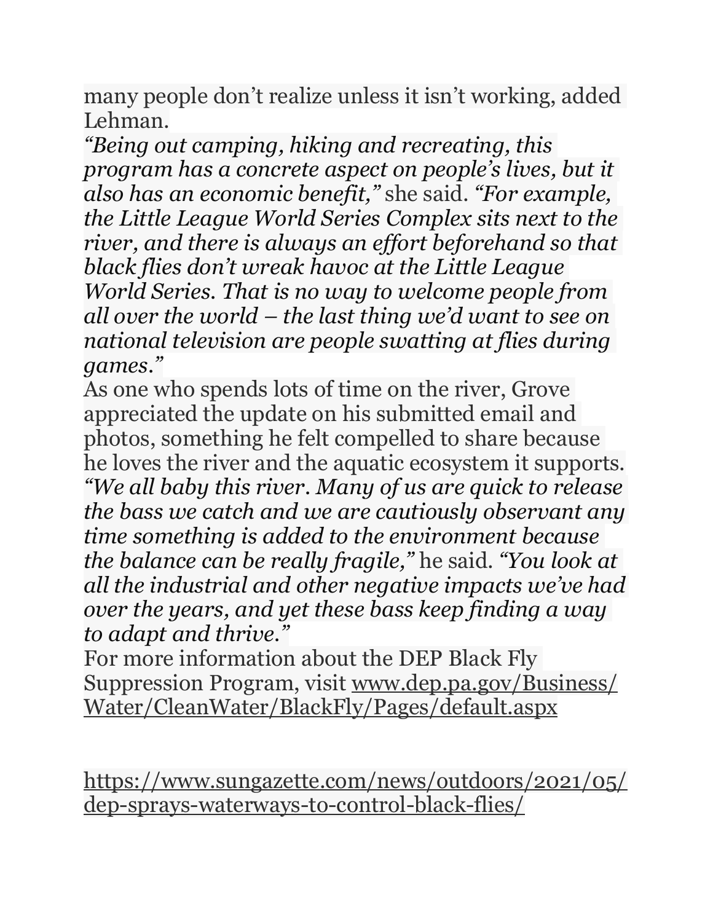many people don't realize unless it isn't working, added Lehman.

*"Being out camping, hiking and recreating, this program has a concrete aspect on people's lives, but it also has an economic benefit,"* she said. *"For example, the Little League World Series Complex sits next to the river, and there is always an effort beforehand so that black flies don't wreak havoc at the Little League World Series. That is no way to welcome people from all over the world – the last thing we'd want to see on national television are people swatting at flies during games."*

As one who spends lots of time on the river, Grove appreciated the update on his submitted email and photos, something he felt compelled to share because he loves the river and the aquatic ecosystem it supports.

*"We all baby this river. Many of us are quick to release the bass we catch and we are cautiously observant any time something is added to the environment because the balance can be really fragile,"* he said. *"You look at all the industrial and other negative impacts we've had over the years, and yet these bass keep finding a way to adapt and thrive."*

For more information about the DEP Black Fly Suppression Program, visit [www.dep.pa.gov/Business/Water/CleanWater/BlackFly/Pages/default.aspx](www.dep.pa.gov/Business/Water/CleanWater/BlackFly/Pages/default.aspx)

[https://www.sungazette.com/news/outdoors/2021/05/dep-sprays-waterways-to-control-black-flies/](https://www.sungazette.com/news/outdoors/2021/05/dep-sprays-waterways-to-control-black-flies/)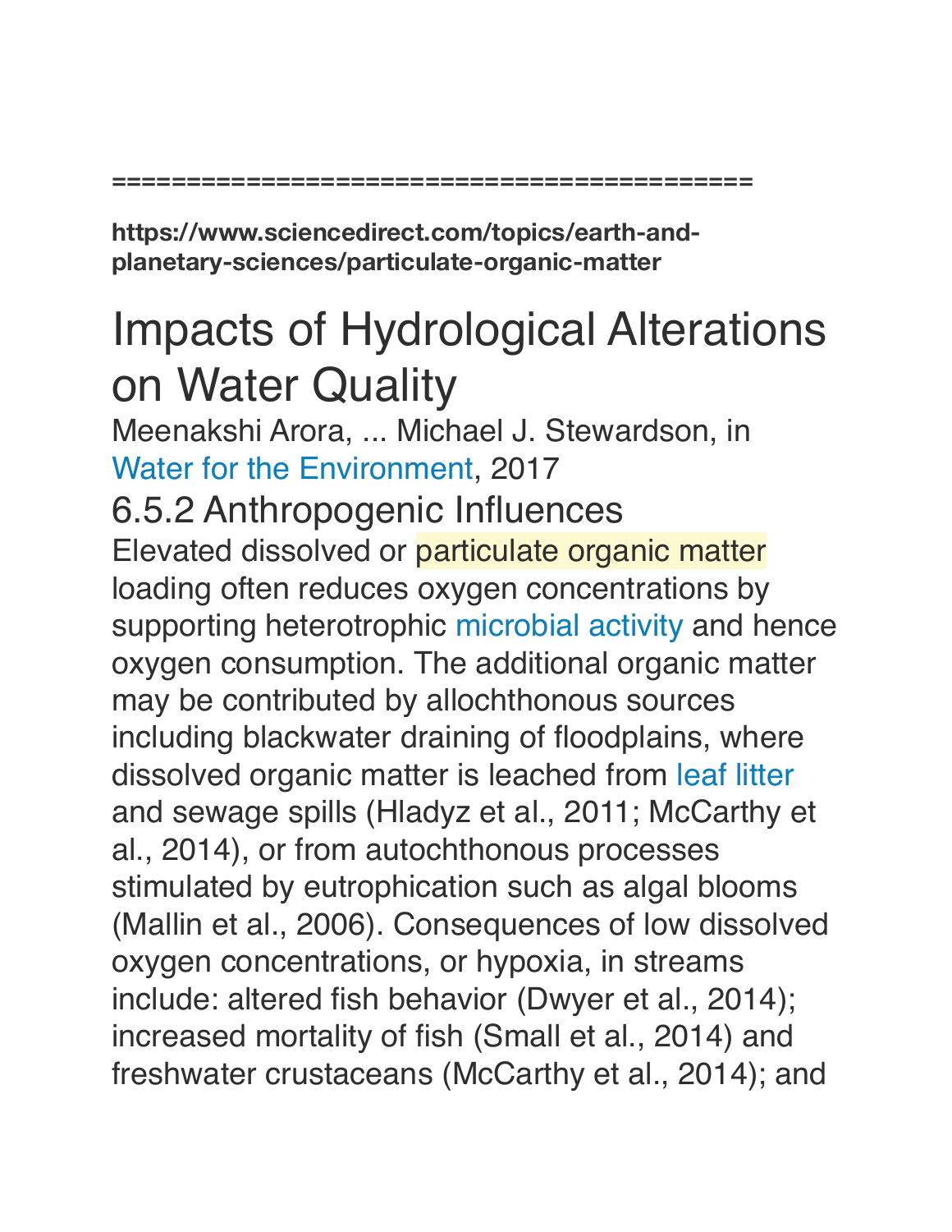==========================================

**https://www.sciencedirect.com/topics/earth-and-planetary-sciences/particulate-organic-matter**

# Impacts of Hydrological Alterations on Water Quality

Meenakshi Arora, ... Michael J. Stewardson, in Water for the Environment, 2017

## 6.5.2 Anthropogenic Influences

Elevated dissolved or particulate organic matter loading often reduces oxygen concentrations by supporting heterotrophic microbial activity and hence oxygen consumption. The additional organic matter may be contributed by allochthonous sources including blackwater draining of floodplains, where dissolved organic matter is leached from leaf litter and sewage spills (Hladyz et al., 2011; McCarthy et al., 2014), or from autochthonous processes stimulated by eutrophication such as algal blooms (Mallin et al., 2006). Consequences of low dissolved oxygen concentrations, or hypoxia, in streams include: altered fish behavior (Dwyer et al., 2014); increased mortality of fish (Small et al., 2014) and freshwater crustaceans (McCarthy et al., 2014); and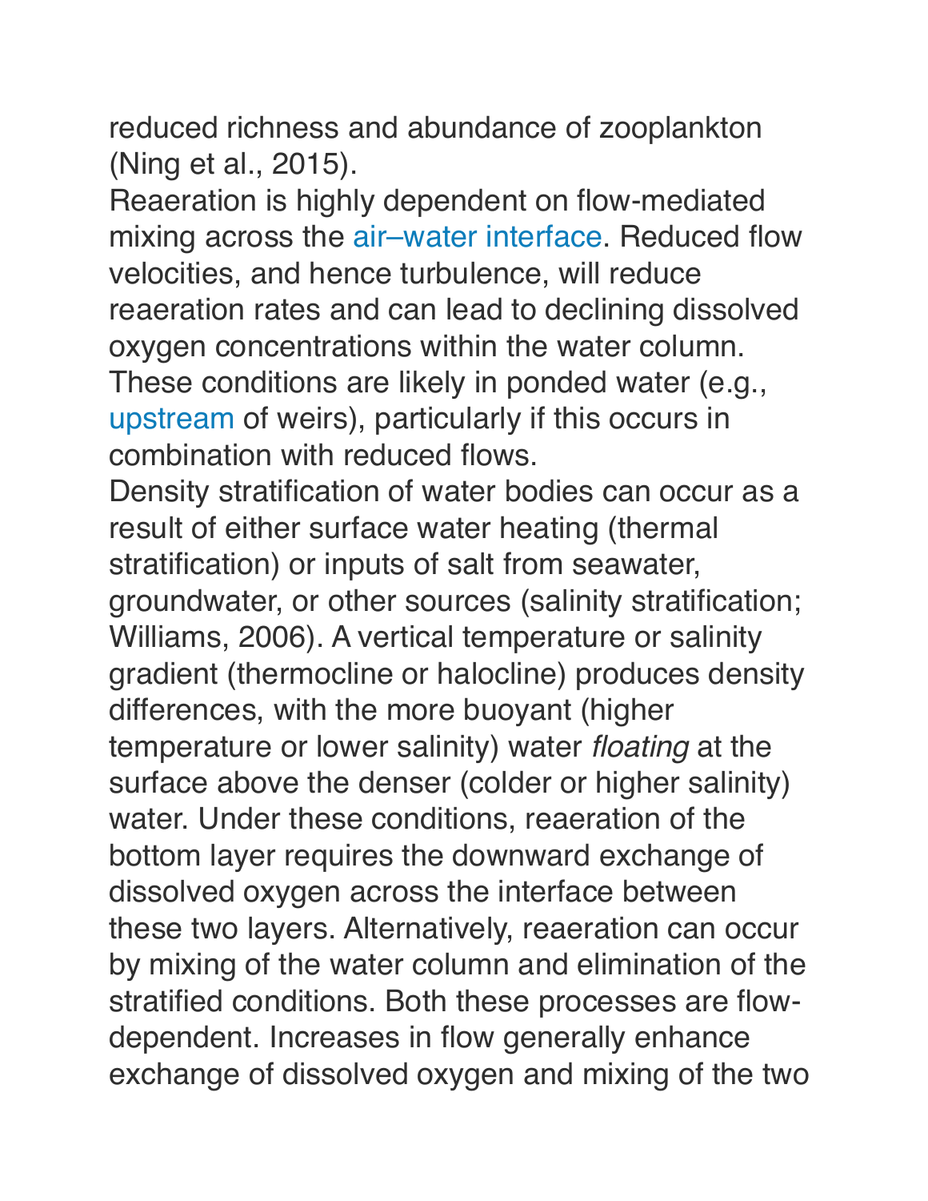reduced richness and abundance of zooplankton (Ning et al., 2015).

Reaeration is highly dependent on flow-mediated mixing across the air–water interface. Reduced flow velocities, and hence turbulence, will reduce reaeration rates and can lead to declining dissolved oxygen concentrations within the water column. These conditions are likely in ponded water (e.g., upstream of weirs), particularly if this occurs in combination with reduced flows.

Density stratification of water bodies can occur as a result of either surface water heating (thermal stratification) or inputs of salt from seawater, groundwater, or other sources (salinity stratification; Williams, 2006). A vertical temperature or salinity gradient (thermocline or halocline) produces density differences, with the more buoyant (higher temperature or lower salinity) water *floating* at the surface above the denser (colder or higher salinity) water. Under these conditions, reaeration of the bottom layer requires the downward exchange of dissolved oxygen across the interface between these two layers. Alternatively, reaeration can occur by mixing of the water column and elimination of the stratified conditions. Both these processes are flow-dependent. Increases in flow generally enhance exchange of dissolved oxygen and mixing of the two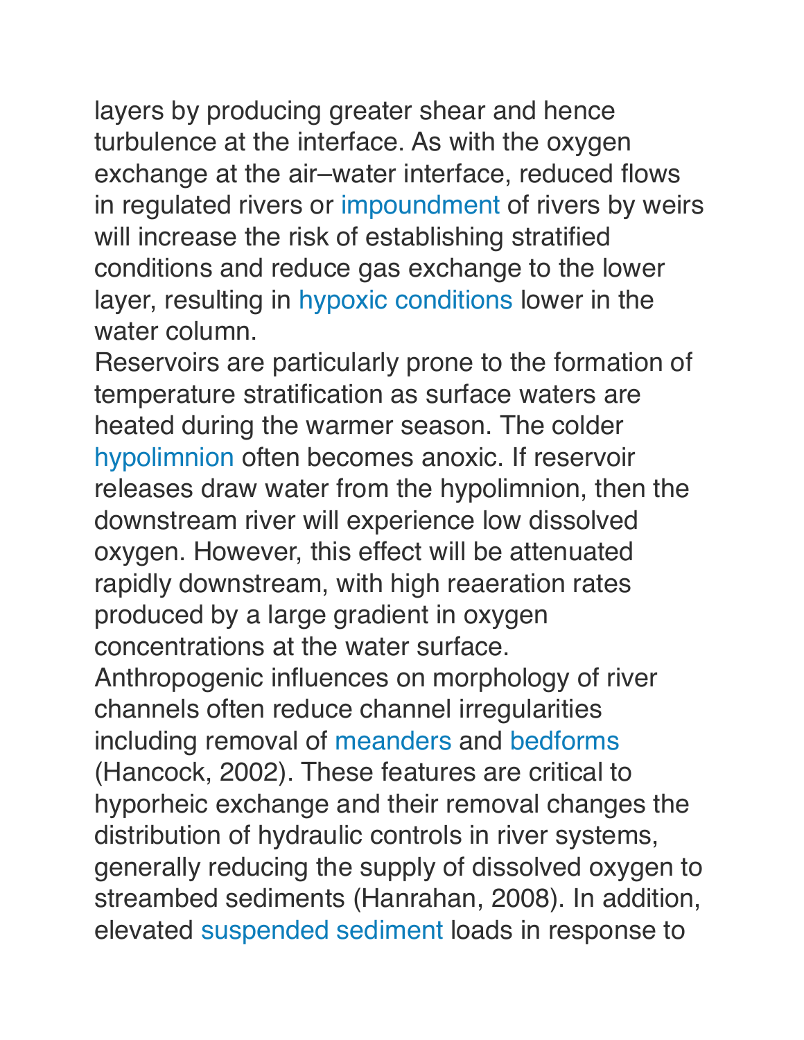layers by producing greater shear and hence turbulence at the interface. As with the oxygen exchange at the air–water interface, reduced flows in regulated rivers or impoundment of rivers by weirs will increase the risk of establishing stratified conditions and reduce gas exchange to the lower layer, resulting in hypoxic conditions lower in the water column.

Reservoirs are particularly prone to the formation of temperature stratification as surface waters are heated during the warmer season. The colder hypolimnion often becomes anoxic. If reservoir releases draw water from the hypolimnion, then the downstream river will experience low dissolved oxygen. However, this effect will be attenuated rapidly downstream, with high reaeration rates produced by a large gradient in oxygen concentrations at the water surface.

Anthropogenic influences on morphology of river channels often reduce channel irregularities including removal of meanders and bedforms (Hancock, 2002). These features are critical to hyporheic exchange and their removal changes the distribution of hydraulic controls in river systems, generally reducing the supply of dissolved oxygen to streambed sediments (Hanrahan, 2008). In addition, elevated suspended sediment loads in response to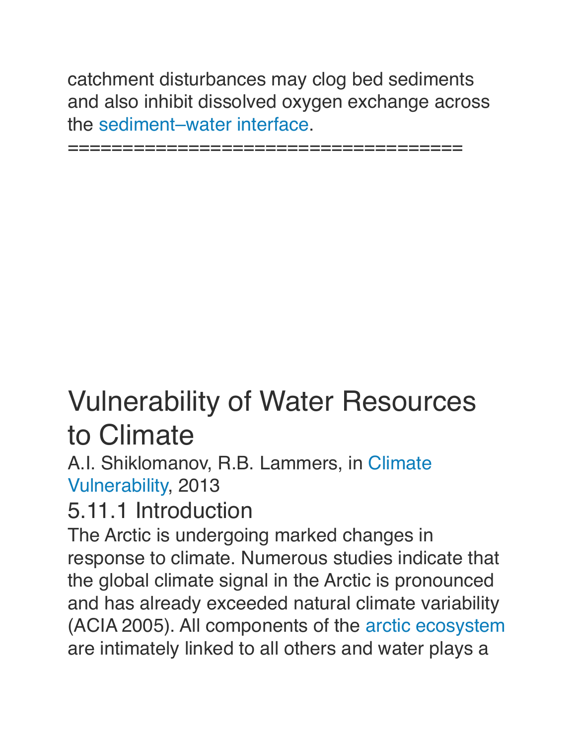catchment disturbances may clog bed sediments and also inhibit dissolved oxygen exchange across the sediment–water interface.

=====================================

# Vulnerability of Water Resources to Climate

A.I. Shiklomanov, R.B. Lammers, in Climate Vulnerability, 2013

## 5.11.1 Introduction

The Arctic is undergoing marked changes in response to climate. Numerous studies indicate that the global climate signal in the Arctic is pronounced and has already exceeded natural climate variability (ACIA 2005). All components of the arctic ecosystem are intimately linked to all others and water plays a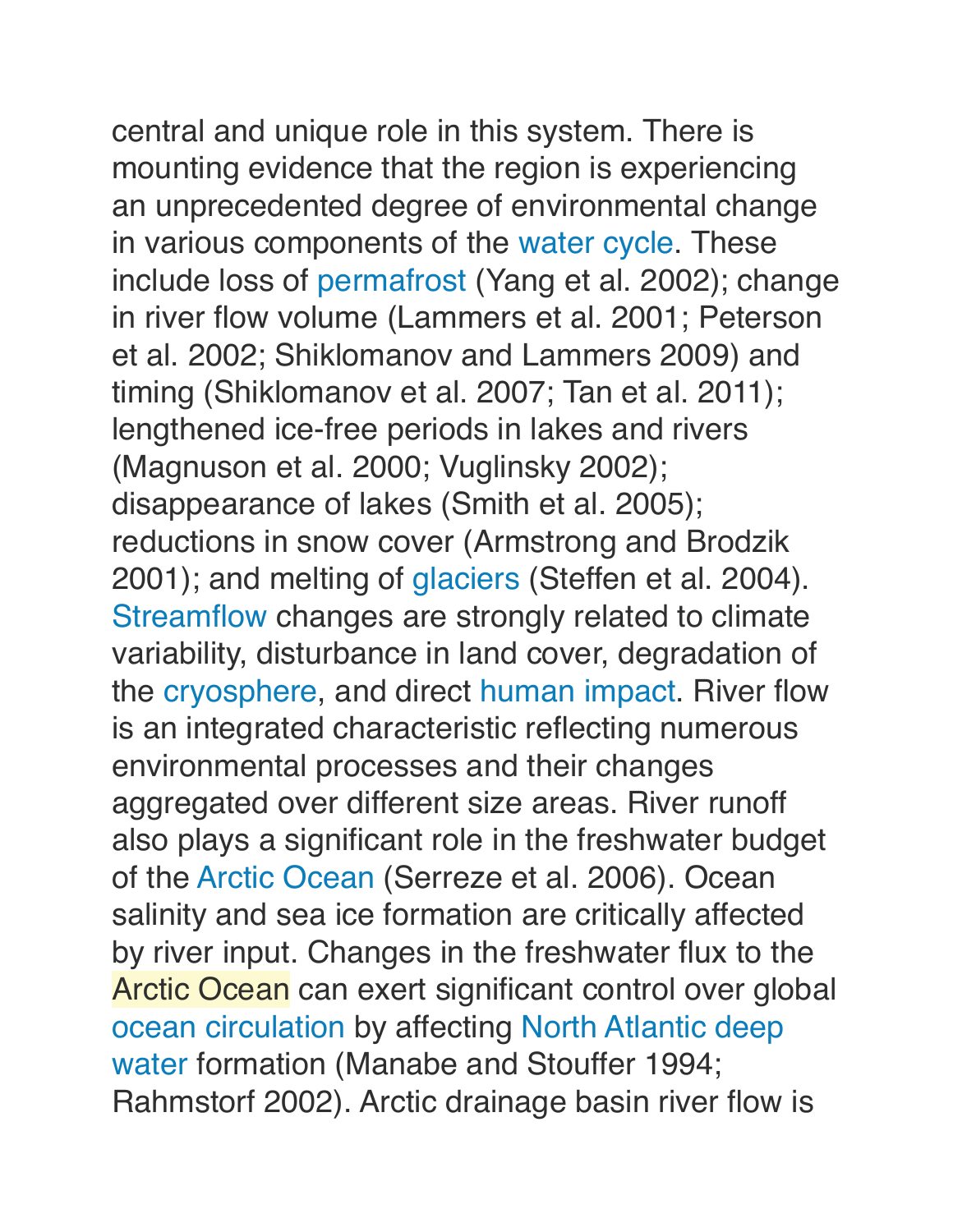central and unique role in this system. There is mounting evidence that the region is experiencing an unprecedented degree of environmental change in various components of the water cycle. These include loss of permafrost (Yang et al. 2002); change in river flow volume (Lammers et al. 2001; Peterson et al. 2002; Shiklomanov and Lammers 2009) and timing (Shiklomanov et al. 2007; Tan et al. 2011); lengthened ice-free periods in lakes and rivers (Magnuson et al. 2000; Vuglinsky 2002); disappearance of lakes (Smith et al. 2005); reductions in snow cover (Armstrong and Brodzik 2001); and melting of glaciers (Steffen et al. 2004). Streamflow changes are strongly related to climate variability, disturbance in land cover, degradation of the cryosphere, and direct human impact. River flow is an integrated characteristic reflecting numerous environmental processes and their changes aggregated over different size areas. River runoff also plays a significant role in the freshwater budget of the Arctic Ocean (Serreze et al. 2006). Ocean salinity and sea ice formation are critically affected by river input. Changes in the freshwater flux to the Arctic Ocean can exert significant control over global ocean circulation by affecting North Atlantic deep water formation (Manabe and Stouffer 1994; Rahmstorf 2002). Arctic drainage basin river flow is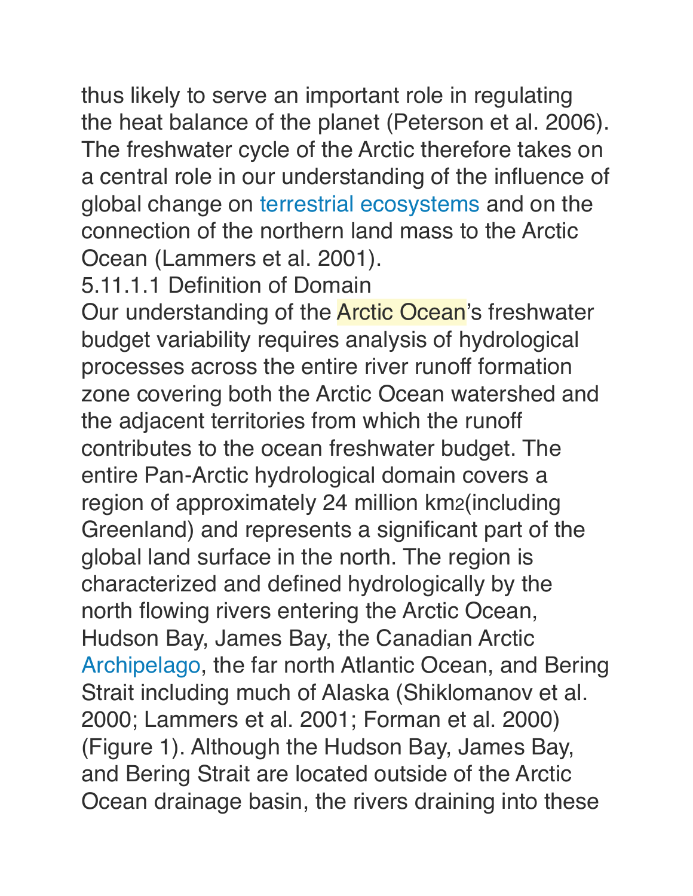thus likely to serve an important role in regulating the heat balance of the planet (Peterson et al. 2006). The freshwater cycle of the Arctic therefore takes on a central role in our understanding of the influence of global change on terrestrial ecosystems and on the connection of the northern land mass to the Arctic Ocean (Lammers et al. 2001).

### 5.11.1.1 Definition of Domain

Our understanding of the Arctic Ocean's freshwater budget variability requires analysis of hydrological processes across the entire river runoff formation zone covering both the Arctic Ocean watershed and the adjacent territories from which the runoff contributes to the ocean freshwater budget. The entire Pan-Arctic hydrological domain covers a region of approximately 24 million $km^2$(including Greenland) and represents a significant part of the global land surface in the north. The region is characterized and defined hydrologically by the north flowing rivers entering the Arctic Ocean, Hudson Bay, James Bay, the Canadian Arctic Archipelago, the far north Atlantic Ocean, and Bering Strait including much of Alaska (Shiklomanov et al. 2000; Lammers et al. 2001; Forman et al. 2000) (Figure 1). Although the Hudson Bay, James Bay, and Bering Strait are located outside of the Arctic Ocean drainage basin, the rivers draining into these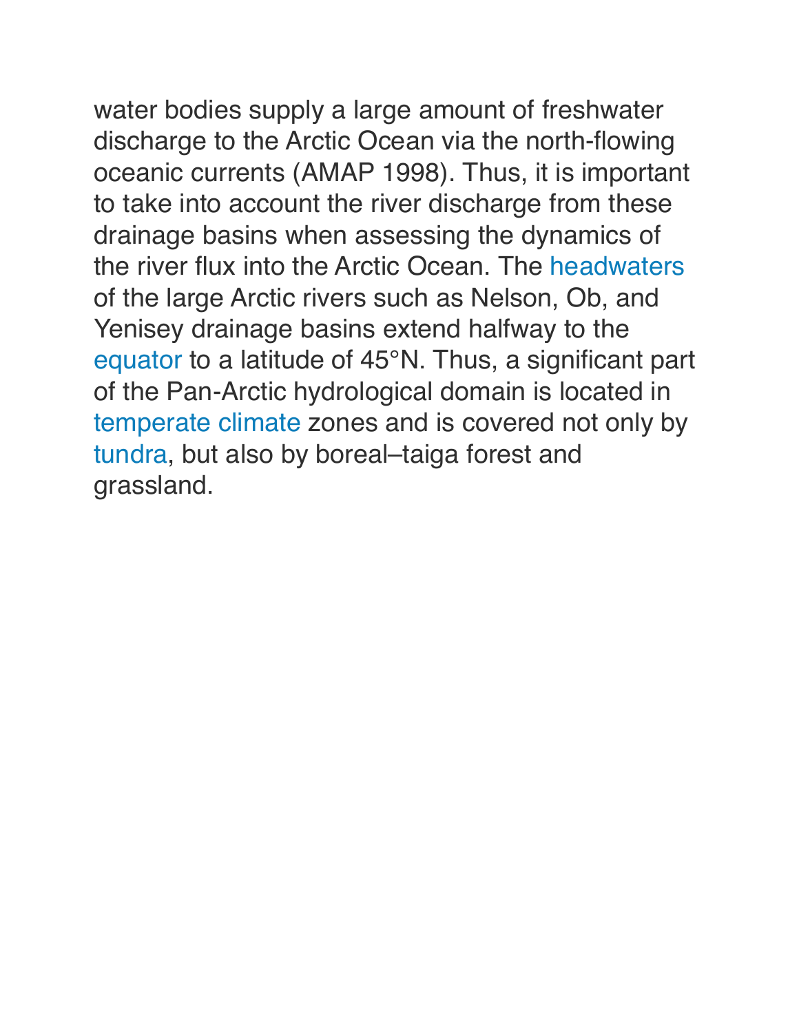water bodies supply a large amount of freshwater discharge to the Arctic Ocean via the north-flowing oceanic currents (AMAP 1998). Thus, it is important to take into account the river discharge from these drainage basins when assessing the dynamics of the river flux into the Arctic Ocean. The headwaters of the large Arctic rivers such as Nelson, Ob, and Yenisey drainage basins extend halfway to the equator to a latitude of 45°N. Thus, a significant part of the Pan-Arctic hydrological domain is located in temperate climate zones and is covered not only by tundra, but also by boreal–taiga forest and grassland.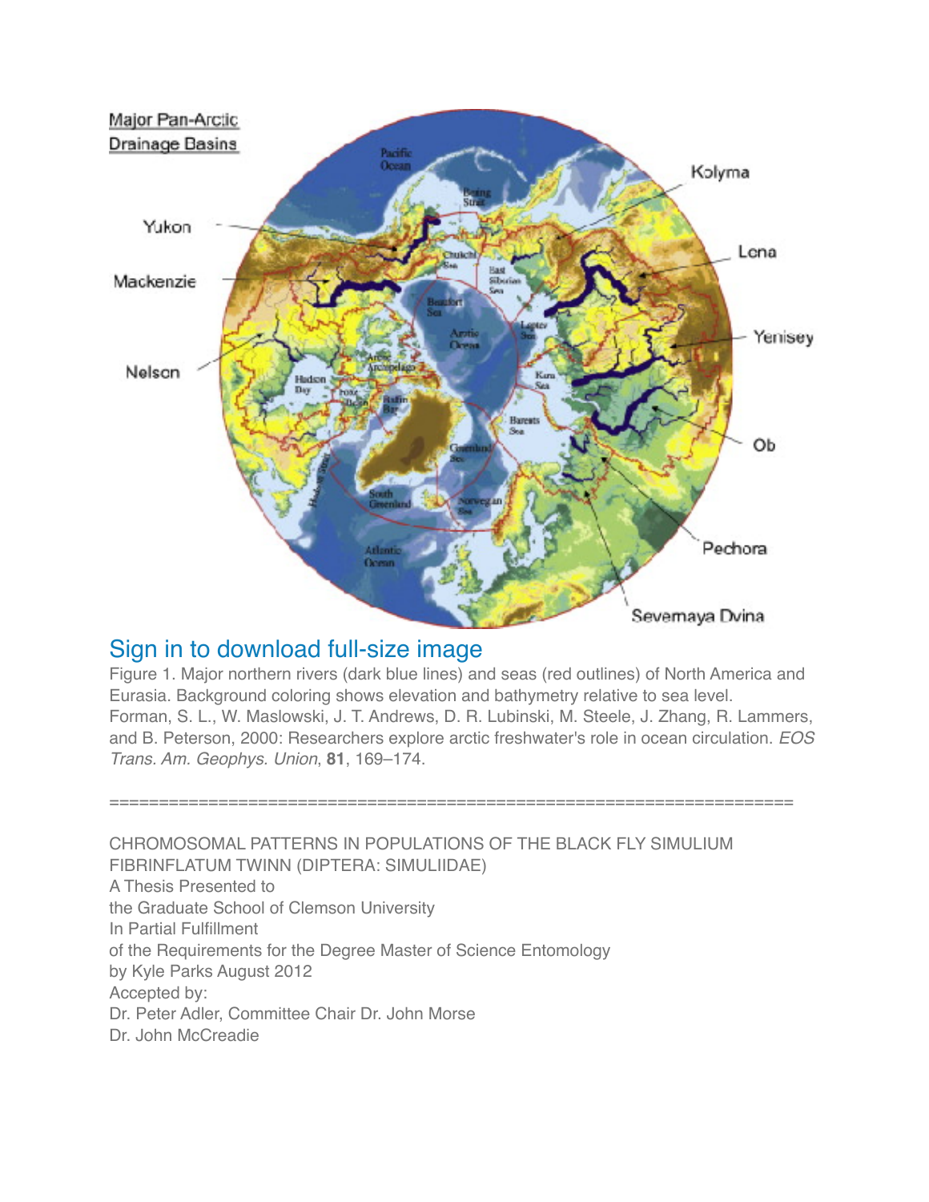Major Pan-Arctic
Drainage Basins

Yukon
Mackenzie
Nelson
Kolyma
Lena
Yenisey
Ob
Pechora
Severnaya Dvina

Pacific Ocean
Bering Strait
Chukchi Sea
East Siberian Sea
Beaufort Sea
Arctic Ocean
Laptev Sea
Kara Sea
Barents Sea
Arctic Archipelago
Hudson Bay
Baffin Bay
Greenland Sea
Norwegian Sea
South Greenland
Hudson Strait
Atlantic Ocean

Sign in to download full-size image

Figure 1. Major northern rivers (dark blue lines) and seas (red outlines) of North America and Eurasia. Background coloring shows elevation and bathymetry relative to sea level.
Forman, S. L., W. Maslowski, J. T. Andrews, D. R. Lubinski, M. Steele, J. Zhang, R. Lammers, and B. Peterson, 2000: Researchers explore arctic freshwater's role in ocean circulation. *EOS Trans. Am. Geophys. Union*, **81**, 169–174.

======================================================================

CHROMOSOMAL PATTERNS IN POPULATIONS OF THE BLACK FLY SIMULIUM FIBRINFLATUM TWINN (DIPTERA: SIMULIIDAE)
A Thesis Presented to
the Graduate School of Clemson University
In Partial Fulfillment
of the Requirements for the Degree Master of Science Entomology
by Kyle Parks August 2012
Accepted by:
Dr. Peter Adler, Committee Chair Dr. John Morse
Dr. John McCreadie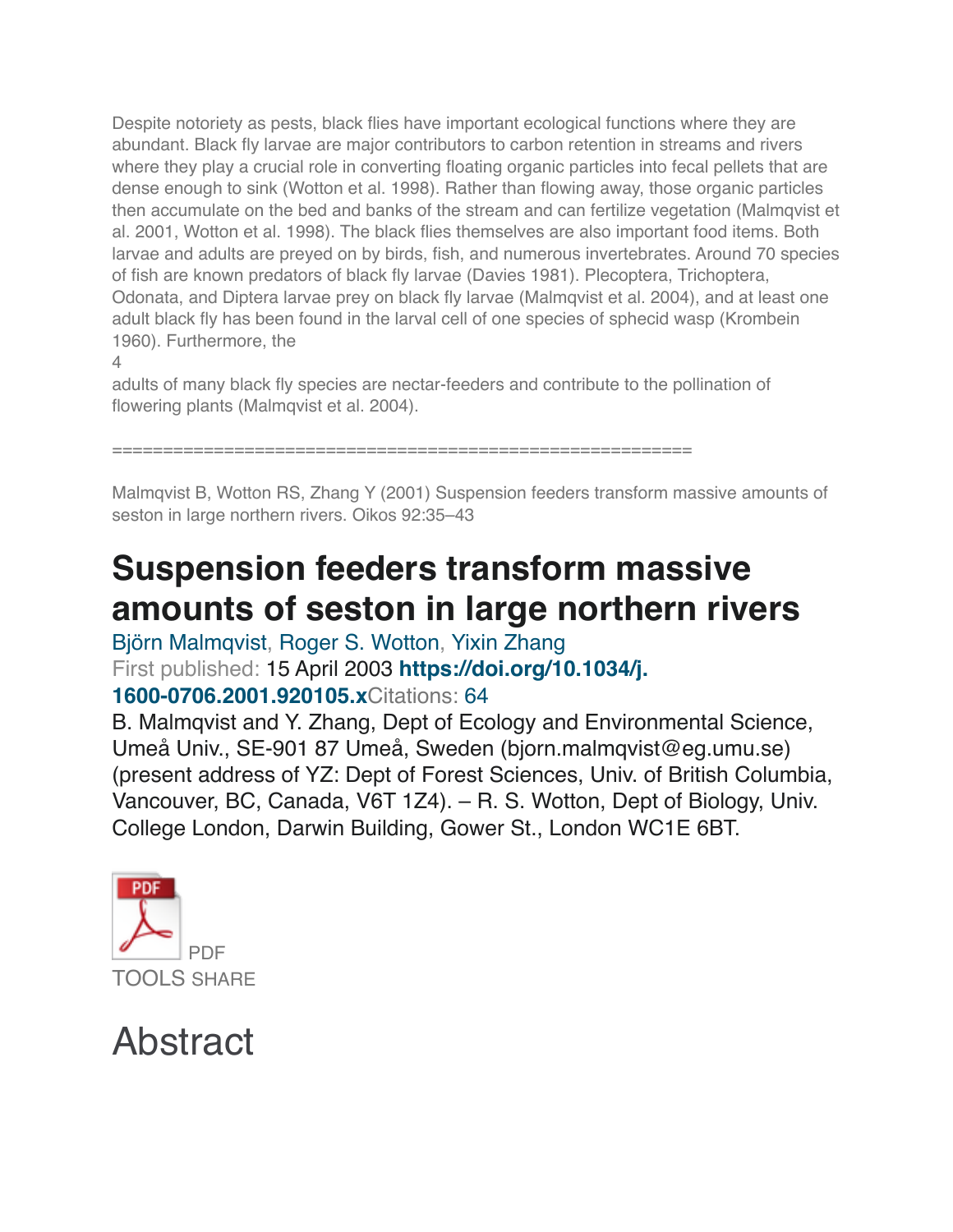Despite notoriety as pests, black flies have important ecological functions where they are abundant. Black fly larvae are major contributors to carbon retention in streams and rivers where they play a crucial role in converting floating organic particles into fecal pellets that are dense enough to sink (Wotton et al. 1998). Rather than flowing away, those organic particles then accumulate on the bed and banks of the stream and can fertilize vegetation (Malmqvist et al. 2001, Wotton et al. 1998). The black flies themselves are also important food items. Both larvae and adults are preyed on by birds, fish, and numerous invertebrates. Around 70 species of fish are known predators of black fly larvae (Davies 1981). Plecoptera, Trichoptera, Odonata, and Diptera larvae prey on black fly larvae (Malmqvist et al. 2004), and at least one adult black fly has been found in the larval cell of one species of sphecid wasp (Krombein 1960). Furthermore, the

adults of many black fly species are nectar-feeders and contribute to the pollination of flowering plants (Malmqvist et al. 2004).

==========================================================

Malmqvist B, Wotton RS, Zhang Y (2001) Suspension feeders transform massive amounts of seston in large northern rivers. Oikos 92:35–43

# Suspension feeders transform massive amounts of seston in large northern rivers

Björn Malmqvist, Roger S. Wotton, Yixin Zhang

First published: 15 April 2003 **https://doi.org/10.1034/j.1600-0706.2001.920105.x** Citations: 64

B. Malmqvist and Y. Zhang, Dept of Ecology and Environmental Science, Umeå Univ., SE-901 87 Umeå, Sweden (bjorn.malmqvist@eg.umu.se) (present address of YZ: Dept of Forest Sciences, Univ. of British Columbia, Vancouver, BC, Canada, V6T 1Z4). – R. S. Wotton, Dept of Biology, Univ. College London, Darwin Building, Gower St., London WC1E 6BT.

PDF
TOOLS SHARE

## Abstract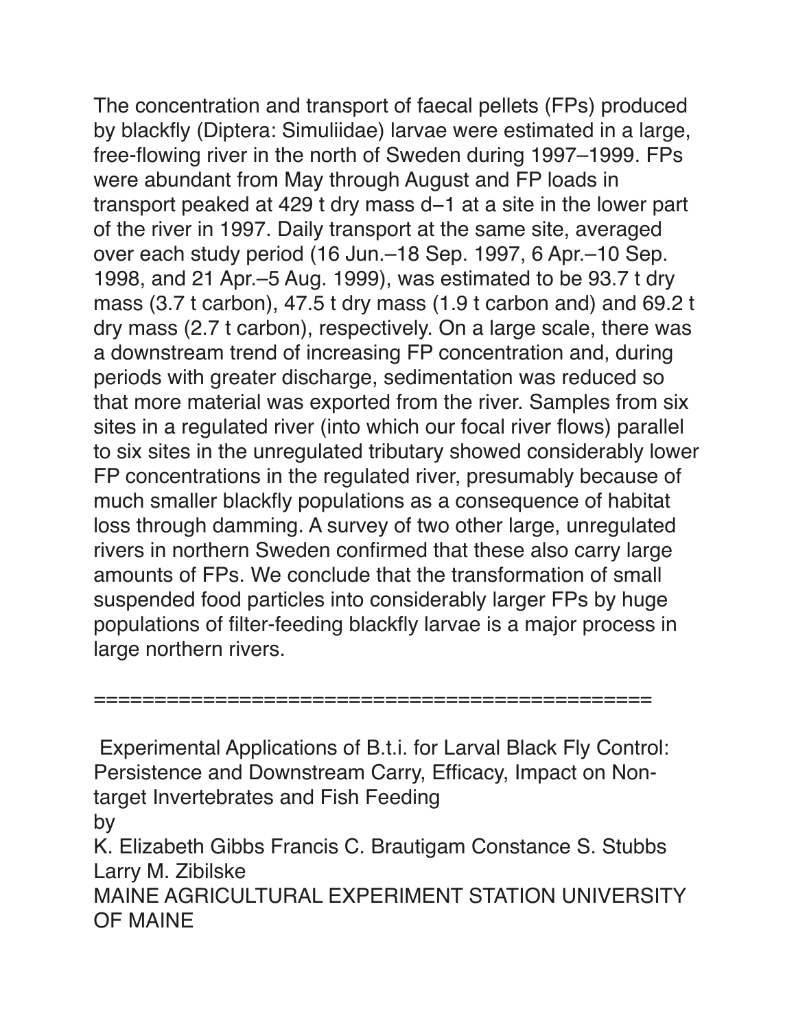The concentration and transport of faecal pellets (FPs) produced by blackfly (Diptera: Simuliidae) larvae were estimated in a large, free-flowing river in the north of Sweden during 1997–1999. FPs were abundant from May through August and FP loads in transport peaked at 429 t dry mass d–1 at a site in the lower part of the river in 1997. Daily transport at the same site, averaged over each study period (16 Jun.–18 Sep. 1997, 6 Apr.–10 Sep. 1998, and 21 Apr.–5 Aug. 1999), was estimated to be 93.7 t dry mass (3.7 t carbon), 47.5 t dry mass (1.9 t carbon and) and 69.2 t dry mass (2.7 t carbon), respectively. On a large scale, there was a downstream trend of increasing FP concentration and, during periods with greater discharge, sedimentation was reduced so that more material was exported from the river. Samples from six sites in a regulated river (into which our focal river flows) parallel to six sites in the unregulated tributary showed considerably lower FP concentrations in the regulated river, presumably because of much smaller blackfly populations as a consequence of habitat loss through damming. A survey of two other large, unregulated rivers in northern Sweden confirmed that these also carry large amounts of FPs. We conclude that the transformation of small suspended food particles into considerably larger FPs by huge populations of filter-feeding blackfly larvae is a major process in large northern rivers.

==============================================

Experimental Applications of B.t.i. for Larval Black Fly Control: Persistence and Downstream Carry, Efficacy, Impact on Non-target Invertebrates and Fish Feeding

by

K. Elizabeth Gibbs Francis C. Brautigam Constance S. Stubbs Larry M. Zibilske

MAINE AGRICULTURAL EXPERIMENT STATION UNIVERSITY OF MAINE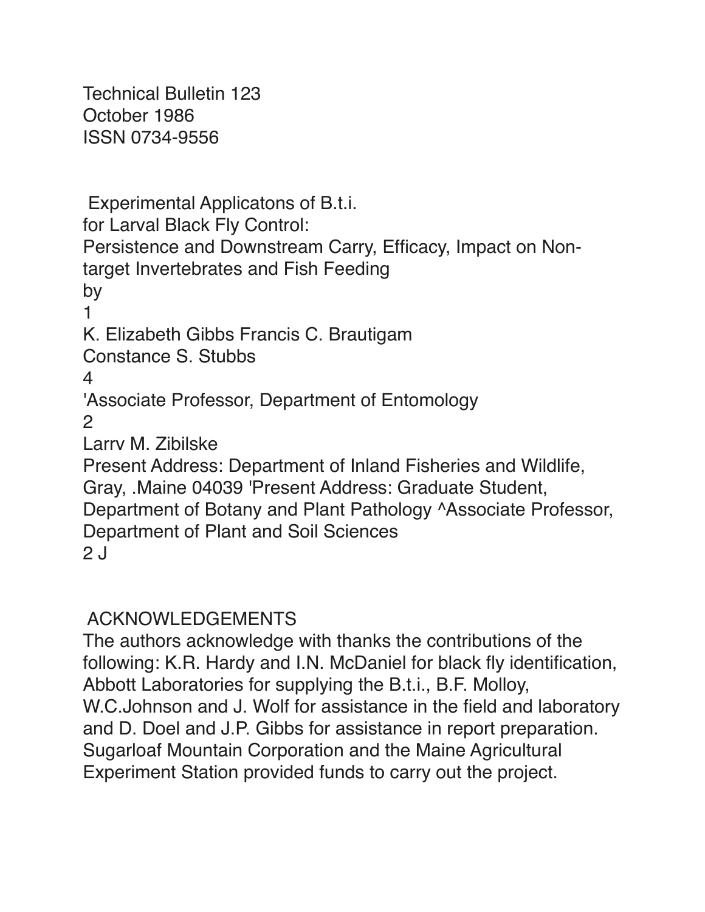Technical Bulletin 123
October 1986
ISSN 0734-9556

# Experimental Applicatons of B.t.i. for Larval Black Fly Control: Persistence and Downstream Carry, Efficacy, Impact on Non-target Invertebrates and Fish Feeding

by

1

K. Elizabeth Gibbs Francis C. Brautigam

Constance S. Stubbs

4

'Associate Professor, Department of Entomology

2

Larrv M. Zibilske

Present Address: Department of Inland Fisheries and Wildlife, Gray, .Maine 04039 'Present Address: Graduate Student, Department of Botany and Plant Pathology ^Associate Professor, Department of Plant and Soil Sciences

2 J

## ACKNOWLEDGEMENTS

The authors acknowledge with thanks the contributions of the following: K.R. Hardy and I.N. McDaniel for black fly identification, Abbott Laboratories for supplying the B.t.i., B.F. Molloy, W.C.Johnson and J. Wolf for assistance in the field and laboratory and D. Doel and J.P. Gibbs for assistance in report preparation. Sugarloaf Mountain Corporation and the Maine Agricultural Experiment Station provided funds to carry out the project.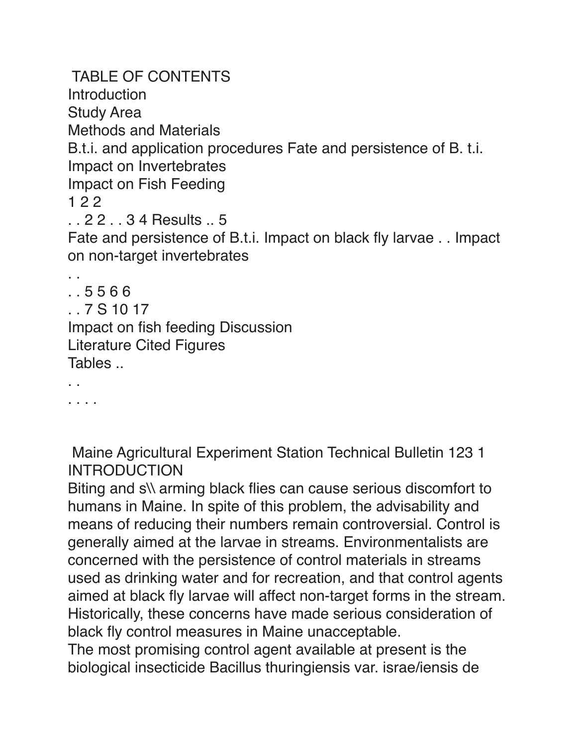TABLE OF CONTENTS

Introduction
Study Area
Methods and Materials
B.t.i. and application procedures Fate and persistence of B. t.i.
Impact on Invertebrates
Impact on Fish Feeding
1 2 2
. . 2 2 . . 3 4 Results .. 5
Fate and persistence of B.t.i. Impact on black fly larvae . . Impact on non-target invertebrates
. .
. . 5 5 6 6
. . 7 S 10 17
Impact on fish feeding Discussion
Literature Cited Figures
Tables ..
. .
. . . .

Maine Agricultural Experiment Station Technical Bulletin 123 1

# INTRODUCTION

Biting and s\\ arming black flies can cause serious discomfort to humans in Maine. In spite of this problem, the advisability and means of reducing their numbers remain controversial. Control is generally aimed at the larvae in streams. Environmentalists are concerned with the persistence of control materials in streams used as drinking water and for recreation, and that control agents aimed at black fly larvae will affect non-target forms in the stream. Historically, these concerns have made serious consideration of black fly control measures in Maine unacceptable.

The most promising control agent available at present is the biological insecticide Bacillus thuringiensis var. israe/iensis de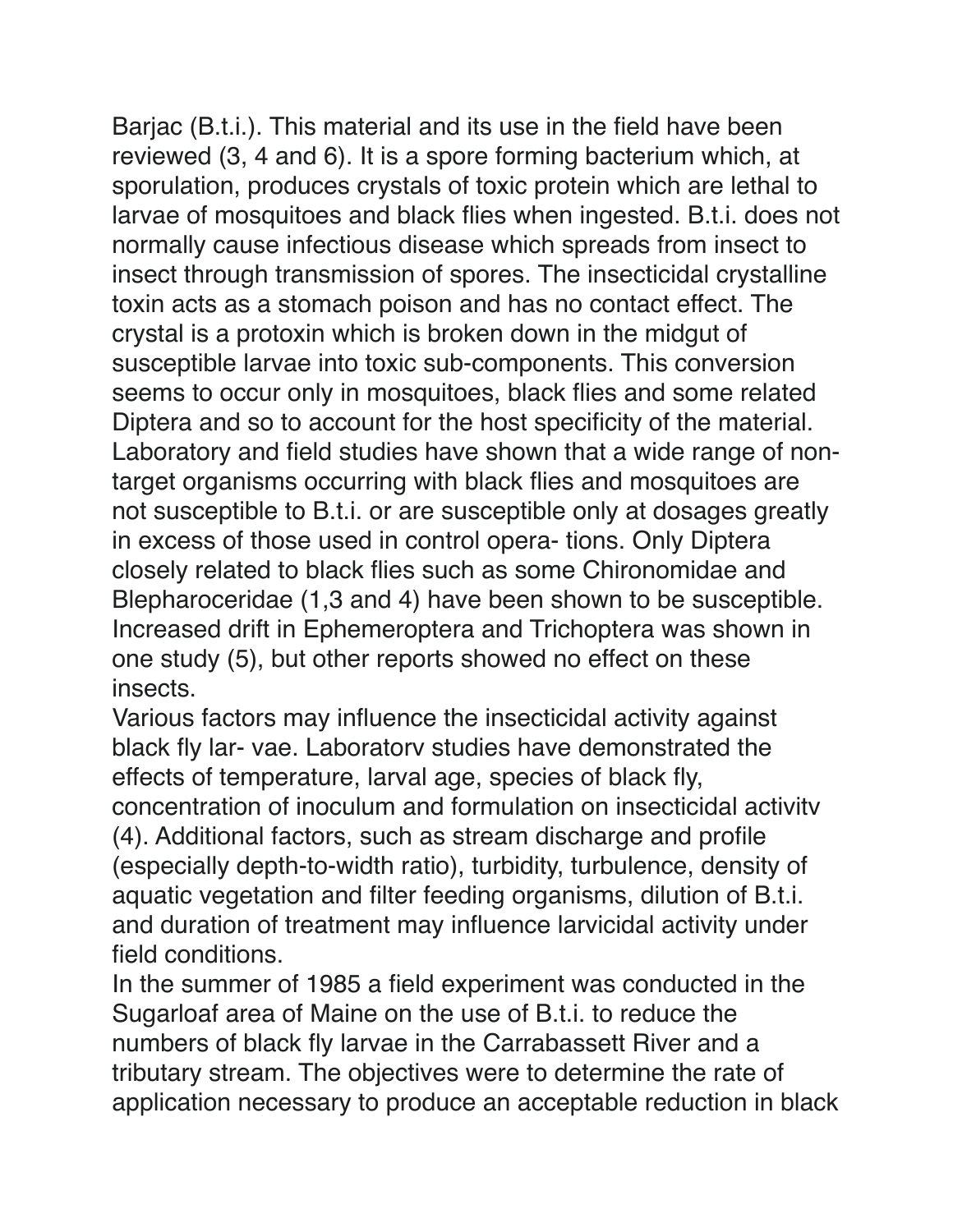Barjac (B.t.i.). This material and its use in the field have been reviewed (3, 4 and 6). It is a spore forming bacterium which, at sporulation, produces crystals of toxic protein which are lethal to larvae of mosquitoes and black flies when ingested. B.t.i. does not normally cause infectious disease which spreads from insect to insect through transmission of spores. The insecticidal crystalline toxin acts as a stomach poison and has no contact effect. The crystal is a protoxin which is broken down in the midgut of susceptible larvae into toxic sub-components. This conversion seems to occur only in mosquitoes, black flies and some related Diptera and so to account for the host specificity of the material. Laboratory and field studies have shown that a wide range of non-target organisms occurring with black flies and mosquitoes are not susceptible to B.t.i. or are susceptible only at dosages greatly in excess of those used in control opera- tions. Only Diptera closely related to black flies such as some Chironomidae and Blepharoceridae (1,3 and 4) have been shown to be susceptible. Increased drift in Ephemeroptera and Trichoptera was shown in one study (5), but other reports showed no effect on these insects.

Various factors may influence the insecticidal activity against black fly lar- vae. Laboratorv studies have demonstrated the effects of temperature, larval age, species of black fly, concentration of inoculum and formulation on insecticidal activitv (4). Additional factors, such as stream discharge and profile (especially depth-to-width ratio), turbidity, turbulence, density of aquatic vegetation and filter feeding organisms, dilution of B.t.i. and duration of treatment may influence larvicidal activity under field conditions.

In the summer of 1985 a field experiment was conducted in the Sugarloaf area of Maine on the use of B.t.i. to reduce the numbers of black fly larvae in the Carrabassett River and a tributary stream. The objectives were to determine the rate of application necessary to produce an acceptable reduction in black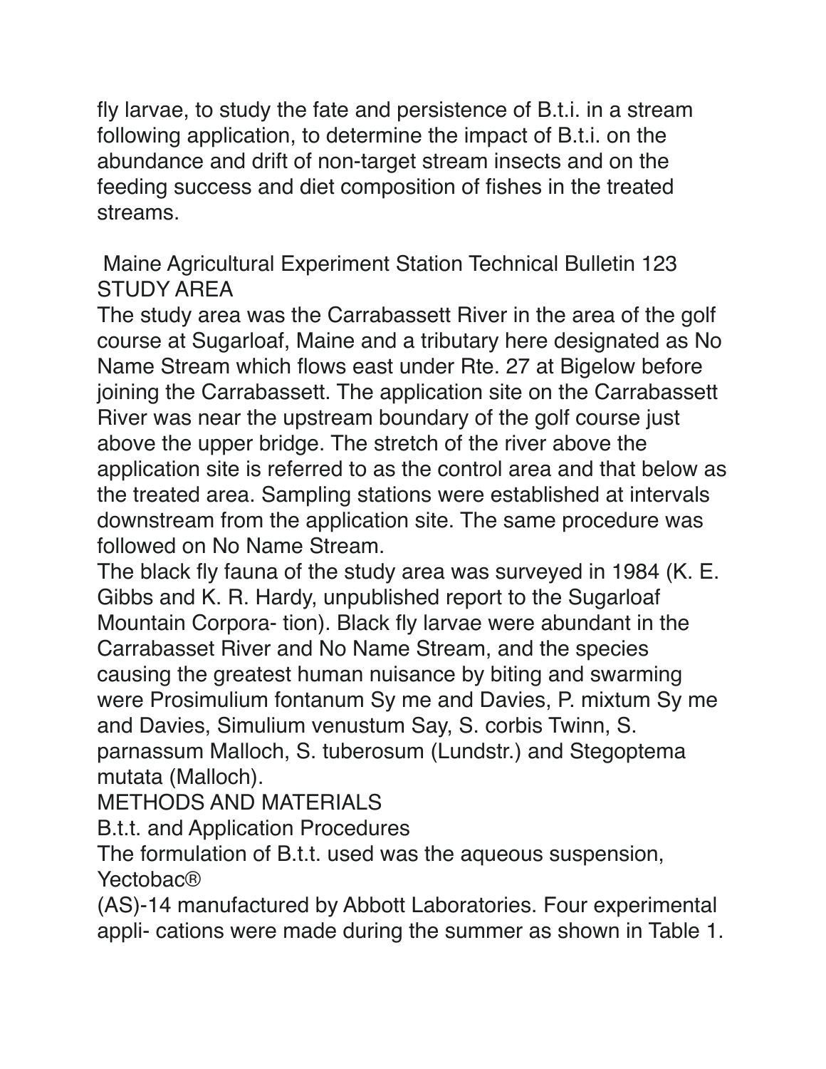fly larvae, to study the fate and persistence of B.t.i. in a stream following application, to determine the impact of B.t.i. on the abundance and drift of non-target stream insects and on the feeding success and diet composition of fishes in the treated streams.

Maine Agricultural Experiment Station Technical Bulletin 123

## STUDY AREA

The study area was the Carrabassett River in the area of the golf course at Sugarloaf, Maine and a tributary here designated as No Name Stream which flows east under Rte. 27 at Bigelow before joining the Carrabassett. The application site on the Carrabassett River was near the upstream boundary of the golf course just above the upper bridge. The stretch of the river above the application site is referred to as the control area and that below as the treated area. Sampling stations were established at intervals downstream from the application site. The same procedure was followed on No Name Stream.

The black fly fauna of the study area was surveyed in 1984 (K. E. Gibbs and K. R. Hardy, unpublished report to the Sugarloaf Mountain Corpora- tion). Black fly larvae were abundant in the Carrabasset River and No Name Stream, and the species causing the greatest human nuisance by biting and swarming were *Prosimulium fontanum* Sy me and Davies, *P. mixtum* Sy me and Davies, *Simulium venustum* Say, *S. corbis* Twinn, *S. parnassum* Malloch, *S. tuberosum* (Lundstr.) and *Stegoptema mutata* (Malloch).

## METHODS AND MATERIALS

### B.t.t. and Application Procedures

The formulation of B.t.t. used was the aqueous suspension, Yectobac®
(AS)-14 manufactured by Abbott Laboratories. Four experimental appli- cations were made during the summer as shown in Table 1.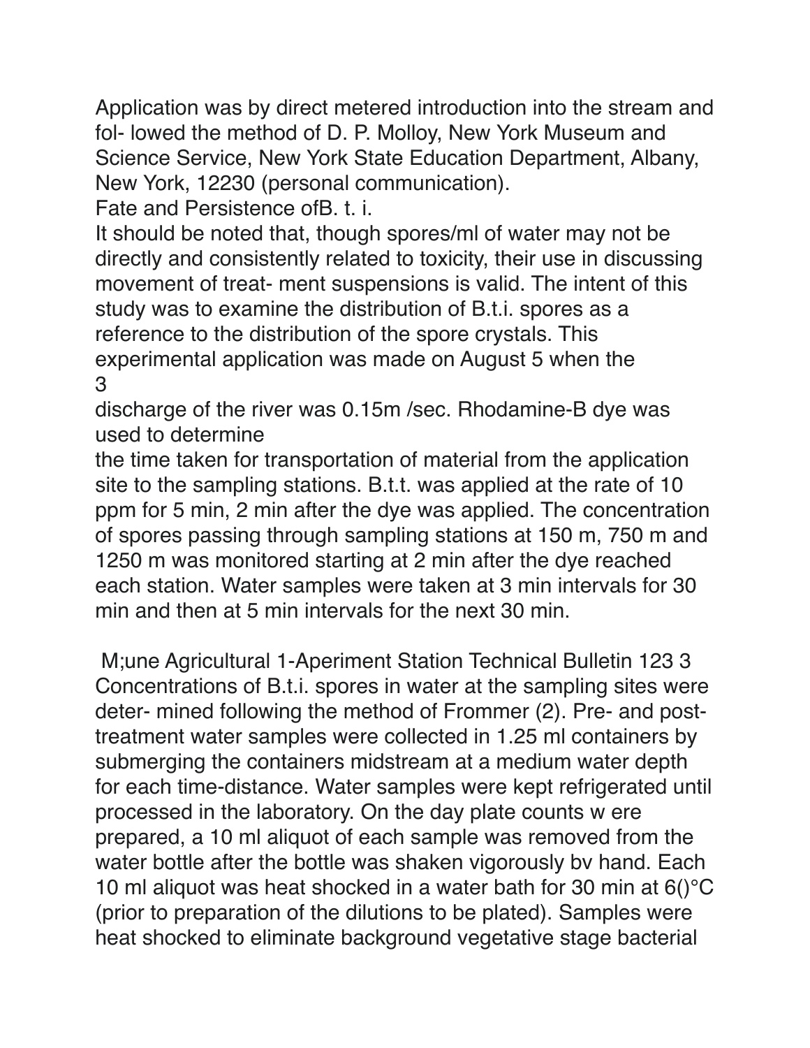Application was by direct metered introduction into the stream and fol- lowed the method of D. P. Molloy, New York Museum and Science Service, New York State Education Department, Albany, New York, 12230 (personal communication).

## Fate and Persistence ofB. t. i.

It should be noted that, though spores/ml of water may not be directly and consistently related to toxicity, their use in discussing movement of treat- ment suspensions is valid. The intent of this study was to examine the distribution of B.t.i. spores as a reference to the distribution of the spore crystals. This experimental application was made on August 5 when the discharge of the river was 0.15$m^3$/sec. Rhodamine-B dye was used to determine the time taken for transportation of material from the application site to the sampling stations. B.t.t. was applied at the rate of 10 ppm for 5 min, 2 min after the dye was applied. The concentration of spores passing through sampling stations at 150 m, 750 m and 1250 m was monitored starting at 2 min after the dye reached each station. Water samples were taken at 3 min intervals for 30 min and then at 5 min intervals for the next 30 min.

Concentrations of B.t.i. spores in water at the sampling sites were deter- mined following the method of Frommer (2). Pre- and post-treatment water samples were collected in 1.25 ml containers by submerging the containers midstream at a medium water depth for each time-distance. Water samples were kept refrigerated until processed in the laboratory. On the day plate counts w ere prepared, a 10 ml aliquot of each sample was removed from the water bottle after the bottle was shaken vigorously bv hand. Each 10 ml aliquot was heat shocked in a water bath for 30 min at 6()°C (prior to preparation of the dilutions to be plated). Samples were heat shocked to eliminate background vegetative stage bacterial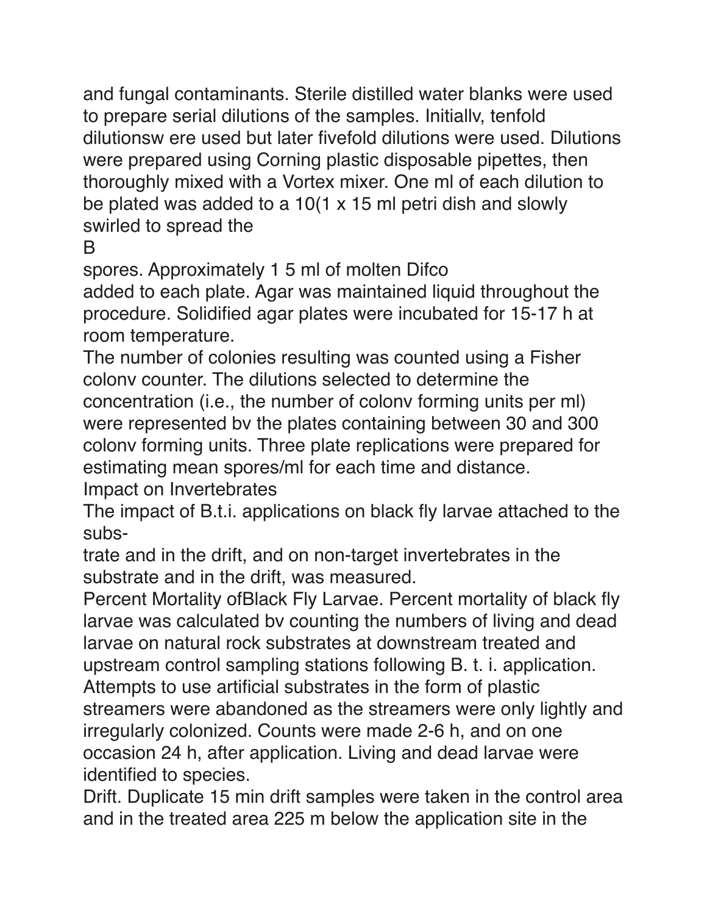and fungal contaminants. Sterile distilled water blanks were used to prepare serial dilutions of the samples. Initiallv, tenfold dilutionsw ere used but later fivefold dilutions were used. Dilutions were prepared using Corning plastic disposable pipettes, then thoroughly mixed with a Vortex mixer. One ml of each dilution to be plated was added to a 10(1 x 15 ml petri dish and slowly swirled to spread the

B

spores. Approximately 1 5 ml of molten Difco

added to each plate. Agar was maintained liquid throughout the procedure. Solidified agar plates were incubated for 15-17 h at room temperature.

The number of colonies resulting was counted using a Fisher colonv counter. The dilutions selected to determine the concentration (i.e., the number of colonv forming units per ml) were represented bv the plates containing between 30 and 300 colonv forming units. Three plate replications were prepared for estimating mean spores/ml for each time and distance.

### Impact on Invertebrates

The impact of B.t.i. applications on black fly larvae attached to the subs-

trate and in the drift, and on non-target invertebrates in the substrate and in the drift, was measured.

**Percent Mortality ofBlack Fly Larvae.** Percent mortality of black fly larvae was calculated bv counting the numbers of living and dead larvae on natural rock substrates at downstream treated and upstream control sampling stations following B. t. i. application. Attempts to use artificial substrates in the form of plastic streamers were abandoned as the streamers were only lightly and irregularly colonized. Counts were made 2-6 h, and on one occasion 24 h, after application. Living and dead larvae were identified to species.

**Drift.** Duplicate 15 min drift samples were taken in the control area and in the treated area 225 m below the application site in the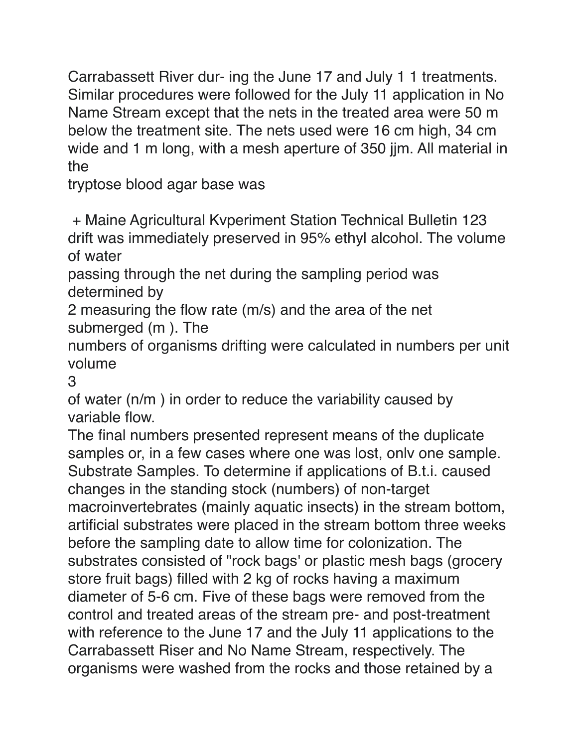Carrabassett River dur- ing the June 17 and July 1 1 treatments. Similar procedures were followed for the July 11 application in No Name Stream except that the nets in the treated area were 50 m below the treatment site. The nets used were 16 cm high, 34 cm wide and 1 m long, with a mesh aperture of 350 jjm. All material in the
tryptose blood agar base was

+ Maine Agricultural Kvperiment Station Technical Bulletin 123
drift was immediately preserved in 95% ethyl alcohol. The volume of water
passing through the net during the sampling period was determined by
measuring the flow rate (m/s) and the area of the net submerged ($m^2$). The
numbers of organisms drifting were calculated in numbers per unit volume
of water ($n/m^3$) in order to reduce the variability caused by variable flow.

The final numbers presented represent means of the duplicate samples or, in a few cases where one was lost, onlv one sample.

Substrate Samples. To determine if applications of B.t.i. caused changes in the standing stock (numbers) of non-target macroinvertebrates (mainly aquatic insects) in the stream bottom, artificial substrates were placed in the stream bottom three weeks before the sampling date to allow time for colonization. The substrates consisted of "rock bags' or plastic mesh bags (grocery store fruit bags) filled with 2 kg of rocks having a maximum diameter of 5-6 cm. Five of these bags were removed from the control and treated areas of the stream pre- and post-treatment with reference to the June 17 and the July 11 applications to the Carrabassett Riser and No Name Stream, respectively. The organisms were washed from the rocks and those retained by a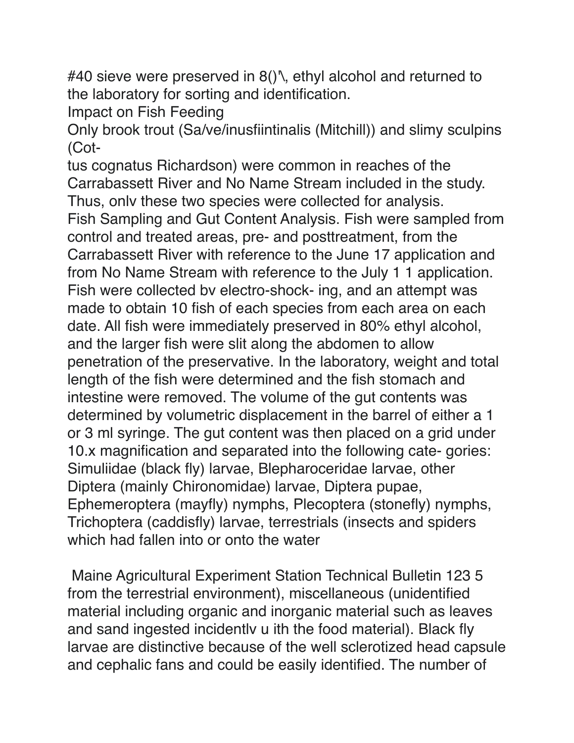#40 sieve were preserved in 8()'\, ethyl alcohol and returned to the laboratory for sorting and identification.

## Impact on Fish Feeding

Only brook trout (Sa/ve/inusfiintinalis (Mitchill)) and slimy sculpins (Cot-
tus cognatus Richardson) were common in reaches of the Carrabassett River and No Name Stream included in the study. Thus, onlv these two species were collected for analysis.

Fish Sampling and Gut Content Analysis. Fish were sampled from control and treated areas, pre- and posttreatment, from the Carrabassett River with reference to the June 17 application and from No Name Stream with reference to the July 1 1 application. Fish were collected bv electro-shock- ing, and an attempt was made to obtain 10 fish of each species from each area on each date. All fish were immediately preserved in 80% ethyl alcohol, and the larger fish were slit along the abdomen to allow penetration of the preservative. In the laboratory, weight and total length of the fish were determined and the fish stomach and intestine were removed. The volume of the gut contents was determined by volumetric displacement in the barrel of either a 1 or 3 ml syringe. The gut content was then placed on a grid under 10.x magnification and separated into the following cate- gories: Simuliidae (black fly) larvae, Blepharoceridae larvae, other Diptera (mainly Chironomidae) larvae, Diptera pupae, Ephemeroptera (mayfly) nymphs, Plecoptera (stonefly) nymphs, Trichoptera (caddisfly) larvae, terrestrials (insects and spiders which had fallen into or onto the water

from the terrestrial environment), miscellaneous (unidentified material including organic and inorganic material such as leaves and sand ingested incidentlv u ith the food material). Black fly larvae are distinctive because of the well sclerotized head capsule and cephalic fans and could be easily identified. The number of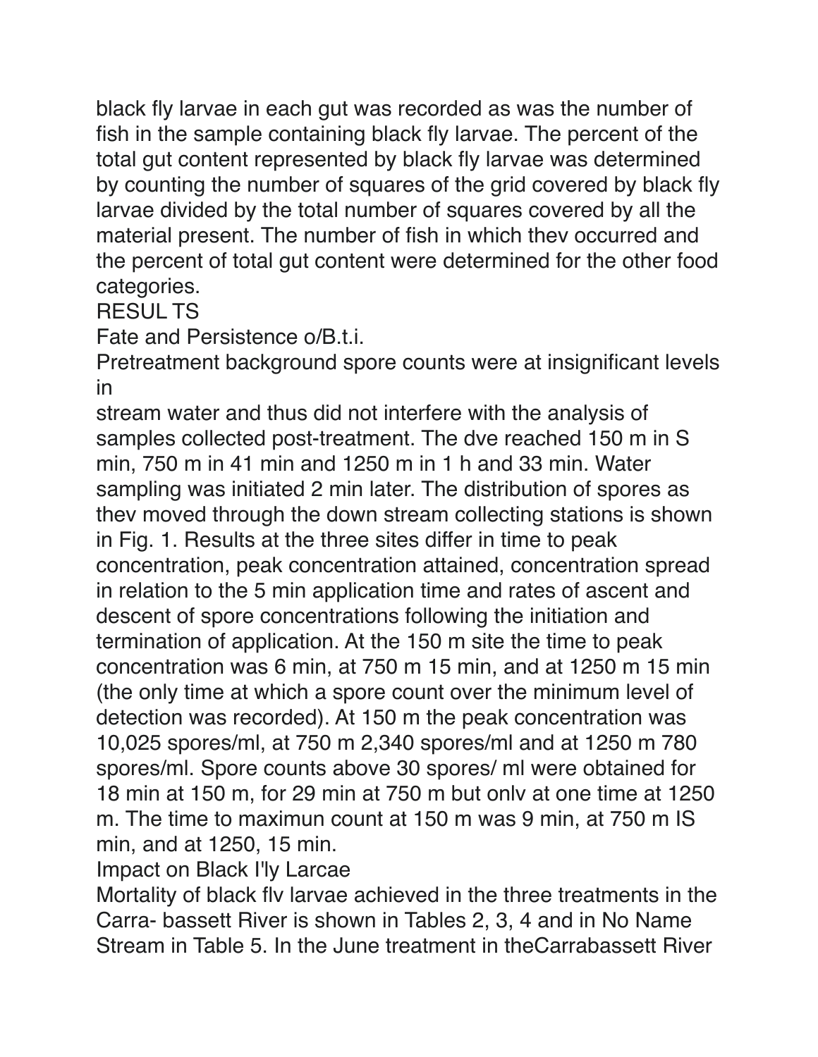black fly larvae in each gut was recorded as was the number of fish in the sample containing black fly larvae. The percent of the total gut content represented by black fly larvae was determined by counting the number of squares of the grid covered by black fly larvae divided by the total number of squares covered by all the material present. The number of fish in which thev occurred and the percent of total gut content were determined for the other food categories.

## RESUL TS

### Fate and Persistence o/B.t.i.

Pretreatment background spore counts were at insignificant levels in
stream water and thus did not interfere with the analysis of samples collected post-treatment. The dve reached 150 m in S min, 750 m in 41 min and 1250 m in 1 h and 33 min. Water sampling was initiated 2 min later. The distribution of spores as thev moved through the down stream collecting stations is shown in Fig. 1. Results at the three sites differ in time to peak concentration, peak concentration attained, concentration spread in relation to the 5 min application time and rates of ascent and descent of spore concentrations following the initiation and termination of application. At the 150 m site the time to peak concentration was 6 min, at 750 m 15 min, and at 1250 m 15 min (the only time at which a spore count over the minimum level of detection was recorded). At 150 m the peak concentration was 10,025 spores/ml, at 750 m 2,340 spores/ml and at 1250 m 780 spores/ml. Spore counts above 30 spores/ ml were obtained for 18 min at 150 m, for 29 min at 750 m but onlv at one time at 1250 m. The time to maximun count at 150 m was 9 min, at 750 m IS min, and at 1250, 15 min.

### Impact on Black I'ly Larcae

Mortality of black flv larvae achieved in the three treatments in the Carra- bassett River is shown in Tables 2, 3, 4 and in No Name Stream in Table 5. In the June treatment in theCarrabassett River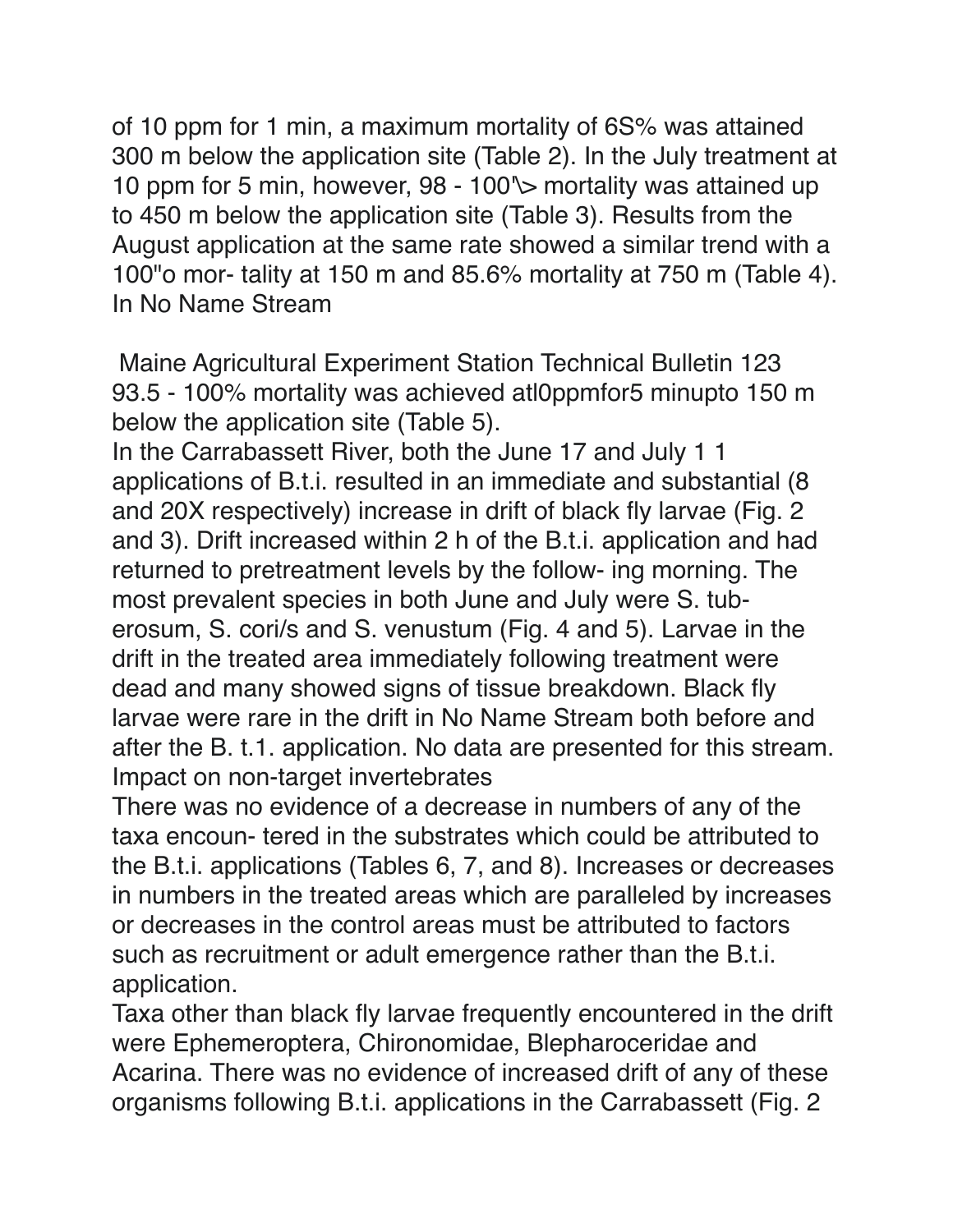of 10 ppm for 1 min, a maximum mortality of 6S% was attained 300 m below the application site (Table 2). In the July treatment at 10 ppm for 5 min, however, 98 - 100'\> mortality was attained up to 450 m below the application site (Table 3). Results from the August application at the same rate showed a similar trend with a 100"o mor- tality at 150 m and 85.6% mortality at 750 m (Table 4). In No Name Stream

93.5 - 100% mortality was achieved atl0ppmfor5 minupto 150 m below the application site (Table 5).

In the Carrabassett River, both the June 17 and July 1 1 applications of B.t.i. resulted in an immediate and substantial (8 and 20X respectively) increase in drift of black fly larvae (Fig. 2 and 3). Drift increased within 2 h of the B.t.i. application and had returned to pretreatment levels by the follow- ing morning. The most prevalent species in both June and July were S. tub- erosum, S. cori/s and S. venustum (Fig. 4 and 5). Larvae in the drift in the treated area immediately following treatment were dead and many showed signs of tissue breakdown. Black fly larvae were rare in the drift in No Name Stream both before and after the B. t.1. application. No data are presented for this stream.

## Impact on non-target invertebrates

There was no evidence of a decrease in numbers of any of the taxa encoun- tered in the substrates which could be attributed to the B.t.i. applications (Tables 6, 7, and 8). Increases or decreases in numbers in the treated areas which are paralleled by increases or decreases in the control areas must be attributed to factors such as recruitment or adult emergence rather than the B.t.i. application.

Taxa other than black fly larvae frequently encountered in the drift were Ephemeroptera, Chironomidae, Blepharoceridae and Acarina. There was no evidence of increased drift of any of these organisms following B.t.i. applications in the Carrabassett (Fig. 2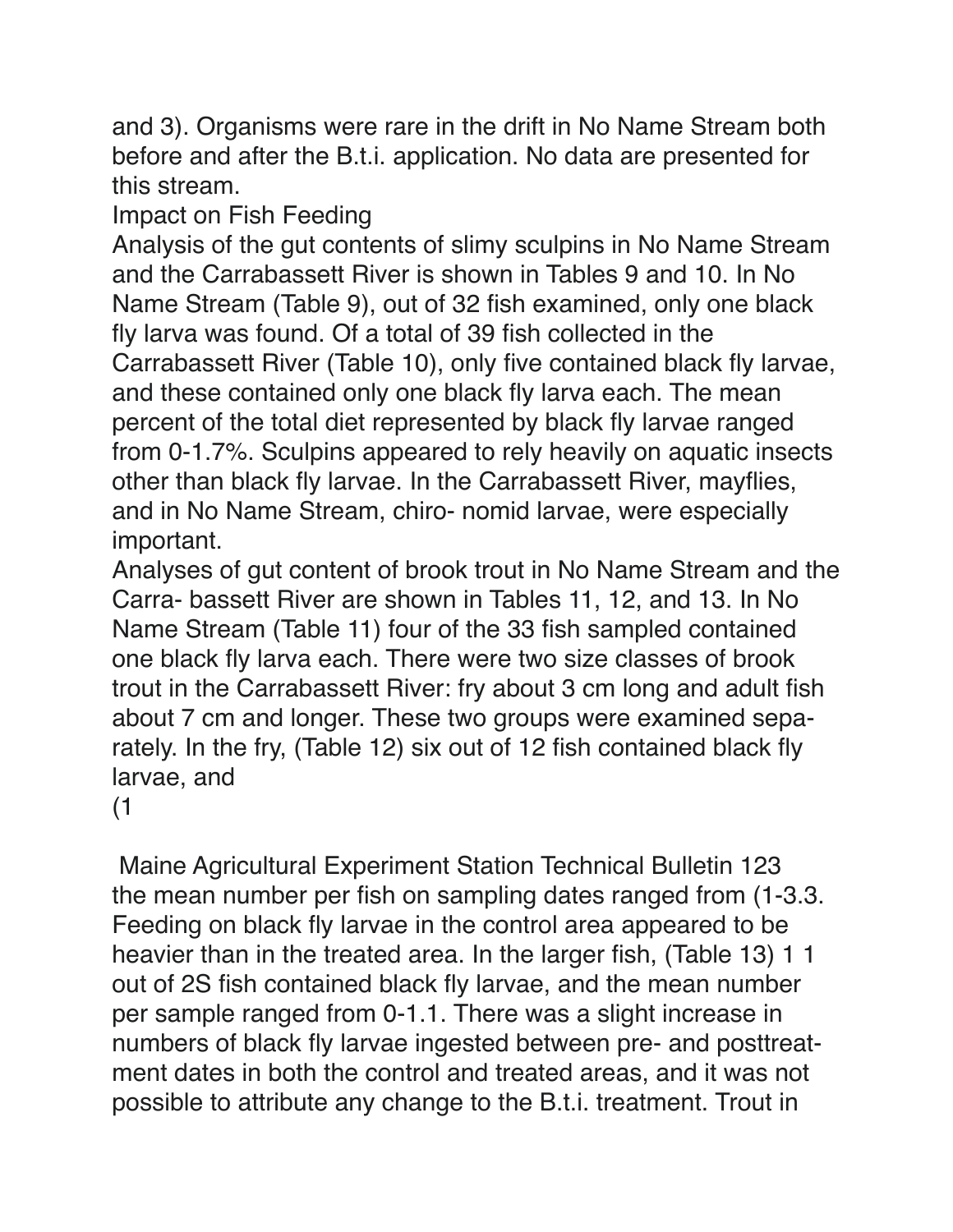and 3). Organisms were rare in the drift in No Name Stream both before and after the B.t.i. application. No data are presented for this stream.

## Impact on Fish Feeding

Analysis of the gut contents of slimy sculpins in No Name Stream and the Carrabassett River is shown in Tables 9 and 10. In No Name Stream (Table 9), out of 32 fish examined, only one black fly larva was found. Of a total of 39 fish collected in the Carrabassett River (Table 10), only five contained black fly larvae, and these contained only one black fly larva each. The mean percent of the total diet represented by black fly larvae ranged from 0-1.7%. Sculpins appeared to rely heavily on aquatic insects other than black fly larvae. In the Carrabassett River, mayflies, and in No Name Stream, chiro- nomid larvae, were especially important.

Analyses of gut content of brook trout in No Name Stream and the Carra- bassett River are shown in Tables 11, 12, and 13. In No Name Stream (Table 11) four of the 33 fish sampled contained one black fly larva each. There were two size classes of brook trout in the Carrabassett River: fry about 3 cm long and adult fish about 7 cm and longer. These two groups were examined sepa- rately. In the fry, (Table 12) six out of 12 fish contained black fly larvae, and

(1

Maine Agricultural Experiment Station Technical Bulletin 123

the mean number per fish on sampling dates ranged from (1-3.3. Feeding on black fly larvae in the control area appeared to be heavier than in the treated area. In the larger fish, (Table 13) 1 1 out of 2S fish contained black fly larvae, and the mean number per sample ranged from 0-1.1. There was a slight increase in numbers of black fly larvae ingested between pre- and posttreat- ment dates in both the control and treated areas, and it was not possible to attribute any change to the B.t.i. treatment. Trout in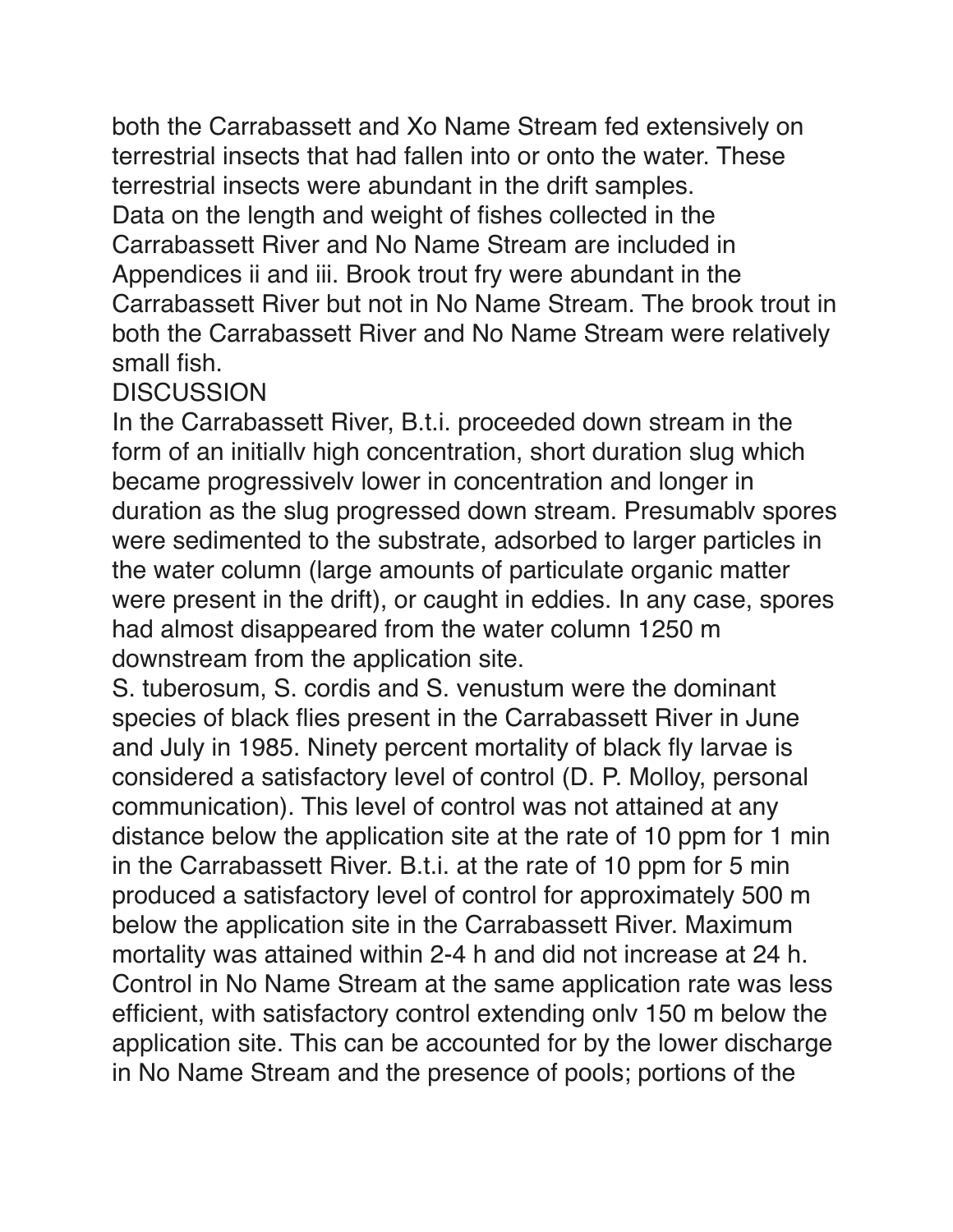both the Carrabassett and Xo Name Stream fed extensively on terrestrial insects that had fallen into or onto the water. These terrestrial insects were abundant in the drift samples.

Data on the length and weight of fishes collected in the Carrabassett River and No Name Stream are included in Appendices ii and iii. Brook trout fry were abundant in the Carrabassett River but not in No Name Stream. The brook trout in both the Carrabassett River and No Name Stream were relatively small fish.

## DISCUSSION

In the Carrabassett River, B.t.i. proceeded down stream in the form of an initiallv high concentration, short duration slug which became progressivelv lower in concentration and longer in duration as the slug progressed down stream. Presumablv spores were sedimented to the substrate, adsorbed to larger particles in the water column (large amounts of particulate organic matter were present in the drift), or caught in eddies. In any case, spores had almost disappeared from the water column 1250 m downstream from the application site.

S. tuberosum, S. cordis and S. venustum were the dominant species of black flies present in the Carrabassett River in June and July in 1985. Ninety percent mortality of black fly larvae is considered a satisfactory level of control (D. P. Molloy, personal communication). This level of control was not attained at any distance below the application site at the rate of 10 ppm for 1 min in the Carrabassett River. B.t.i. at the rate of 10 ppm for 5 min produced a satisfactory level of control for approximately 500 m below the application site in the Carrabassett River. Maximum mortality was attained within 2-4 h and did not increase at 24 h. Control in No Name Stream at the same application rate was less efficient, with satisfactory control extending onlv 150 m below the application site. This can be accounted for by the lower discharge in No Name Stream and the presence of pools; portions of the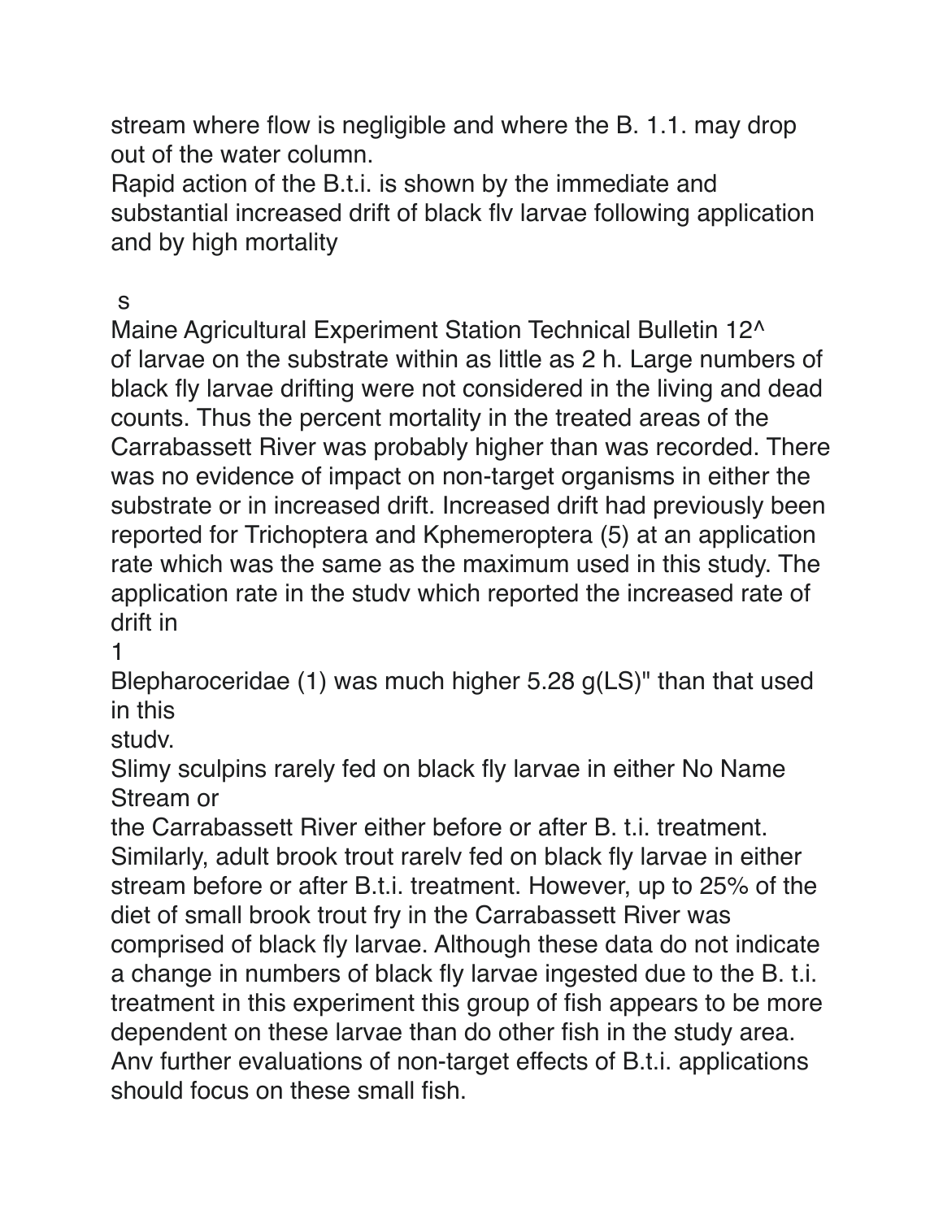stream where flow is negligible and where the B. 1.1. may drop out of the water column.

Rapid action of the B.t.i. is shown by the immediate and substantial increased drift of black flv larvae following application and by high mortality of larvae on the substrate within as little as 2 h. Large numbers of black fly larvae drifting were not considered in the living and dead counts. Thus the percent mortality in the treated areas of the Carrabassett River was probably higher than was recorded. There was no evidence of impact on non-target organisms in either the substrate or in increased drift. Increased drift had previously been reported for Trichoptera and Kphemeroptera (5) at an application rate which was the same as the maximum used in this study. The application rate in the studv which reported the increased rate of drift in Blepharoceridae (1) was much higher 5.28 g(LS)" than that used in this studv.

Slimy sculpins rarely fed on black fly larvae in either No Name Stream or the Carrabassett River either before or after B. t.i. treatment. Similarly, adult brook trout rarelv fed on black fly larvae in either stream before or after B.t.i. treatment. However, up to 25% of the diet of small brook trout fry in the Carrabassett River was comprised of black fly larvae. Although these data do not indicate a change in numbers of black fly larvae ingested due to the B. t.i. treatment in this experiment this group of fish appears to be more dependent on these larvae than do other fish in the study area. Anv further evaluations of non-target effects of B.t.i. applications should focus on these small fish.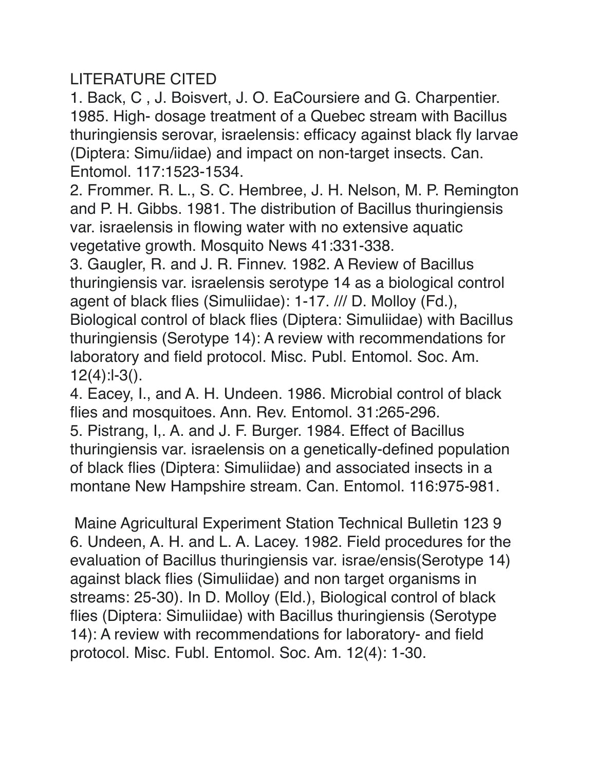## LITERATURE CITED

1. Back, C , J. Boisvert, J. O. EaCoursiere and G. Charpentier. 1985. High- dosage treatment of a Quebec stream with Bacillus thuringiensis serovar, israelensis: efficacy against black fly larvae (Diptera: Simu/iidae) and impact on non-target insects. Can. Entomol. 117:1523-1534.
2. Frommer. R. L., S. C. Hembree, J. H. Nelson, M. P. Remington and P. H. Gibbs. 1981. The distribution of Bacillus thuringiensis var. israelensis in flowing water with no extensive aquatic vegetative growth. Mosquito News 41:331-338.
3. Gaugler, R. and J. R. Finnev. 1982. A Review of Bacillus thuringiensis var. israelensis serotype 14 as a biological control agent of black flies (Simuliidae): 1-17. /// D. Molloy (Fd.), Biological control of black flies (Diptera: Simuliidae) with Bacillus thuringiensis (Serotype 14): A review with recommendations for laboratory and field protocol. Misc. Publ. Entomol. Soc. Am. 12(4):l-3().
4. Eacey, I., and A. H. Undeen. 1986. Microbial control of black flies and mosquitoes. Ann. Rev. Entomol. 31:265-296.
5. Pistrang, I,. A. and J. F. Burger. 1984. Effect of Bacillus thuringiensis var. israelensis on a genetically-defined population of black flies (Diptera: Simuliidae) and associated insects in a montane New Hampshire stream. Can. Entomol. 116:975-981.

6. Undeen, A. H. and L. A. Lacey. 1982. Field procedures for the evaluation of Bacillus thuringiensis var. israe/ensis(Serotype 14) against black flies (Simuliidae) and non target organisms in streams: 25-30). In D. Molloy (Eld.), Biological control of black flies (Diptera: Simuliidae) with Bacillus thuringiensis (Serotype 14): A review with recommendations for laboratory- and field protocol. Misc. Fubl. Entomol. Soc. Am. 12(4): 1-30.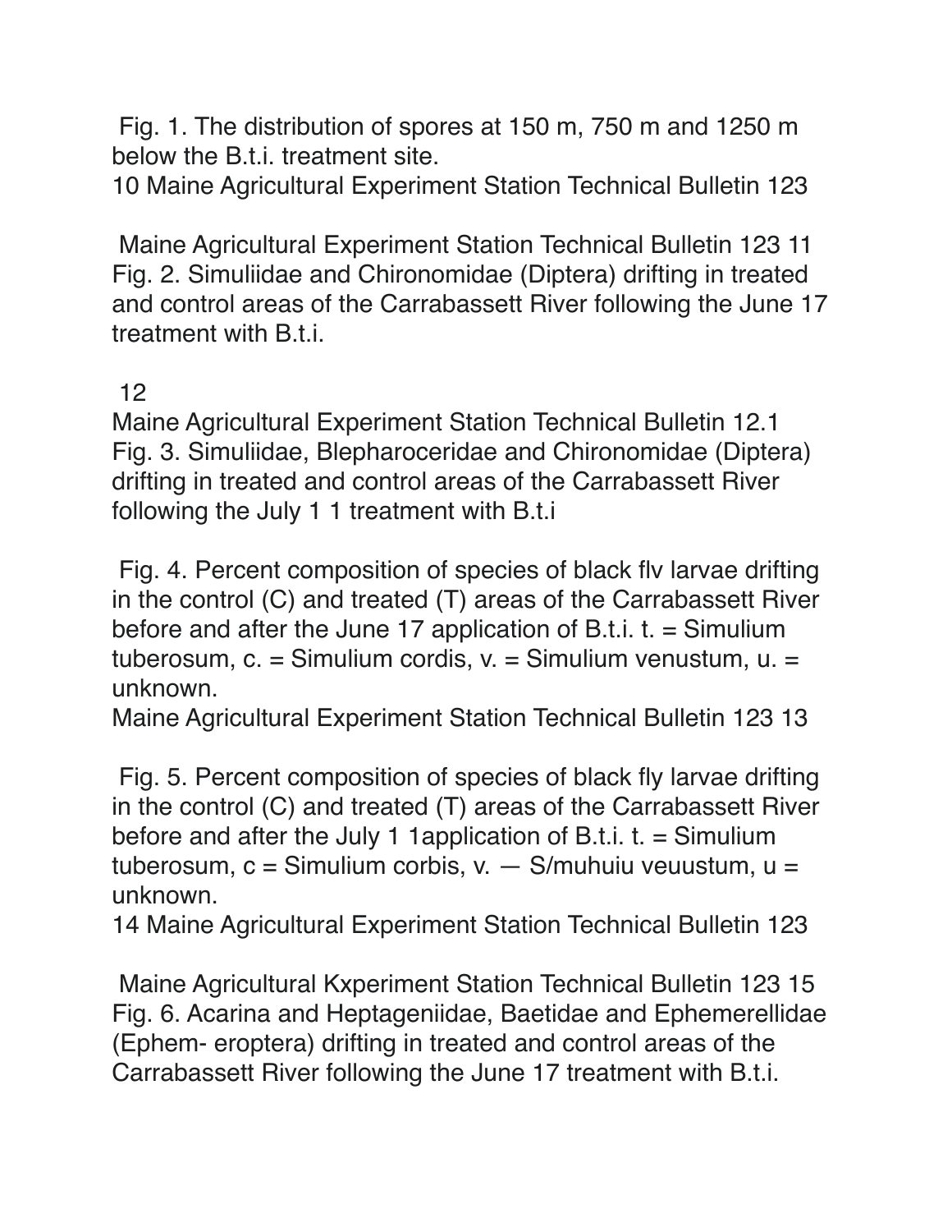Fig. 1. The distribution of spores at 150 m, 750 m and 1250 m below the B.t.i. treatment site.

Fig. 2. Simuliidae and Chironomidae (Diptera) drifting in treated and control areas of the Carrabassett River following the June 17 treatment with B.t.i.

Fig. 3. Simuliidae, Blepharoceridae and Chironomidae (Diptera) drifting in treated and control areas of the Carrabassett River following the July 1 1 treatment with B.t.i

Fig. 4. Percent composition of species of black flv larvae drifting in the control (C) and treated (T) areas of the Carrabassett River before and after the June 17 application of B.t.i. t. = Simulium tuberosum, c. = Simulium cordis, v. = Simulium venustum, u. = unknown.

Fig. 5. Percent composition of species of black fly larvae drifting in the control (C) and treated (T) areas of the Carrabassett River before and after the July 1 1application of B.t.i. t. = Simulium tuberosum, c = Simulium corbis, v. — S/muhuiu veuustum, u = unknown.

Fig. 6. Acarina and Heptageniidae, Baetidae and Ephemerellidae (Ephem- eroptera) drifting in treated and control areas of the Carrabassett River following the June 17 treatment with B.t.i.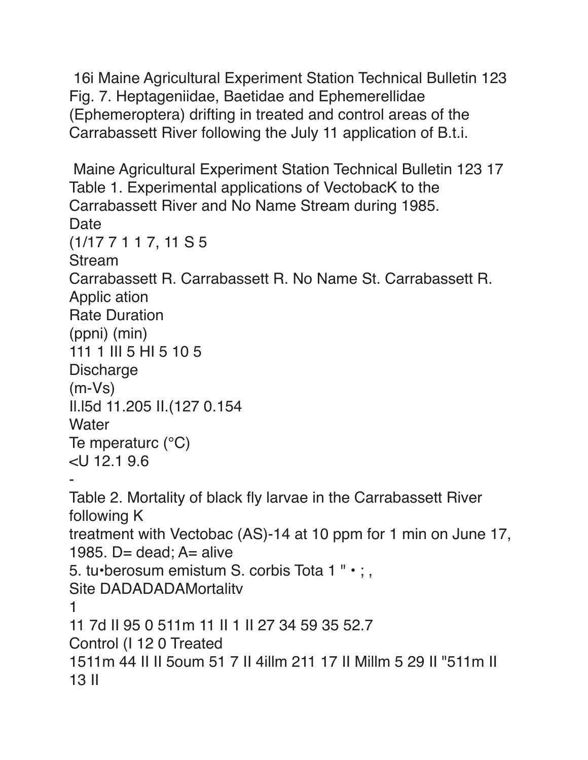Fig. 7. Heptageniidae, Baetidae and Ephemerellidae (Ephemeroptera) drifting in treated and control areas of the Carrabassett River following the July 11 application of B.t.i.

Table 1. Experimental applications of VectobacK to the Carrabassett River and No Name Stream during 1985.

Date

(1/17 7 1 1 7, 11 S 5

Stream

Carrabassett R. Carrabassett R. No Name St. Carrabassett R.

Applic ation

Rate Duration

(ppni) (min)

111 1 III 5 HI 5 10 5

Discharge

(m-Vs)

Il.l5d 11.205 II.(127 0.154

Water

Te mperaturc (°C)

<U 12.1 9.6

-

Table 2. Mortality of black fly larvae in the Carrabassett River following K treatment with Vectobac (AS)-14 at 10 ppm for 1 min on June 17, 1985. D= dead; A= alive

5. tu•berosum emistum S. corbis Tota 1 " • ; ,

Site DADADADAMortalitv

1

11 7d II 95 0 511m 11 II 1 II 27 34 59 35 52.7

Control (I 12 0 Treated

1511m 44 II II 5oum 51 7 II 4illm 211 17 II Millm 5 29 II "511m II 13 II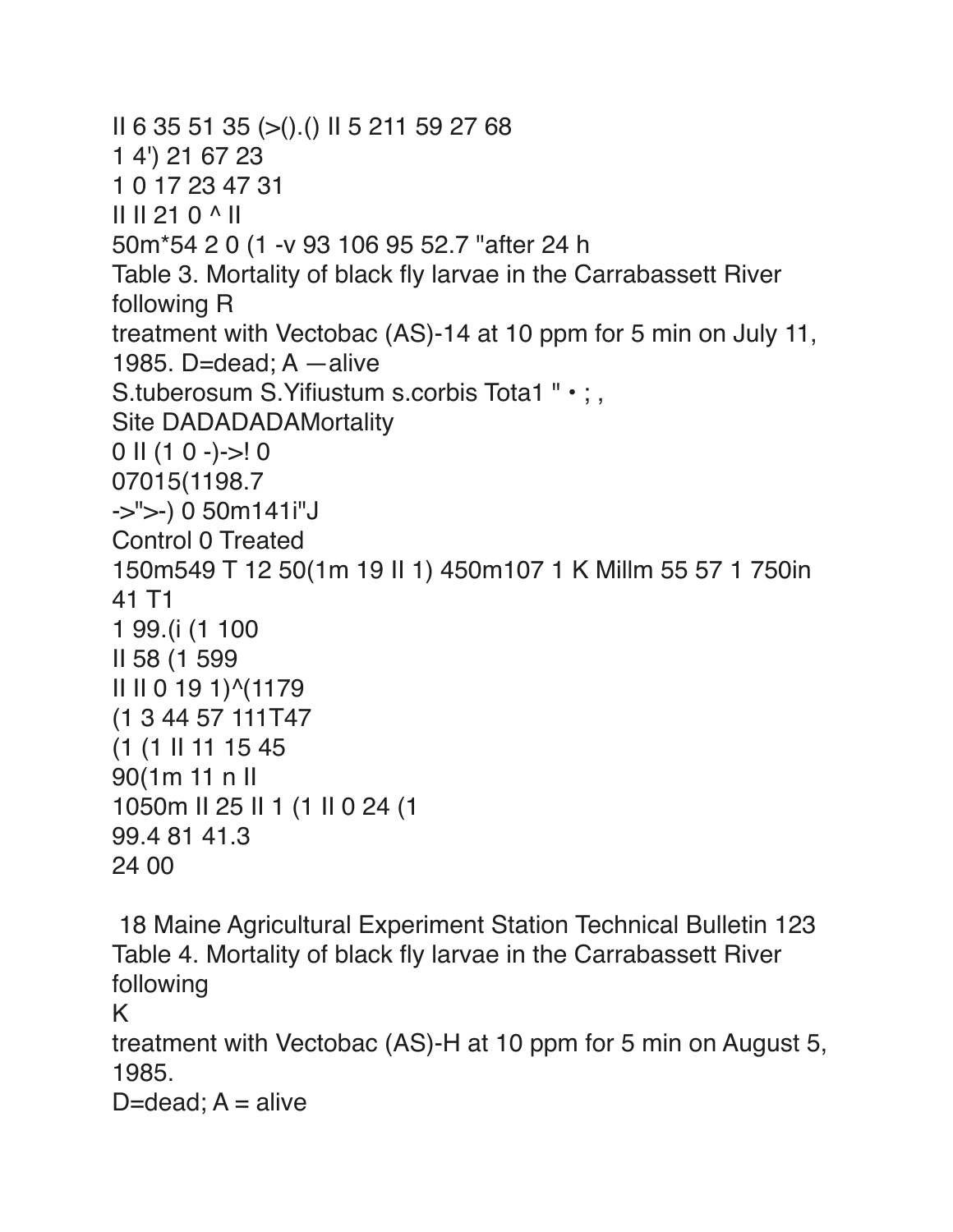II 6 35 51 35 (>().() II 5 211 59 27 68
1 4') 21 67 23
1 0 17 23 47 31
II II 21 0 ^ II
50m*54 2 0 (1 -v 93 106 95 52.7 "after 24 h

Table 3. Mortality of black fly larvae in the Carrabassett River following R
treatment with Vectobac (AS)-14 at 10 ppm for 5 min on July 11, 1985. D=dead; A —alive

S.tuberosum S.Yifiustum s.corbis Tota1 " • ; ,
Site DADADADAMortality
0 II (1 0 -)->! 0
07015(1198.7
->">-) 0 50m141i"J
Control 0 Treated
150m549 T 12 50(1m 19 II 1) 450m107 1 K Millm 55 57 1 750in
41 T1
1 99.(i (1 100
II 58 (1 599
II II 0 19 1)^(1179
(1 3 44 57 111T47
(1 (1 II 11 15 45
90(1m 11 n II
1050m II 25 II 1 (1 II 0 24 (1
99.4 81 41.3
24 00

Table 4. Mortality of black fly larvae in the Carrabassett River following
K
treatment with Vectobac (AS)-H at 10 ppm for 5 min on August 5, 1985.
D=dead; A = alive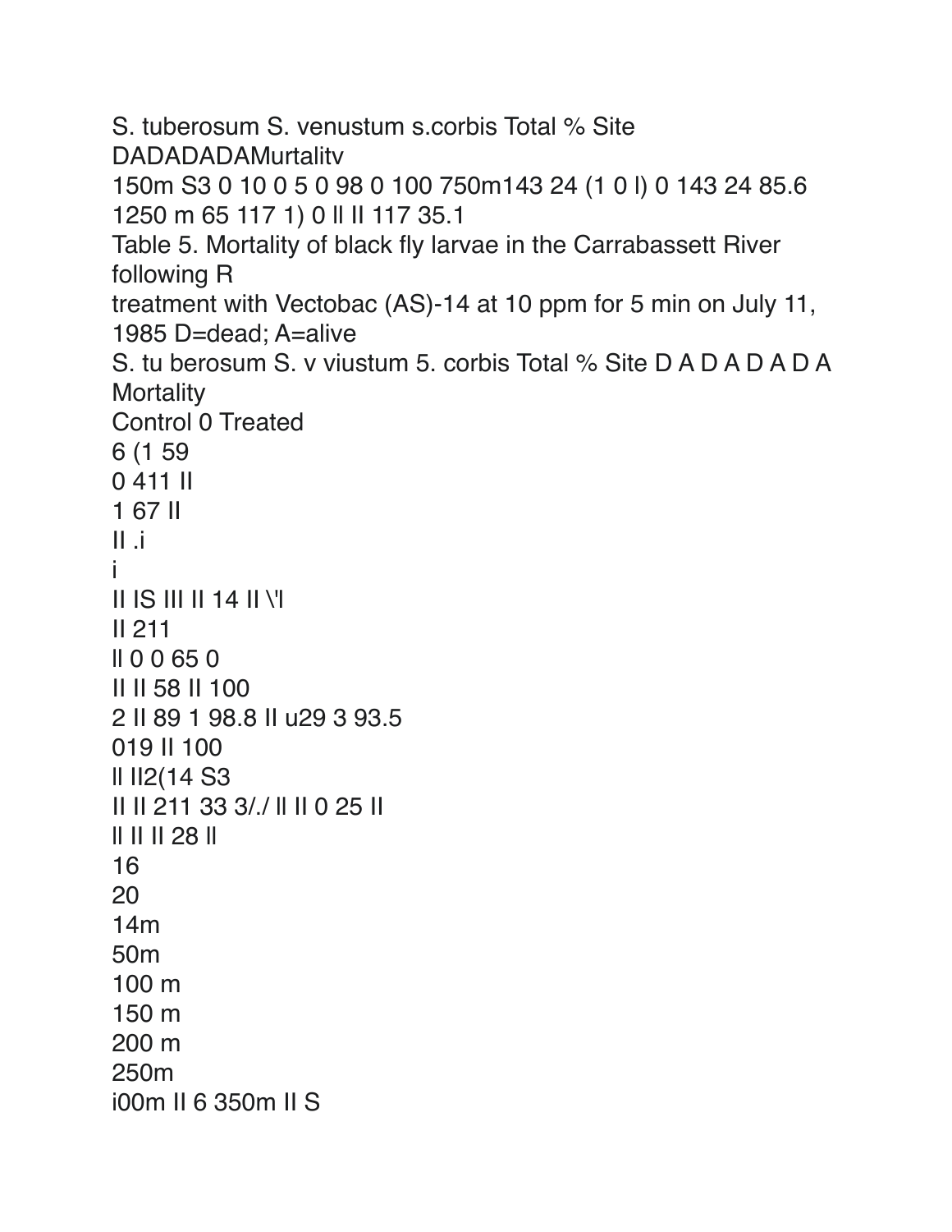S. tuberosum S. venustum s.corbis Total % Site
DADADADAMurtalitv
150m S3 0 10 0 5 0 98 0 100 750m143 24 (1 0 l) 0 143 24 85.6
1250 m 65 117 1) 0 ll II 117 35.1

Table 5. Mortality of black fly larvae in the Carrabassett River following R
treatment with Vectobac (AS)-14 at 10 ppm for 5 min on July 11, 1985 D=dead; A=alive

S. tu berosum S. v viustum 5. corbis Total % Site D A D A D A D A Mortality
Control 0 Treated
6 (1 59
0 411 II
1 67 II
II .i
i
II IS III II 14 II \'l
II 211
ll 0 0 65 0
II II 58 II 100
2 II 89 1 98.8 II u29 3 93.5
019 II 100
ll II2(14 S3
II II 211 33 3/./ ll II 0 25 II
ll II II 28 ll
16
20
14m
50m
100 m
150 m
200 m
250m
i00m II 6 350m II S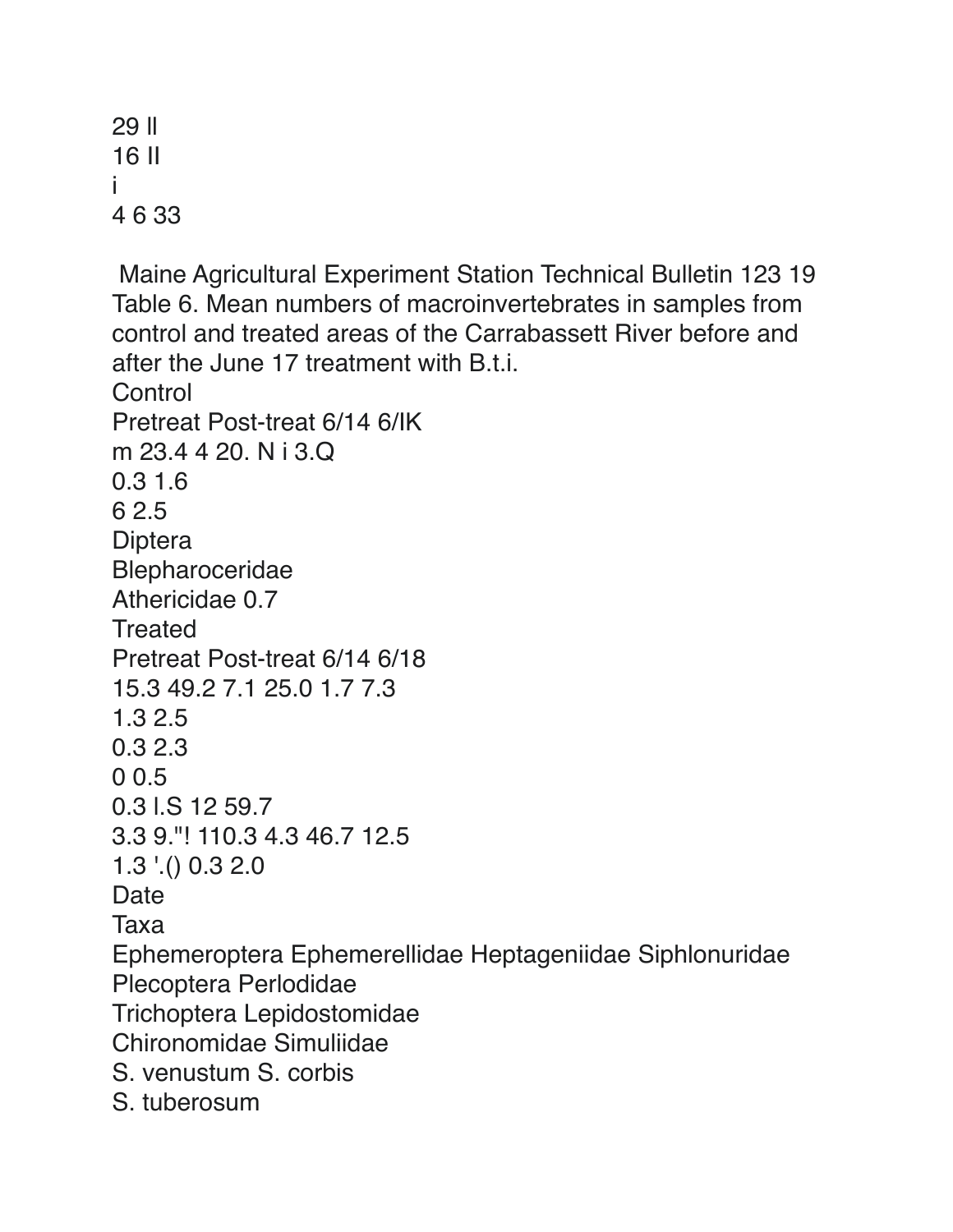29 ll
16 II
i
4 6 33

Maine Agricultural Experiment Station Technical Bulletin 123 19

Table 6. Mean numbers of macroinvertebrates in samples from control and treated areas of the Carrabassett River before and after the June 17 treatment with B.t.i.

Control

Pretreat Post-treat 6/14 6/IK

m 23.4 4 20. N i 3.Q

0.3 1.6

6 2.5

Diptera

Blepharoceridae

Athericidae 0.7

Treated

Pretreat Post-treat 6/14 6/18

15.3 49.2 7.1 25.0 1.7 7.3

1.3 2.5

0.3 2.3

0 0.5

0.3 l.S 12 59.7

3.3 9."! 110.3 4.3 46.7 12.5

1.3 '.() 0.3 2.0

Date

Taxa

Ephemeroptera Ephemerellidae Heptageniidae Siphlonuridae

Plecoptera Perlodidae

Trichoptera Lepidostomidae

Chironomidae Simuliidae

S. venustum S. corbis

S. tuberosum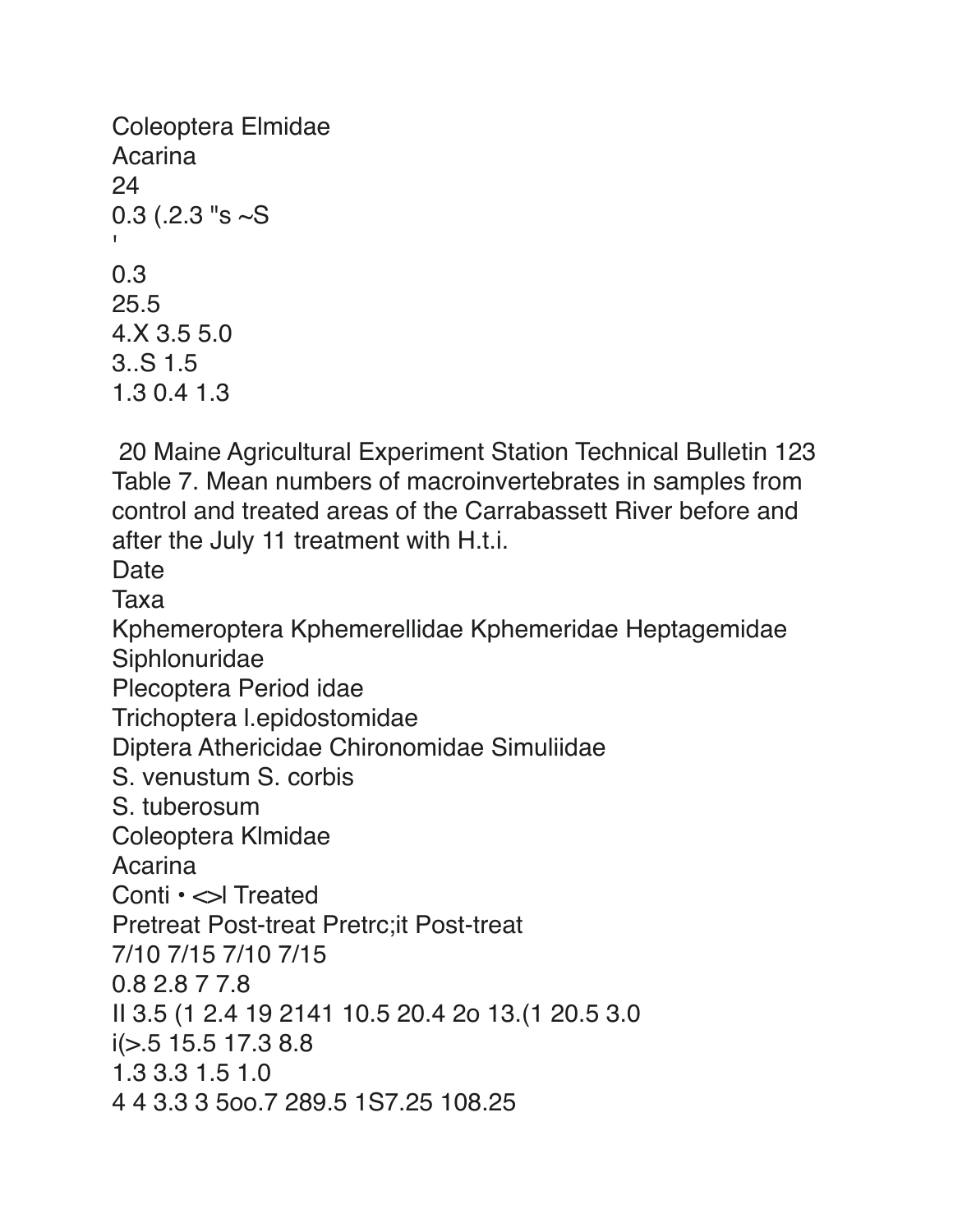Coleoptera Elmidae
Acarina
24
0.3 (.2.3 "s ~S
'
0.3
25.5
4.X 3.5 5.0
3..S 1.5
1.3 0.4 1.3

Table 7. Mean numbers of macroinvertebrates in samples from control and treated areas of the Carrabassett River before and after the July 11 treatment with H.t.i.

Date
Taxa
Kphemeroptera Kphemerellidae Kphemeridae Heptagemidae Siphlonuridae
Plecoptera Period idae
Trichoptera l.epidostomidae
Diptera Athericidae Chironomidae Simuliidae
S. venustum S. corbis
S. tuberosum
Coleoptera Klmidae
Acarina
Conti • <>l Treated
Pretreat Post-treat Pretrc;it Post-treat
7/10 7/15 7/10 7/15
0.8 2.8 7 7.8
II 3.5 (1 2.4 19 2141 10.5 20.4 2o 13.(1 20.5 3.0
i(>.5 15.5 17.3 8.8
1.3 3.3 1.5 1.0
4 4 3.3 3 5oo.7 289.5 1S7.25 108.25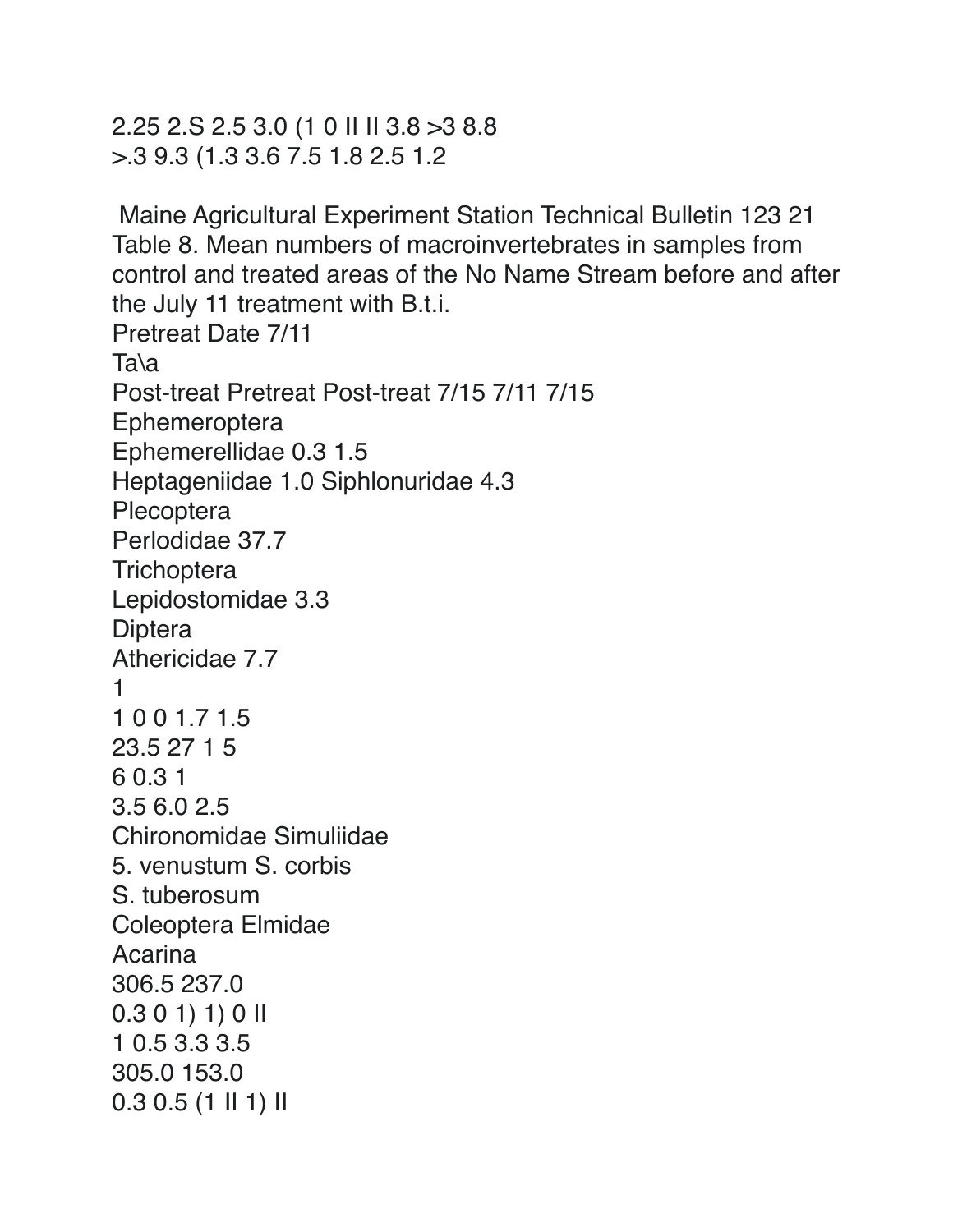2.25 2.S 2.5 3.0 (1 0 II II 3.8 >3 8.8
>.3 9.3 (1.3 3.6 7.5 1.8 2.5 1.2

Maine Agricultural Experiment Station Technical Bulletin 123 21

Table 8. Mean numbers of macroinvertebrates in samples from control and treated areas of the No Name Stream before and after the July 11 treatment with B.t.i.

Pretreat Date 7/11

Ta\a

Post-treat Pretreat Post-treat 7/15 7/11 7/15

Ephemeroptera

Ephemerellidae 0.3 1.5

Heptageniidae 1.0 Siphlonuridae 4.3

Plecoptera

Perlodidae 37.7

Trichoptera

Lepidostomidae 3.3

Diptera

Athericidae 7.7

1

1 0 0 1.7 1.5

23.5 27 1 5

6 0.3 1

3.5 6.0 2.5

Chironomidae Simuliidae

5. venustum S. corbis

S. tuberosum

Coleoptera Elmidae

Acarina

306.5 237.0

0.3 0 1) 1) 0 II

1 0.5 3.3 3.5

305.0 153.0

0.3 0.5 (1 II 1) II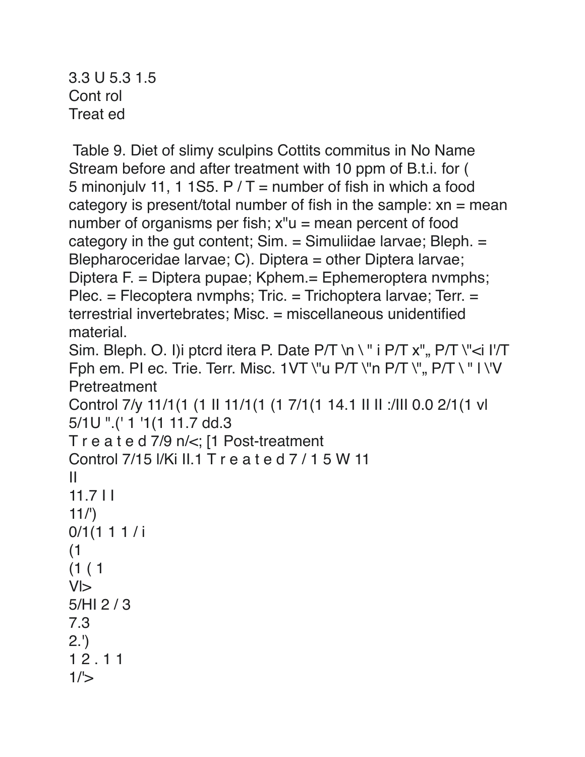3.3 U 5.3 1.5
Cont rol
Treat ed

Table 9. Diet of slimy sculpins Cottits commitus in No Name Stream before and after treatment with 10 ppm of B.t.i. for ( 5 minonjulv 11, 1 1S5. P / T = number of fish in which a food category is present/total number of fish in the sample: xn = mean number of organisms per fish; x"u = mean percent of food category in the gut content; Sim. = Simuliidae larvae; Bleph. = Blepharoceridae larvae; C). Diptera = other Diptera larvae; Diptera F. = Diptera pupae; Kphem.= Ephemeroptera nvmphs; Plec. = Flecoptera nvmphs; Tric. = Trichoptera larvae; Terr. = terrestrial invertebrates; Misc. = miscellaneous unidentified material.

Sim. Bleph. O. I)i ptcrd itera P. Date P/T \n \ " i P/T x"„ P/T \"<i I'/T Fph em. PI ec. Trie. Terr. Misc. 1VT \"u P/T \"n P/T \"„ P/T \ " l \'V

Pretreatment

Control 7/y 11/1(1 (1 II 11/1(1 (1 7/1(1 14.1 II II :/III 0.0 2/1(1 vl 5/1U ".(' 1 '1(1 11.7 dd.3

T r e a t e d 7/9 n/<; [1 Post-treatment

Control 7/15 l/Ki II.1 T r e a t e d 7 / 1 5 W 11

II

11.7 I I

11/')

0/1(1 1 1 / i

(1

(1 ( 1

Vl>

5/HI 2 / 3

7.3

2.')

1 2 . 1 1

1/'>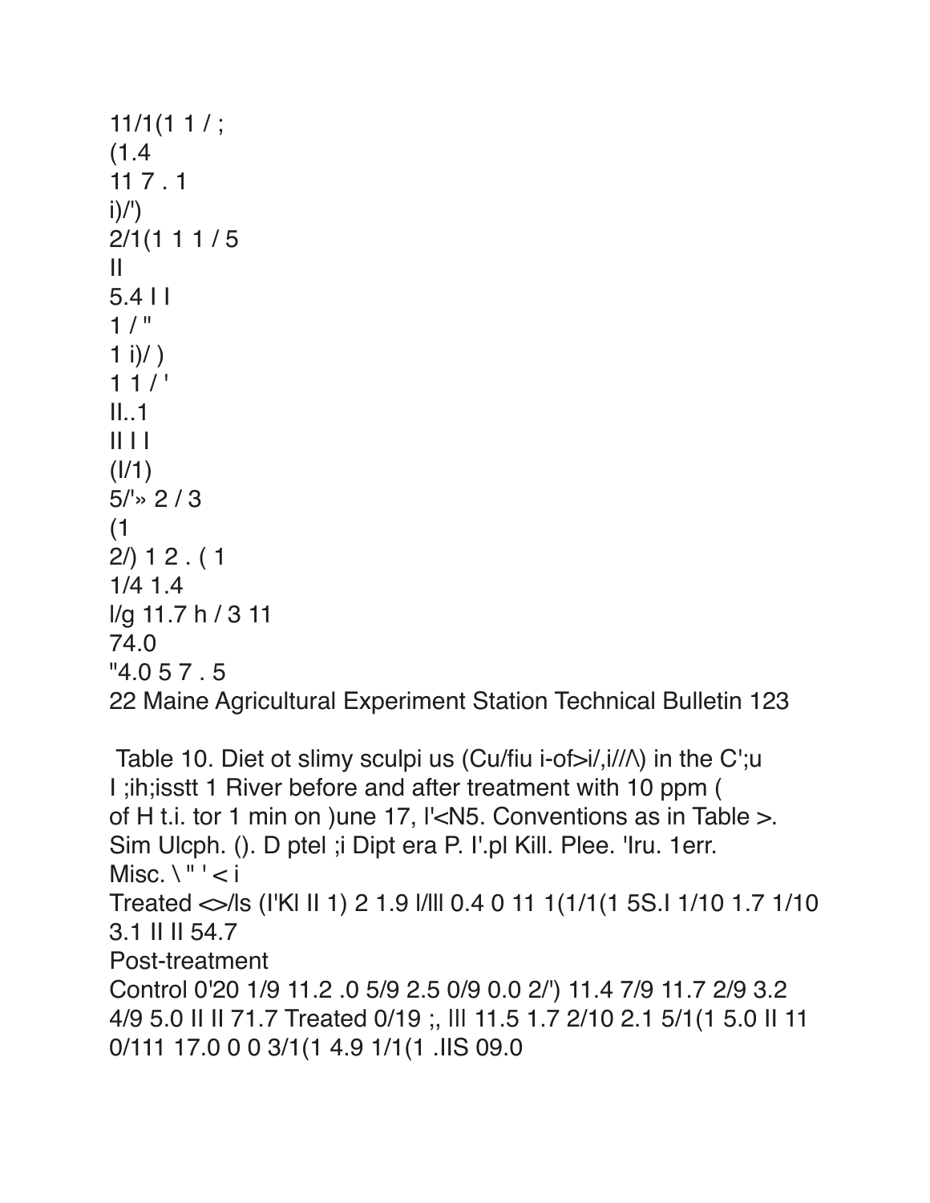11/1(1 1 / ;
(1.4
11 7 . 1
i)/')
2/1(1 1 1 / 5
II
5.4 I I
1 / "
1 i)/ )
1 1 / '
II..1
II I I
(I/1)
5/'» 2 / 3
(1
2/) 1 2 . ( 1
1/4 1.4
l/g 11.7 h / 3 11
74.0
"4.0 5 7 . 5

Table 10. Diet ot slimy sculpi us (Cu/fiu i-of>i/,i//Λ) in the C';u I ;ih;isstt 1 River before and after treatment with 10 ppm ( of H t.i. tor 1 min on )une 17, I'<N5. Conventions as in Table >.
Sim Ulcph. (). D ptel ;i Dipt era P. I'.pl Kill. Plee. 'Iru. 1err.
Misc. \ " ' < i
Treated <>/ls (I'Kl II 1) 2 1.9 l/lll 0.4 0 11 1(1/1(1 5S.I 1/10 1.7 1/10 3.1 II II 54.7
Post-treatment
Control 0'20 1/9 11.2 .0 5/9 2.5 0/9 0.0 2/') 11.4 7/9 11.7 2/9 3.2 4/9 5.0 II II 71.7 Treated 0/19 ;, lII 11.5 1.7 2/10 2.1 5/1(1 5.0 II 11 0/111 17.0 0 0 3/1(1 4.9 1/1(1 .IIS 09.0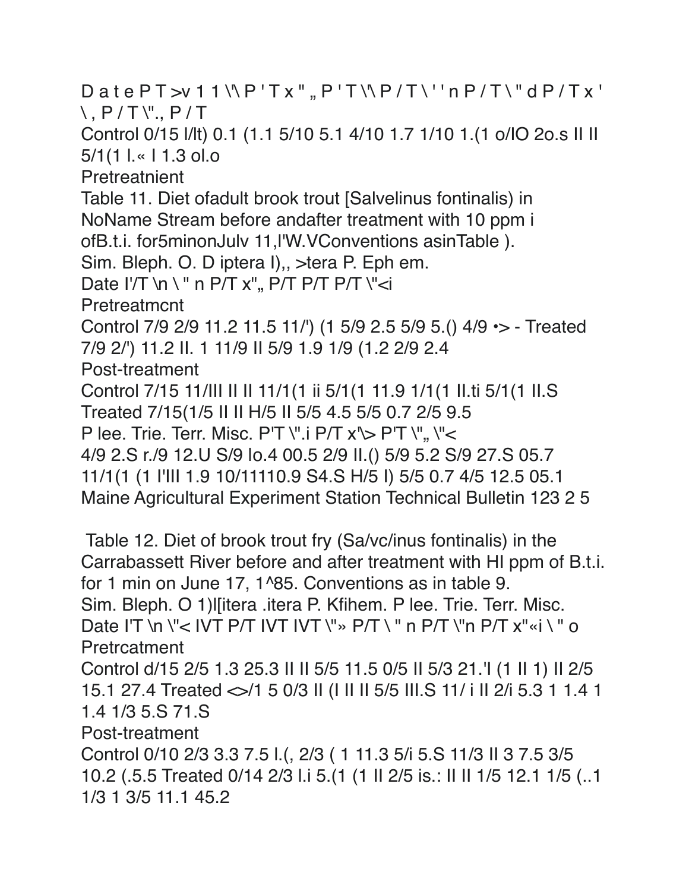D a t e P T >v 1 1 \'\ P ' T x " „ P ' T \'\ P / T \ ' ' n P / T \ " d P / T x ' \ , P / T \"., P / T

Control 0/15 l/lt) 0.1 (1.1 5/10 5.1 4/10 1.7 1/10 1.(1 o/lO 2o.s II II 5/1(1 l.« I 1.3 ol.o

Pretreatnient

Table 11. Diet ofadult brook trout [Salvelinus fontinalis) in NoName Stream before andafter treatment with 10 ppm i ofB.t.i. for5minonJulv 11,l'W.VConventions asinTable ).

Sim. Bleph. O. D iptera I),, >tera P. Eph em.

Date I'/T \n \ " n P/T x"„ P/T P/T P/T \"<i

Pretreatmcnt

Control 7/9 2/9 11.2 11.5 11/') (1 5/9 2.5 5/9 5.() 4/9 •> - Treated 7/9 2/') 11.2 II. 1 11/9 II 5/9 1.9 1/9 (1.2 2/9 2.4

Post-treatment

Control 7/15 11/lII II II 11/1(1 ii 5/1(1 11.9 1/1(1 II.ti 5/1(1 II.S

Treated 7/15(1/5 II II H/5 II 5/5 4.5 5/5 0.7 2/5 9.5

P lee. Trie. Terr. Misc. P'T \".i P/T x'\> P'T \"„ \"<

4/9 2.S r./9 12.U S/9 lo.4 00.5 2/9 II.() 5/9 5.2 S/9 27.S 05.7

11/1(1 (1 I'lII 1.9 10/11110.9 S4.S H/5 I) 5/5 0.7 4/5 12.5 05.1

Table 12. Diet of brook trout fry (Sa/vc/inus fontinalis) in the Carrabassett River before and after treatment with HI ppm of B.t.i. for 1 min on June 17, 1^85. Conventions as in table 9.

Sim. Bleph. O 1)l[itera .itera P. Kfihem. P lee. Trie. Terr. Misc.

Date I'T \n \"< IVT P/T IVT IVT \"» P/T \ " n P/T \"n P/T x"«i \ " o

Pretrcatment

Control d/15 2/5 1.3 25.3 II II 5/5 11.5 0/5 II 5/3 21.'I (1 II 1) II 2/5 15.1 27.4 Treated <>/1 5 0/3 II (I II II 5/5 III.S 11/ i II 2/i 5.3 1 1.4 1 1.4 1/3 5.S 71.S

Post-treatment

Control 0/10 2/3 3.3 7.5 l.(, 2/3 ( 1 11.3 5/i 5.S 11/3 II 3 7.5 3/5 10.2 (.5.5 Treated 0/14 2/3 l.i 5.(1 (1 II 2/5 is.: II II 1/5 12.1 1/5 (..1 1/3 1 3/5 11.1 45.2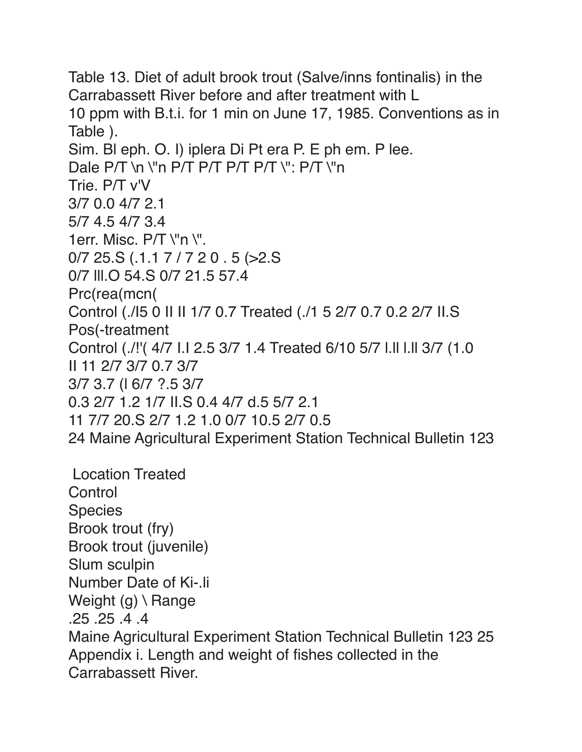Table 13. Diet of adult brook trout (Salve/inns fontinalis) in the Carrabassett River before and after treatment with L 10 ppm with B.t.i. for 1 min on June 17, 1985. Conventions as in Table ).

Sim. Bl eph. O. I) iplera Di Pt era P. E ph em. P lee.

Dale P/T \n \"n P/T P/T P/T P/T \": P/T \"n

Trie. P/T v'V

3/7 0.0 4/7 2.1

5/7 4.5 4/7 3.4

1err. Misc. P/T \"n \".

0/7 25.S (.1.1 7 / 7 2 0 . 5 (>2.S

0/7 lll.O 54.S 0/7 21.5 57.4

Prc(rea(mcn(

Control (./l5 0 II II 1/7 0.7 Treated (./1 5 2/7 0.7 0.2 2/7 II.S

Pos(-treatment

Control (./!'( 4/7 I.I 2.5 3/7 1.4 Treated 6/10 5/7 l.ll l.ll 3/7 (1.0

II 11 2/7 3/7 0.7 3/7

3/7 3.7 (l 6/7 ?.5 3/7

0.3 2/7 1.2 1/7 II.S 0.4 4/7 d.5 5/7 2.1

11 7/7 20.S 2/7 1.2 1.0 0/7 10.5 2/7 0.5

Location Treated

Control

Species

Brook trout (fry)

Brook trout (juvenile)

Slum sculpin

Number Date of Ki-.li

Weight (g) \ Range

.25 .25 .4 .4

Appendix i. Length and weight of fishes collected in the Carrabassett River.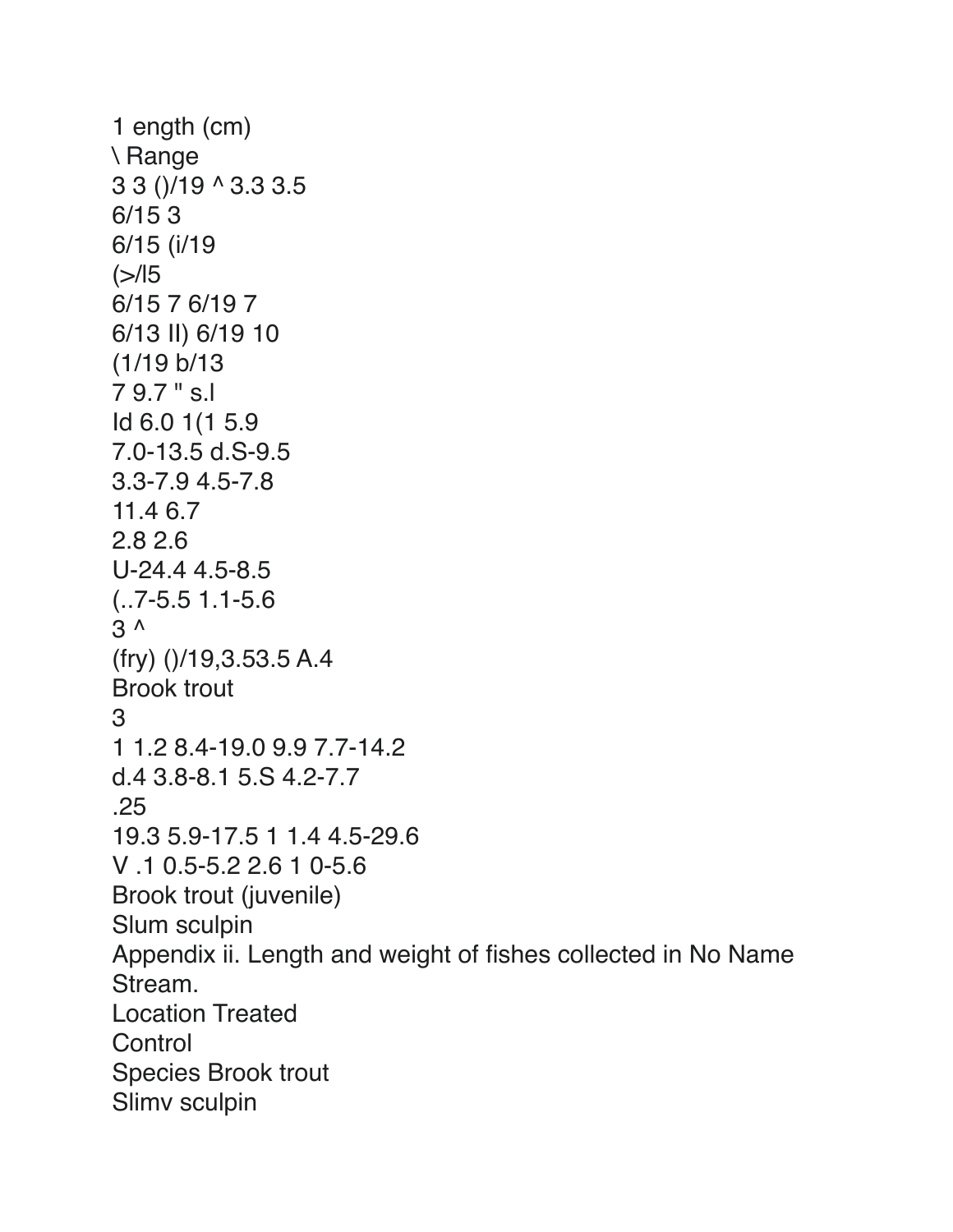1 ength (cm)

\ Range

3 3 ()/19 ^ 3.3 3.5

6/15 3

6/15 (i/19

(>/l5

6/15 7 6/19 7

6/13 II) 6/19 10

(1/19 b/13

7 9.7 " s.l

Id 6.0 1(1 5.9

7.0-13.5 d.S-9.5

3.3-7.9 4.5-7.8

11.4 6.7

2.8 2.6

U-24.4 4.5-8.5

(..7-5.5 1.1-5.6

3 ^

(fry) ()/19,3.53.5 A.4

Brook trout

3

1 1.2 8.4-19.0 9.9 7.7-14.2

d.4 3.8-8.1 5.S 4.2-7.7

.25

19.3 5.9-17.5 1 1.4 4.5-29.6

V .1 0.5-5.2 2.6 1 0-5.6

Brook trout (juvenile)

Slum sculpin

Appendix ii. Length and weight of fishes collected in No Name Stream.

Location Treated

Control

Species Brook trout

Slimv sculpin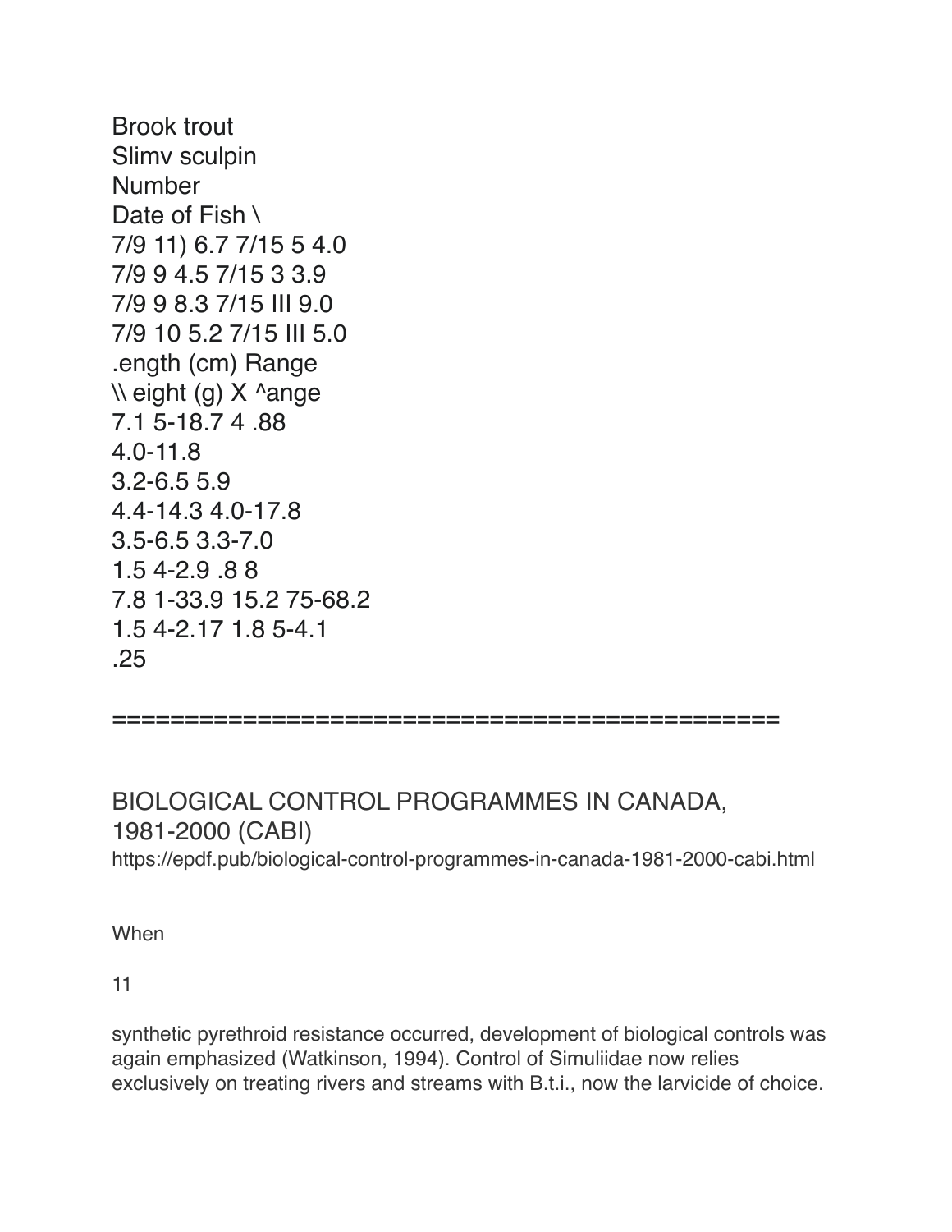Brook trout
Slimv sculpin
Number
Date of Fish \
7/9 11) 6.7 7/15 5 4.0
7/9 9 4.5 7/15 3 3.9
7/9 9 8.3 7/15 III 9.0
7/9 10 5.2 7/15 III 5.0
.ength (cm) Range
\\ eight (g) X ^ange
7.1 5-18.7 4 .88
4.0-11.8
3.2-6.5 5.9
4.4-14.3 4.0-17.8
3.5-6.5 3.3-7.0
1.5 4-2.9 .8 8
7.8 1-33.9 15.2 75-68.2
1.5 4-2.17 1.8 5-4.1
.25

================================================

BIOLOGICAL CONTROL PROGRAMMES IN CANADA, 1981-2000 (CABI)
https://epdf.pub/biological-control-programmes-in-canada-1981-2000-cabi.html

When

11

synthetic pyrethroid resistance occurred, development of biological controls was again emphasized (Watkinson, 1994). Control of Simuliidae now relies exclusively on treating rivers and streams with B.t.i., now the larvicide of choice.